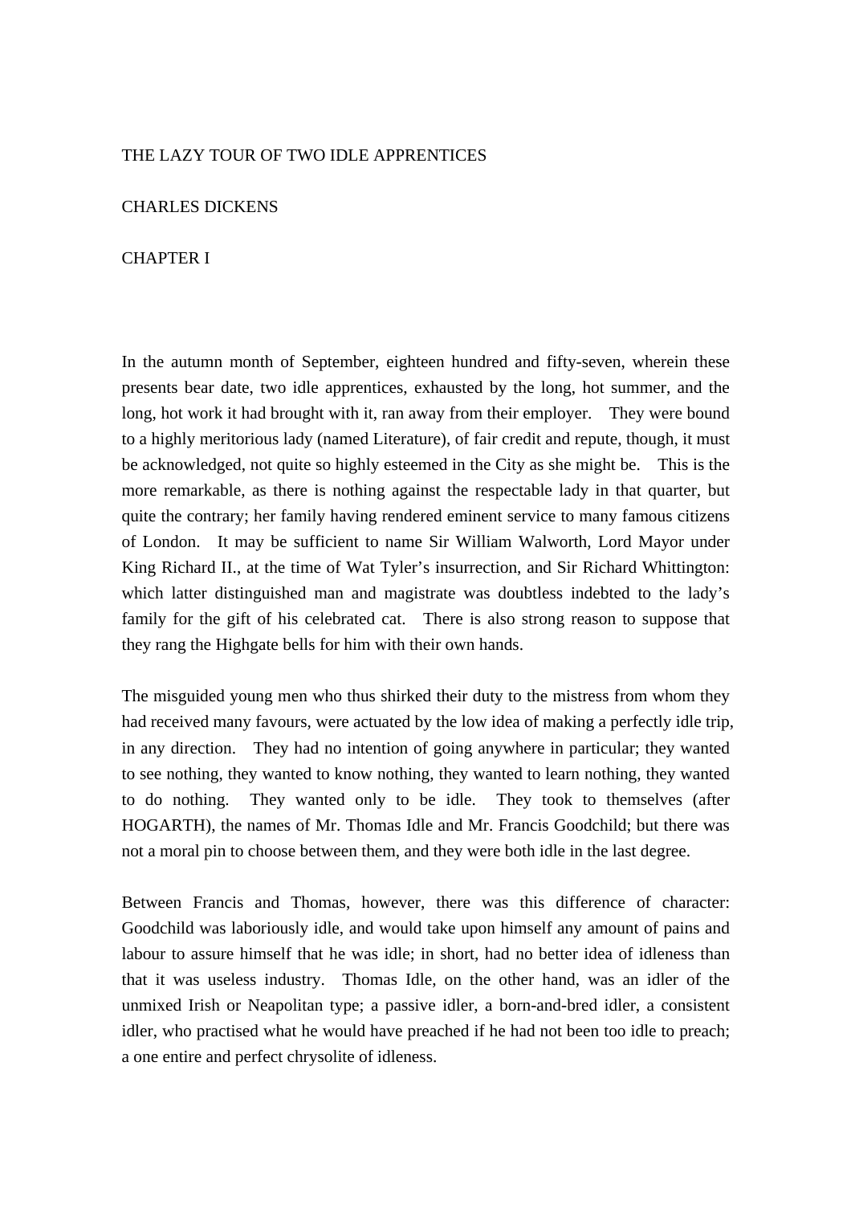# THE LAZY TOUR OF TWO IDLE APPRENTICES

CHARLES DICKENS

## CHAPTER I

In the autumn month of September, eighteen hundred and fifty-seven, wherein these presents bear date, two idle apprentices, exhausted by the long, hot summer, and the long, hot work it had brought with it, ran away from their employer. They were bound to a highly meritorious lady (named Literature), of fair credit and repute, though, it must be acknowledged, not quite so highly esteemed in the City as she might be. This is the more remarkable, as there is nothing against the respectable lady in that quarter, but quite the contrary; her family having rendered eminent service to many famous citizens of London. It may be sufficient to name Sir William Walworth, Lord Mayor under King Richard II., at the time of Wat Tyler's insurrection, and Sir Richard Whittington: which latter distinguished man and magistrate was doubtless indebted to the lady's family for the gift of his celebrated cat. There is also strong reason to suppose that they rang the Highgate bells for him with their own hands.

The misguided young men who thus shirked their duty to the mistress from whom they had received many favours, were actuated by the low idea of making a perfectly idle trip, in any direction. They had no intention of going anywhere in particular; they wanted to see nothing, they wanted to know nothing, they wanted to learn nothing, they wanted to do nothing. They wanted only to be idle. They took to themselves (after HOGARTH), the names of Mr. Thomas Idle and Mr. Francis Goodchild; but there was not a moral pin to choose between them, and they were both idle in the last degree.

Between Francis and Thomas, however, there was this difference of character: Goodchild was laboriously idle, and would take upon himself any amount of pains and labour to assure himself that he was idle; in short, had no better idea of idleness than that it was useless industry. Thomas Idle, on the other hand, was an idler of the unmixed Irish or Neapolitan type; a passive idler, a born-and-bred idler, a consistent idler, who practised what he would have preached if he had not been too idle to preach; a one entire and perfect chrysolite of idleness.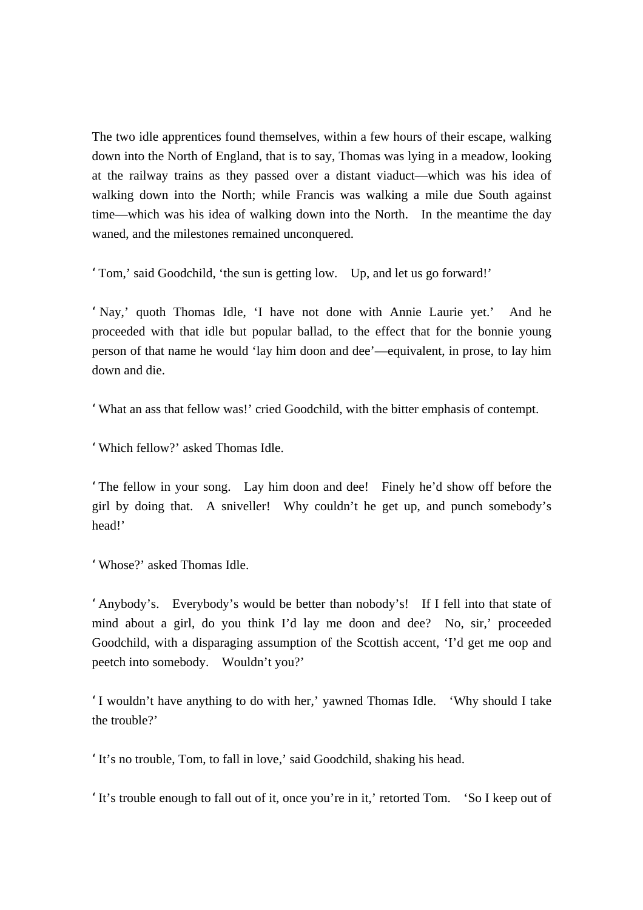The two idle apprentices found themselves, within a few hours of their escape, walking down into the North of England, that is to say, Thomas was lying in a meadow, looking at the railway trains as they passed over a distant viaduct—which was his idea of walking down into the North; while Francis was walking a mile due South against time—which was his idea of walking down into the North. In the meantime the day waned, and the milestones remained unconquered.

‘Tom,’ said Goodchild, ‘the sun is getting low. Up, and let us go forward!’

‘Nay,’ quoth Thomas Idle, ‘I have not done with Annie Laurie yet.’ And he proceeded with that idle but popular ballad, to the effect that for the bonnie young person of that name he would ‘lay him doon and dee’—equivalent, in prose, to lay him down and die.

‘What an ass that fellow was!’ cried Goodchild, with the bitter emphasis of contempt.

‘Which fellow?’ asked Thomas Idle.

‘The fellow in your song. Lay him doon and dee! Finely he’d show off before the girl by doing that. A sniveller! Why couldn’t he get up, and punch somebody’s head!’

‘Whose?’ asked Thomas Idle.

‘Anybody’s. Everybody’s would be better than nobody’s! If I fell into that state of mind about a girl, do you think I’d lay me doon and dee? No, sir,’ proceeded Goodchild, with a disparaging assumption of the Scottish accent, ‘I’d get me oop and peetch into somebody. Wouldn’t you?’

‘I wouldn’t have anything to do with her,’ yawned Thomas Idle. ‘Why should I take the trouble?’

‘It’s no trouble, Tom, to fall in love,’ said Goodchild, shaking his head.

‘It’s trouble enough to fall out of it, once you’re in it,’ retorted Tom. ‘So I keep out of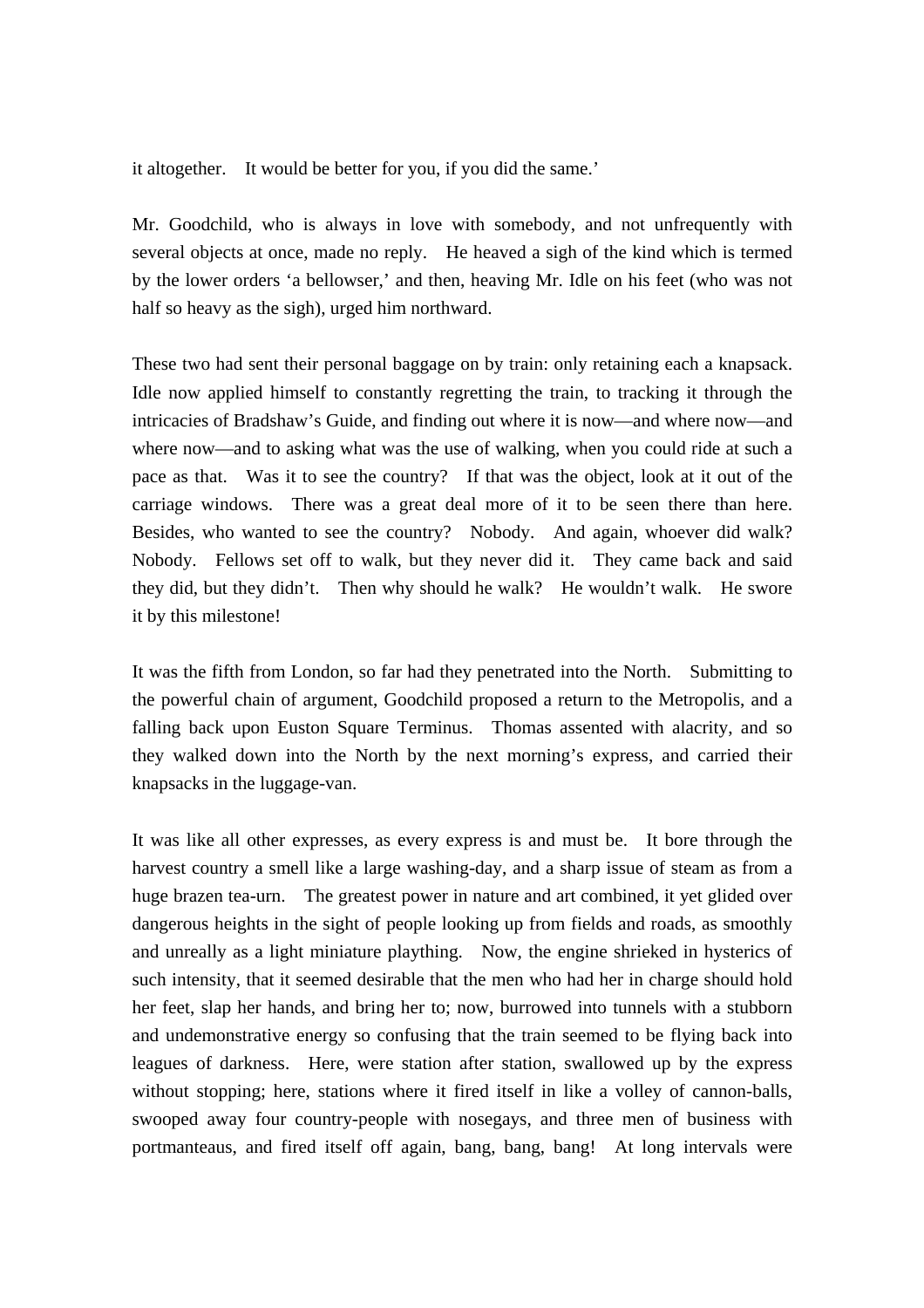it altogether. It would be better for you, if you did the same.'

Mr. Goodchild, who is always in love with somebody, and not unfrequently with several objects at once, made no reply. He heaved a sigh of the kind which is termed by the lower orders 'a bellowser,' and then, heaving Mr. Idle on his feet (who was not half so heavy as the sigh), urged him northward.

These two had sent their personal baggage on by train: only retaining each a knapsack. Idle now applied himself to constantly regretting the train, to tracking it through the intricacies of Bradshaw's Guide, and finding out where it is now—and where now—and where now—and to asking what was the use of walking, when you could ride at such a pace as that. Was it to see the country? If that was the object, look at it out of the carriage windows. There was a great deal more of it to be seen there than here. Besides, who wanted to see the country? Nobody. And again, whoever did walk? Nobody. Fellows set off to walk, but they never did it. They came back and said they did, but they didn't. Then why should he walk? He wouldn't walk. He swore it by this milestone!

It was the fifth from London, so far had they penetrated into the North. Submitting to the powerful chain of argument, Goodchild proposed a return to the Metropolis, and a falling back upon Euston Square Terminus. Thomas assented with alacrity, and so they walked down into the North by the next morning's express, and carried their knapsacks in the luggage-van.

It was like all other expresses, as every express is and must be. It bore through the harvest country a smell like a large washing-day, and a sharp issue of steam as from a huge brazen tea-urn. The greatest power in nature and art combined, it yet glided over dangerous heights in the sight of people looking up from fields and roads, as smoothly and unreally as a light miniature plaything. Now, the engine shrieked in hysterics of such intensity, that it seemed desirable that the men who had her in charge should hold her feet, slap her hands, and bring her to; now, burrowed into tunnels with a stubborn and undemonstrative energy so confusing that the train seemed to be flying back into leagues of darkness. Here, were station after station, swallowed up by the express without stopping; here, stations where it fired itself in like a volley of cannon-balls, swooped away four country-people with nosegays, and three men of business with portmanteaus, and fired itself off again, bang, bang, bang! At long intervals were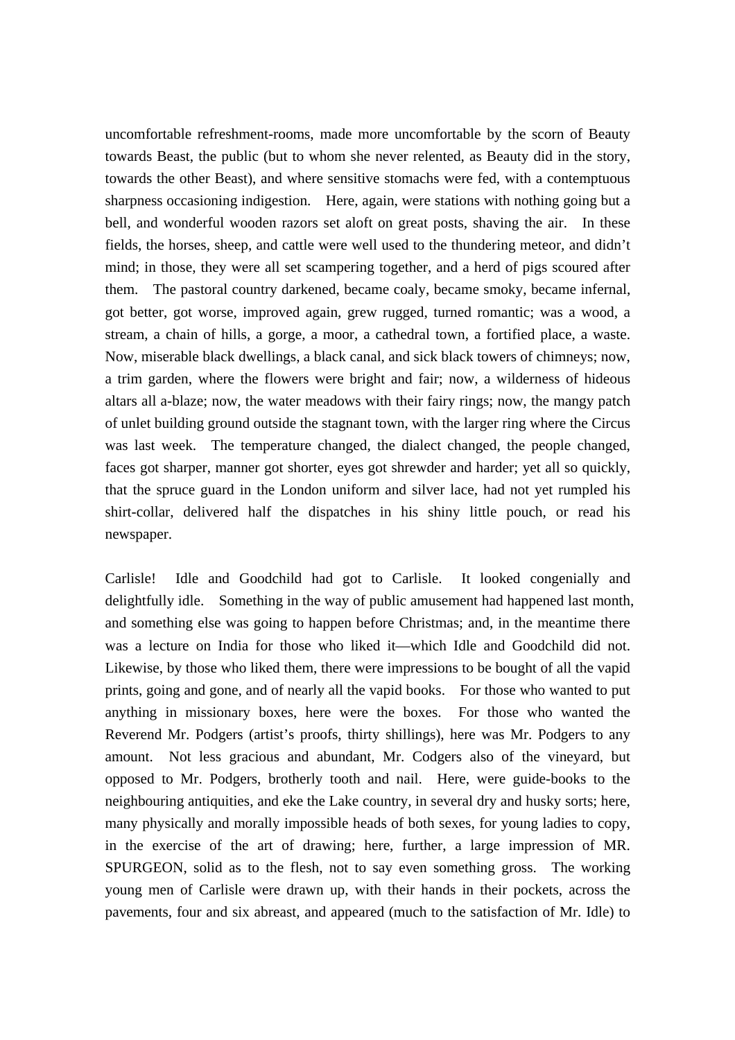uncomfortable refreshment-rooms, made more uncomfortable by the scorn of Beauty towards Beast, the public (but to whom she never relented, as Beauty did in the story, towards the other Beast), and where sensitive stomachs were fed, with a contemptuous sharpness occasioning indigestion. Here, again, were stations with nothing going but a bell, and wonderful wooden razors set aloft on great posts, shaving the air. In these fields, the horses, sheep, and cattle were well used to the thundering meteor, and didn't mind; in those, they were all set scampering together, and a herd of pigs scoured after them. The pastoral country darkened, became coaly, became smoky, became infernal, got better, got worse, improved again, grew rugged, turned romantic; was a wood, a stream, a chain of hills, a gorge, a moor, a cathedral town, a fortified place, a waste. Now, miserable black dwellings, a black canal, and sick black towers of chimneys; now, a trim garden, where the flowers were bright and fair; now, a wilderness of hideous altars all a-blaze; now, the water meadows with their fairy rings; now, the mangy patch of unlet building ground outside the stagnant town, with the larger ring where the Circus was last week. The temperature changed, the dialect changed, the people changed, faces got sharper, manner got shorter, eyes got shrewder and harder; yet all so quickly, that the spruce guard in the London uniform and silver lace, had not yet rumpled his shirt-collar, delivered half the dispatches in his shiny little pouch, or read his newspaper.

Carlisle! Idle and Goodchild had got to Carlisle. It looked congenially and delightfully idle. Something in the way of public amusement had happened last month, and something else was going to happen before Christmas; and, in the meantime there was a lecture on India for those who liked it—which Idle and Goodchild did not. Likewise, by those who liked them, there were impressions to be bought of all the vapid prints, going and gone, and of nearly all the vapid books. For those who wanted to put anything in missionary boxes, here were the boxes. For those who wanted the Reverend Mr. Podgers (artist's proofs, thirty shillings), here was Mr. Podgers to any amount. Not less gracious and abundant, Mr. Codgers also of the vineyard, but opposed to Mr. Podgers, brotherly tooth and nail. Here, were guide-books to the neighbouring antiquities, and eke the Lake country, in several dry and husky sorts; here, many physically and morally impossible heads of both sexes, for young ladies to copy, in the exercise of the art of drawing; here, further, a large impression of MR. SPURGEON, solid as to the flesh, not to say even something gross. The working young men of Carlisle were drawn up, with their hands in their pockets, across the pavements, four and six abreast, and appeared (much to the satisfaction of Mr. Idle) to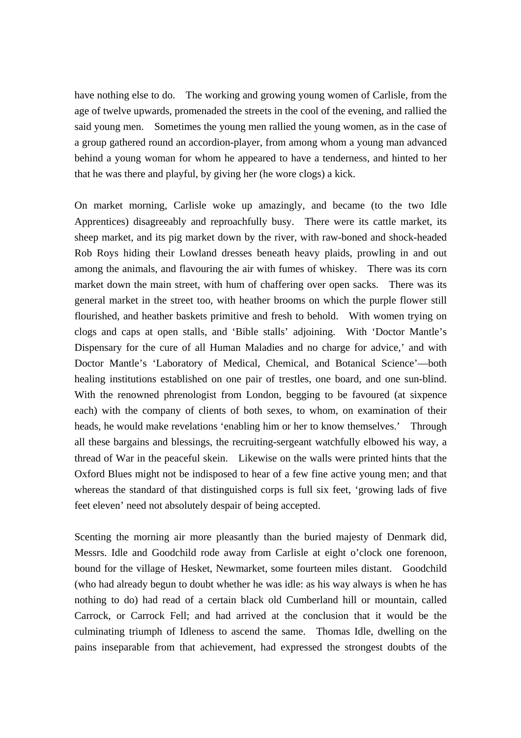have nothing else to do. The working and growing young women of Carlisle, from the age of twelve upwards, promenaded the streets in the cool of the evening, and rallied the said young men. Sometimes the young men rallied the young women, as in the case of a group gathered round an accordion-player, from among whom a young man advanced behind a young woman for whom he appeared to have a tenderness, and hinted to her that he was there and playful, by giving her (he wore clogs) a kick.

On market morning, Carlisle woke up amazingly, and became (to the two Idle Apprentices) disagreeably and reproachfully busy. There were its cattle market, its sheep market, and its pig market down by the river, with raw-boned and shock-headed Rob Roys hiding their Lowland dresses beneath heavy plaids, prowling in and out among the animals, and flavouring the air with fumes of whiskey. There was its corn market down the main street, with hum of chaffering over open sacks. There was its general market in the street too, with heather brooms on which the purple flower still flourished, and heather baskets primitive and fresh to behold. With women trying on clogs and caps at open stalls, and 'Bible stalls' adjoining. With 'Doctor Mantle's Dispensary for the cure of all Human Maladies and no charge for advice,' and with Doctor Mantle's 'Laboratory of Medical, Chemical, and Botanical Science'—both healing institutions established on one pair of trestles, one board, and one sun-blind. With the renowned phrenologist from London, begging to be favoured (at sixpence each) with the company of clients of both sexes, to whom, on examination of their heads, he would make revelations 'enabling him or her to know themselves.' Through all these bargains and blessings, the recruiting-sergeant watchfully elbowed his way, a thread of War in the peaceful skein. Likewise on the walls were printed hints that the Oxford Blues might not be indisposed to hear of a few fine active young men; and that whereas the standard of that distinguished corps is full six feet, 'growing lads of five feet eleven' need not absolutely despair of being accepted.

Scenting the morning air more pleasantly than the buried majesty of Denmark did, Messrs. Idle and Goodchild rode away from Carlisle at eight o'clock one forenoon, bound for the village of Hesket, Newmarket, some fourteen miles distant. Goodchild (who had already begun to doubt whether he was idle: as his way always is when he has nothing to do) had read of a certain black old Cumberland hill or mountain, called Carrock, or Carrock Fell; and had arrived at the conclusion that it would be the culminating triumph of Idleness to ascend the same. Thomas Idle, dwelling on the pains inseparable from that achievement, had expressed the strongest doubts of the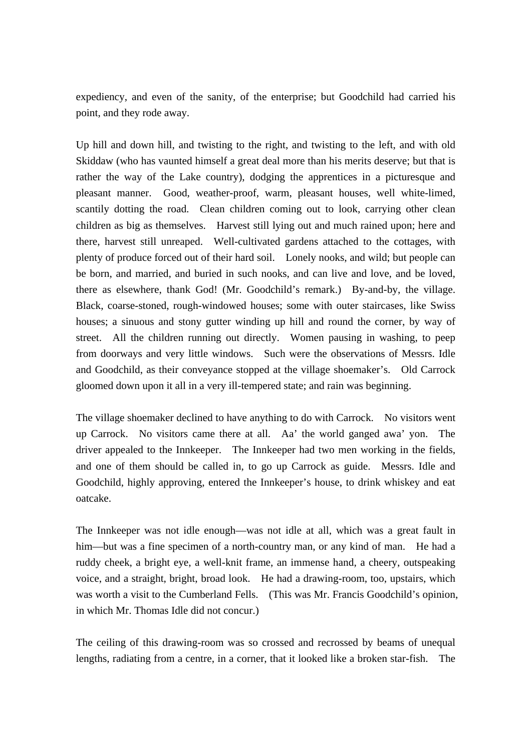expediency, and even of the sanity, of the enterprise; but Goodchild had carried his point, and they rode away.

Up hill and down hill, and twisting to the right, and twisting to the left, and with old Skiddaw (who has vaunted himself a great deal more than his merits deserve; but that is rather the way of the Lake country), dodging the apprentices in a picturesque and pleasant manner. Good, weather-proof, warm, pleasant houses, well white-limed, scantily dotting the road. Clean children coming out to look, carrying other clean children as big as themselves. Harvest still lying out and much rained upon; here and there, harvest still unreaped. Well-cultivated gardens attached to the cottages, with plenty of produce forced out of their hard soil. Lonely nooks, and wild; but people can be born, and married, and buried in such nooks, and can live and love, and be loved, there as elsewhere, thank God! (Mr. Goodchild's remark.) By-and-by, the village. Black, coarse-stoned, rough-windowed houses; some with outer staircases, like Swiss houses; a sinuous and stony gutter winding up hill and round the corner, by way of street. All the children running out directly. Women pausing in washing, to peep from doorways and very little windows. Such were the observations of Messrs. Idle and Goodchild, as their conveyance stopped at the village shoemaker's. Old Carrock gloomed down upon it all in a very ill-tempered state; and rain was beginning.

The village shoemaker declined to have anything to do with Carrock. No visitors went up Carrock. No visitors came there at all. Aa' the world ganged awa' yon. The driver appealed to the Innkeeper. The Innkeeper had two men working in the fields, and one of them should be called in, to go up Carrock as guide. Messrs. Idle and Goodchild, highly approving, entered the Innkeeper's house, to drink whiskey and eat oatcake.

The Innkeeper was not idle enough—was not idle at all, which was a great fault in him—but was a fine specimen of a north-country man, or any kind of man. He had a ruddy cheek, a bright eye, a well-knit frame, an immense hand, a cheery, outspeaking voice, and a straight, bright, broad look. He had a drawing-room, too, upstairs, which was worth a visit to the Cumberland Fells. (This was Mr. Francis Goodchild's opinion, in which Mr. Thomas Idle did not concur.)

The ceiling of this drawing-room was so crossed and recrossed by beams of unequal lengths, radiating from a centre, in a corner, that it looked like a broken star-fish. The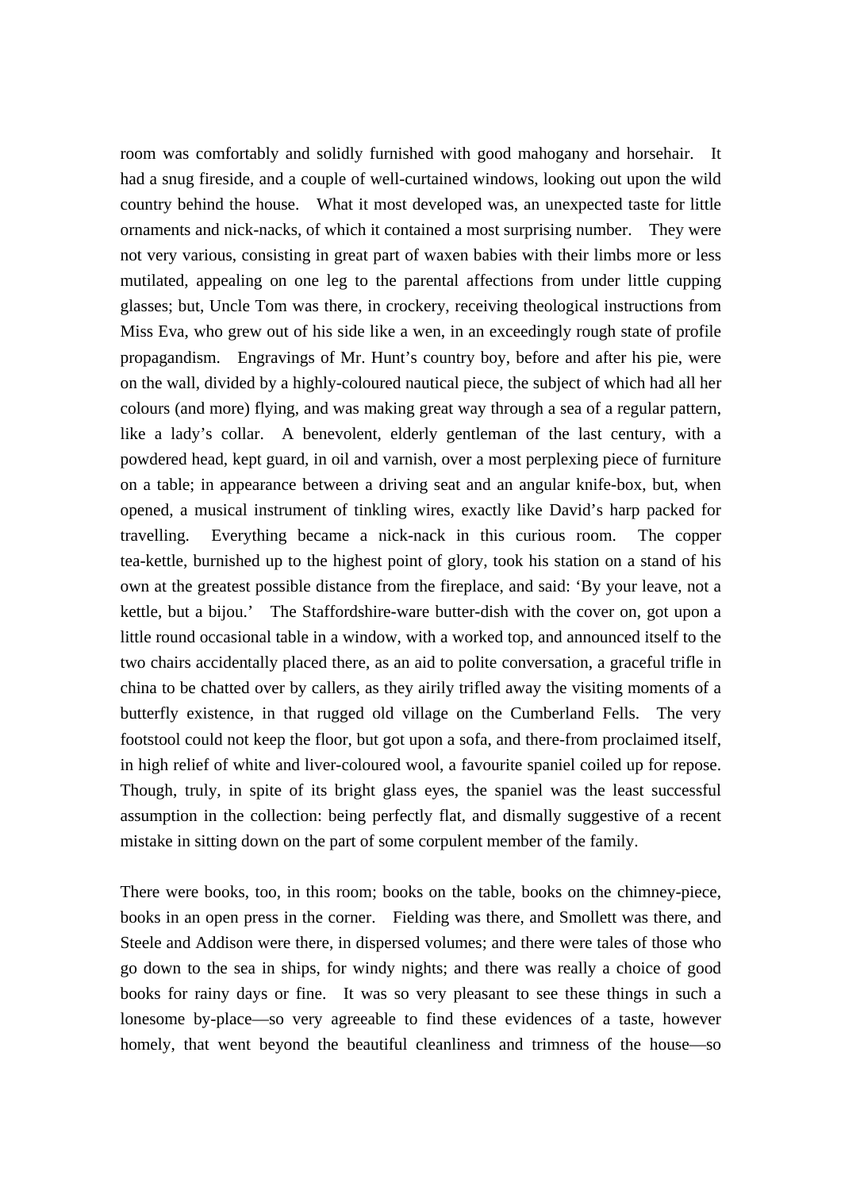room was comfortably and solidly furnished with good mahogany and horsehair. It had a snug fireside, and a couple of well-curtained windows, looking out upon the wild country behind the house. What it most developed was, an unexpected taste for little ornaments and nick-nacks, of which it contained a most surprising number. They were not very various, consisting in great part of waxen babies with their limbs more or less mutilated, appealing on one leg to the parental affections from under little cupping glasses; but, Uncle Tom was there, in crockery, receiving theological instructions from Miss Eva, who grew out of his side like a wen, in an exceedingly rough state of profile propagandism. Engravings of Mr. Hunt's country boy, before and after his pie, were on the wall, divided by a highly-coloured nautical piece, the subject of which had all her colours (and more) flying, and was making great way through a sea of a regular pattern, like a lady's collar. A benevolent, elderly gentleman of the last century, with a powdered head, kept guard, in oil and varnish, over a most perplexing piece of furniture on a table; in appearance between a driving seat and an angular knife-box, but, when opened, a musical instrument of tinkling wires, exactly like David's harp packed for travelling. Everything became a nick-nack in this curious room. The copper tea-kettle, burnished up to the highest point of glory, took his station on a stand of his own at the greatest possible distance from the fireplace, and said: 'By your leave, not a kettle, but a bijou.' The Staffordshire-ware butter-dish with the cover on, got upon a little round occasional table in a window, with a worked top, and announced itself to the two chairs accidentally placed there, as an aid to polite conversation, a graceful trifle in china to be chatted over by callers, as they airily trifled away the visiting moments of a butterfly existence, in that rugged old village on the Cumberland Fells. The very footstool could not keep the floor, but got upon a sofa, and there-from proclaimed itself, in high relief of white and liver-coloured wool, a favourite spaniel coiled up for repose. Though, truly, in spite of its bright glass eyes, the spaniel was the least successful assumption in the collection: being perfectly flat, and dismally suggestive of a recent mistake in sitting down on the part of some corpulent member of the family.

There were books, too, in this room; books on the table, books on the chimney-piece, books in an open press in the corner. Fielding was there, and Smollett was there, and Steele and Addison were there, in dispersed volumes; and there were tales of those who go down to the sea in ships, for windy nights; and there was really a choice of good books for rainy days or fine. It was so very pleasant to see these things in such a lonesome by-place—so very agreeable to find these evidences of a taste, however homely, that went beyond the beautiful cleanliness and trimness of the house—so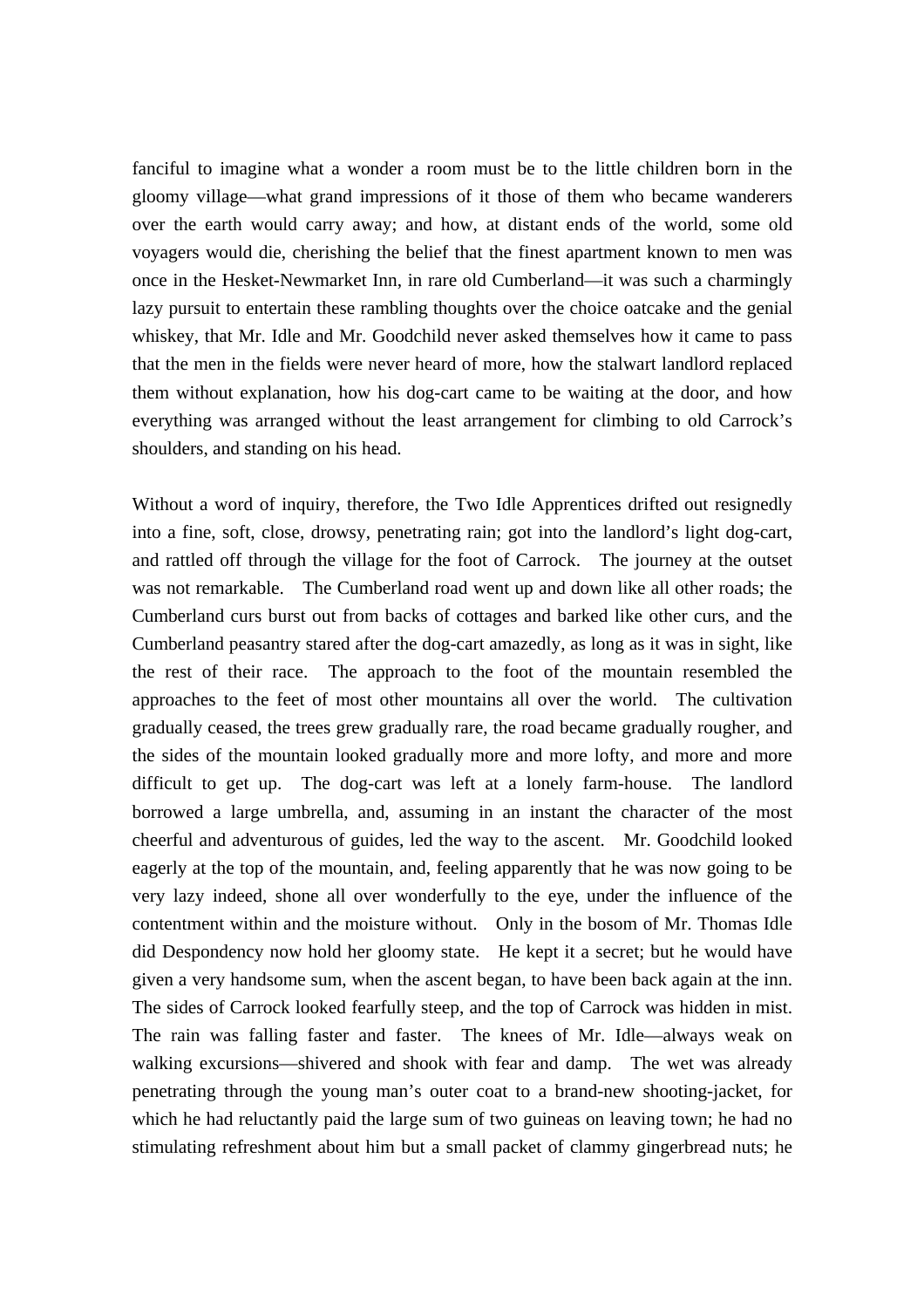fanciful to imagine what a wonder a room must be to the little children born in the gloomy village—what grand impressions of it those of them who became wanderers over the earth would carry away; and how, at distant ends of the world, some old voyagers would die, cherishing the belief that the finest apartment known to men was once in the Hesket-Newmarket Inn, in rare old Cumberland—it was such a charmingly lazy pursuit to entertain these rambling thoughts over the choice oatcake and the genial whiskey, that Mr. Idle and Mr. Goodchild never asked themselves how it came to pass that the men in the fields were never heard of more, how the stalwart landlord replaced them without explanation, how his dog-cart came to be waiting at the door, and how everything was arranged without the least arrangement for climbing to old Carrock's shoulders, and standing on his head.

Without a word of inquiry, therefore, the Two Idle Apprentices drifted out resignedly into a fine, soft, close, drowsy, penetrating rain; got into the landlord's light dog-cart, and rattled off through the village for the foot of Carrock. The journey at the outset was not remarkable. The Cumberland road went up and down like all other roads; the Cumberland curs burst out from backs of cottages and barked like other curs, and the Cumberland peasantry stared after the dog-cart amazedly, as long as it was in sight, like the rest of their race. The approach to the foot of the mountain resembled the approaches to the feet of most other mountains all over the world. The cultivation gradually ceased, the trees grew gradually rare, the road became gradually rougher, and the sides of the mountain looked gradually more and more lofty, and more and more difficult to get up. The dog-cart was left at a lonely farm-house. The landlord borrowed a large umbrella, and, assuming in an instant the character of the most cheerful and adventurous of guides, led the way to the ascent. Mr. Goodchild looked eagerly at the top of the mountain, and, feeling apparently that he was now going to be very lazy indeed, shone all over wonderfully to the eye, under the influence of the contentment within and the moisture without. Only in the bosom of Mr. Thomas Idle did Despondency now hold her gloomy state. He kept it a secret; but he would have given a very handsome sum, when the ascent began, to have been back again at the inn. The sides of Carrock looked fearfully steep, and the top of Carrock was hidden in mist. The rain was falling faster and faster. The knees of Mr. Idle—always weak on walking excursions—shivered and shook with fear and damp. The wet was already penetrating through the young man's outer coat to a brand-new shooting-jacket, for which he had reluctantly paid the large sum of two guineas on leaving town; he had no stimulating refreshment about him but a small packet of clammy gingerbread nuts; he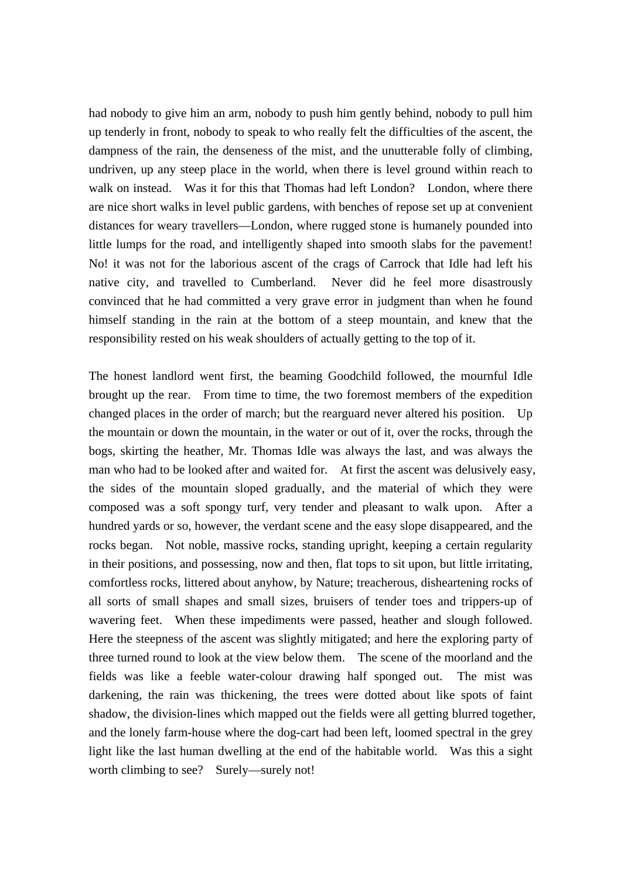had nobody to give him an arm, nobody to push him gently behind, nobody to pull him up tenderly in front, nobody to speak to who really felt the difficulties of the ascent, the dampness of the rain, the denseness of the mist, and the unutterable folly of climbing, undriven, up any steep place in the world, when there is level ground within reach to walk on instead. Was it for this that Thomas had left London? London, where there are nice short walks in level public gardens, with benches of repose set up at convenient distances for weary travellers—London, where rugged stone is humanely pounded into little lumps for the road, and intelligently shaped into smooth slabs for the pavement! No! it was not for the laborious ascent of the crags of Carrock that Idle had left his native city, and travelled to Cumberland. Never did he feel more disastrously convinced that he had committed a very grave error in judgment than when he found himself standing in the rain at the bottom of a steep mountain, and knew that the responsibility rested on his weak shoulders of actually getting to the top of it.

The honest landlord went first, the beaming Goodchild followed, the mournful Idle brought up the rear. From time to time, the two foremost members of the expedition changed places in the order of march; but the rearguard never altered his position. Up the mountain or down the mountain, in the water or out of it, over the rocks, through the bogs, skirting the heather, Mr. Thomas Idle was always the last, and was always the man who had to be looked after and waited for. At first the ascent was delusively easy, the sides of the mountain sloped gradually, and the material of which they were composed was a soft spongy turf, very tender and pleasant to walk upon. After a hundred yards or so, however, the verdant scene and the easy slope disappeared, and the rocks began. Not noble, massive rocks, standing upright, keeping a certain regularity in their positions, and possessing, now and then, flat tops to sit upon, but little irritating, comfortless rocks, littered about anyhow, by Nature; treacherous, disheartening rocks of all sorts of small shapes and small sizes, bruisers of tender toes and trippers-up of wavering feet. When these impediments were passed, heather and slough followed. Here the steepness of the ascent was slightly mitigated; and here the exploring party of three turned round to look at the view below them. The scene of the moorland and the fields was like a feeble water-colour drawing half sponged out. The mist was darkening, the rain was thickening, the trees were dotted about like spots of faint shadow, the division-lines which mapped out the fields were all getting blurred together, and the lonely farm-house where the dog-cart had been left, loomed spectral in the grey light like the last human dwelling at the end of the habitable world. Was this a sight worth climbing to see? Surely—surely not!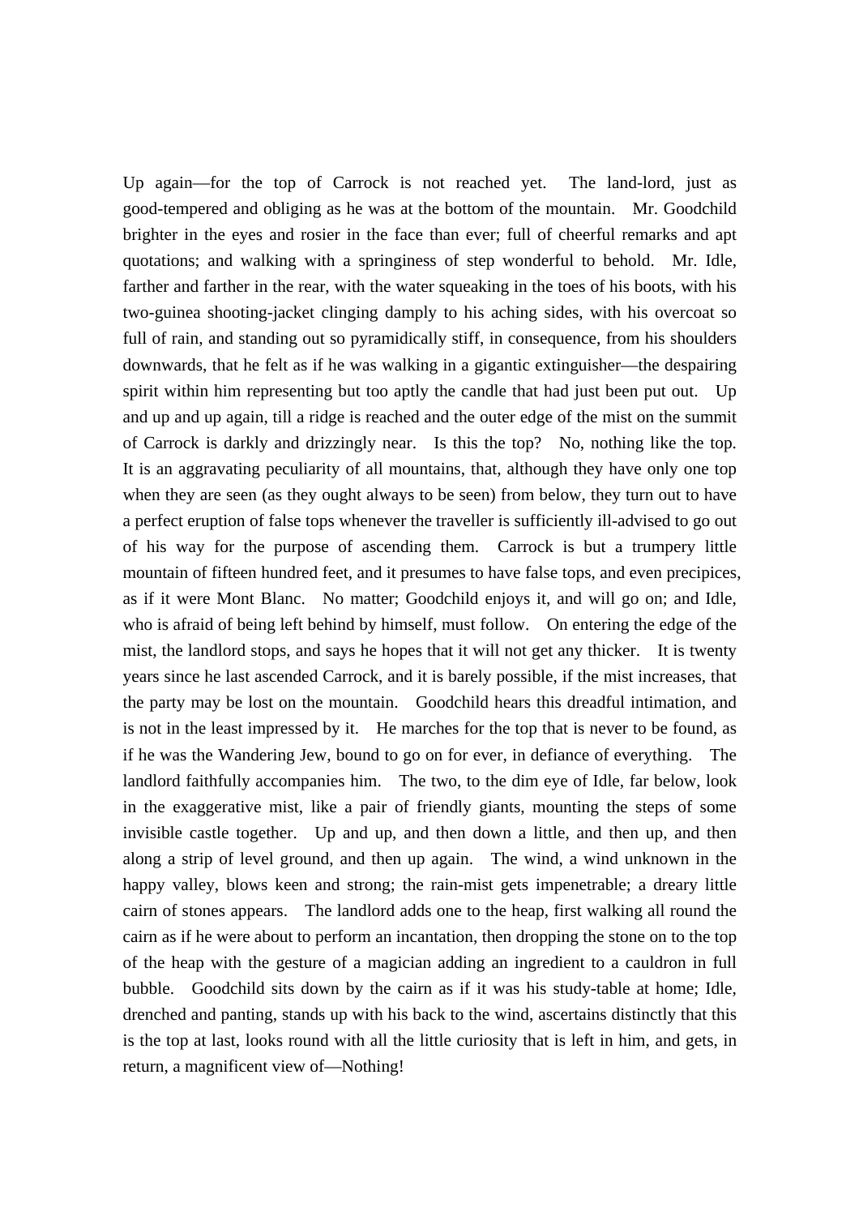Up again—for the top of Carrock is not reached yet. The land-lord, just as good-tempered and obliging as he was at the bottom of the mountain. Mr. Goodchild brighter in the eyes and rosier in the face than ever; full of cheerful remarks and apt quotations; and walking with a springiness of step wonderful to behold. Mr. Idle, farther and farther in the rear, with the water squeaking in the toes of his boots, with his two-guinea shooting-jacket clinging damply to his aching sides, with his overcoat so full of rain, and standing out so pyramidically stiff, in consequence, from his shoulders downwards, that he felt as if he was walking in a gigantic extinguisher—the despairing spirit within him representing but too aptly the candle that had just been put out. Up and up and up again, till a ridge is reached and the outer edge of the mist on the summit of Carrock is darkly and drizzlingly near. Is this the top? No, nothing like the top. It is an aggravating peculiarity of all mountains, that, although they have only one top when they are seen (as they ought always to be seen) from below, they turn out to have a perfect eruption of false tops whenever the traveller is sufficiently ill-advised to go out of his way for the purpose of ascending them. Carrock is but a trumpery little mountain of fifteen hundred feet, and it presumes to have false tops, and even precipices, as if it were Mont Blanc. No matter; Goodchild enjoys it, and will go on; and Idle, who is afraid of being left behind by himself, must follow. On entering the edge of the mist, the landlord stops, and says he hopes that it will not get any thicker. It is twenty years since he last ascended Carrock, and it is barely possible, if the mist increases, that the party may be lost on the mountain. Goodchild hears this dreadful intimation, and is not in the least impressed by it. He marches for the top that is never to be found, as if he was the Wandering Jew, bound to go on for ever, in defiance of everything. The landlord faithfully accompanies him. The two, to the dim eye of Idle, far below, look in the exaggerative mist, like a pair of friendly giants, mounting the steps of some invisible castle together. Up and up, and then down a little, and then up, and then along a strip of level ground, and then up again. The wind, a wind unknown in the happy valley, blows keen and strong; the rain-mist gets impenetrable; a dreary little cairn of stones appears. The landlord adds one to the heap, first walking all round the cairn as if he were about to perform an incantation, then dropping the stone on to the top of the heap with the gesture of a magician adding an ingredient to a cauldron in full bubble. Goodchild sits down by the cairn as if it was his study-table at home; Idle, drenched and panting, stands up with his back to the wind, ascertains distinctly that this is the top at last, looks round with all the little curiosity that is left in him, and gets, in return, a magnificent view of—Nothing!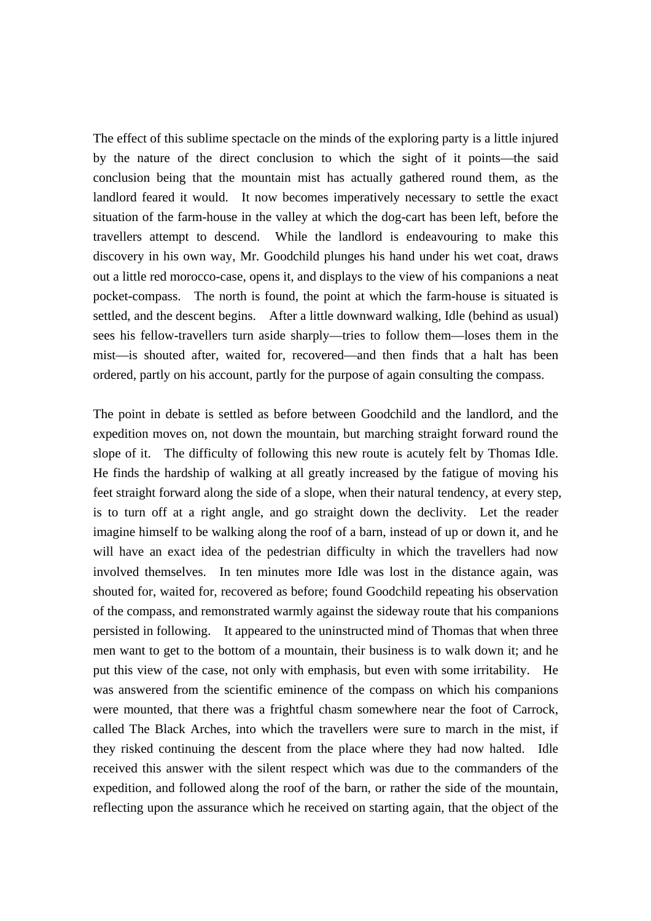The effect of this sublime spectacle on the minds of the exploring party is a little injured by the nature of the direct conclusion to which the sight of it points—the said conclusion being that the mountain mist has actually gathered round them, as the landlord feared it would. It now becomes imperatively necessary to settle the exact situation of the farm-house in the valley at which the dog-cart has been left, before the travellers attempt to descend. While the landlord is endeavouring to make this discovery in his own way, Mr. Goodchild plunges his hand under his wet coat, draws out a little red morocco-case, opens it, and displays to the view of his companions a neat pocket-compass. The north is found, the point at which the farm-house is situated is settled, and the descent begins. After a little downward walking, Idle (behind as usual) sees his fellow-travellers turn aside sharply—tries to follow them—loses them in the mist—is shouted after, waited for, recovered—and then finds that a halt has been ordered, partly on his account, partly for the purpose of again consulting the compass.

The point in debate is settled as before between Goodchild and the landlord, and the expedition moves on, not down the mountain, but marching straight forward round the slope of it. The difficulty of following this new route is acutely felt by Thomas Idle. He finds the hardship of walking at all greatly increased by the fatigue of moving his feet straight forward along the side of a slope, when their natural tendency, at every step, is to turn off at a right angle, and go straight down the declivity. Let the reader imagine himself to be walking along the roof of a barn, instead of up or down it, and he will have an exact idea of the pedestrian difficulty in which the travellers had now involved themselves. In ten minutes more Idle was lost in the distance again, was shouted for, waited for, recovered as before; found Goodchild repeating his observation of the compass, and remonstrated warmly against the sideway route that his companions persisted in following. It appeared to the uninstructed mind of Thomas that when three men want to get to the bottom of a mountain, their business is to walk down it; and he put this view of the case, not only with emphasis, but even with some irritability. He was answered from the scientific eminence of the compass on which his companions were mounted, that there was a frightful chasm somewhere near the foot of Carrock, called The Black Arches, into which the travellers were sure to march in the mist, if they risked continuing the descent from the place where they had now halted. Idle received this answer with the silent respect which was due to the commanders of the expedition, and followed along the roof of the barn, or rather the side of the mountain, reflecting upon the assurance which he received on starting again, that the object of the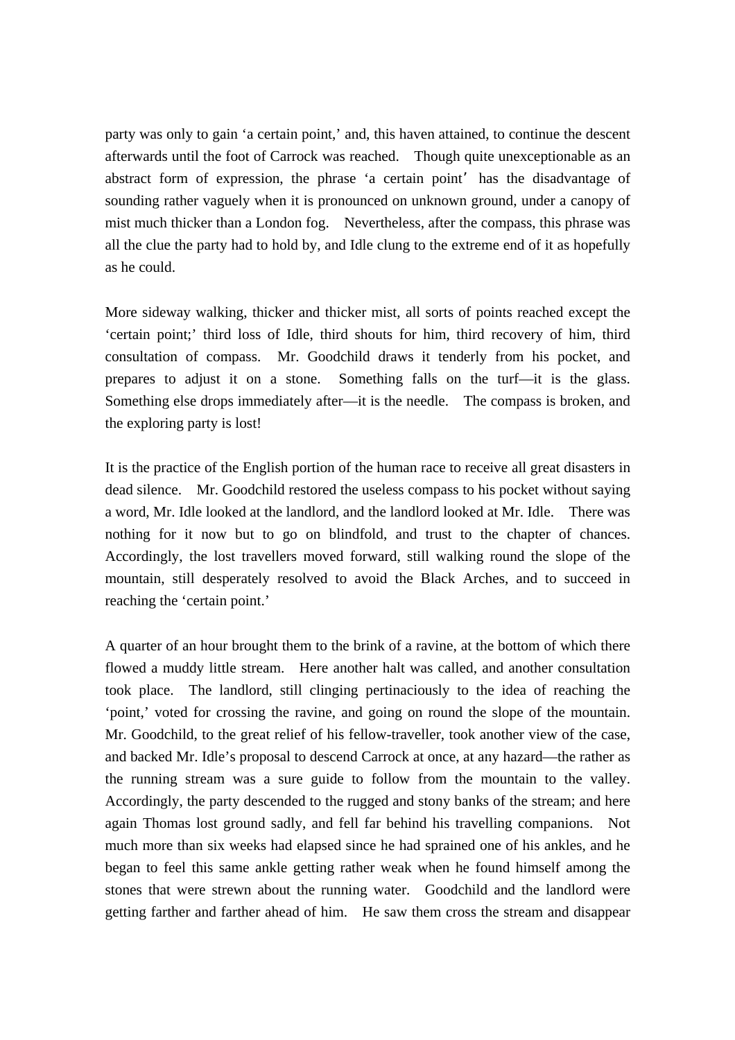party was only to gain 'a certain point,' and, this haven attained, to continue the descent afterwards until the foot of Carrock was reached. Though quite unexceptionable as an abstract form of expression, the phrase 'a certain point' has the disadvantage of sounding rather vaguely when it is pronounced on unknown ground, under a canopy of mist much thicker than a London fog. Nevertheless, after the compass, this phrase was all the clue the party had to hold by, and Idle clung to the extreme end of it as hopefully as he could.

More sideway walking, thicker and thicker mist, all sorts of points reached except the 'certain point;' third loss of Idle, third shouts for him, third recovery of him, third consultation of compass. Mr. Goodchild draws it tenderly from his pocket, and prepares to adjust it on a stone. Something falls on the turf—it is the glass. Something else drops immediately after—it is the needle. The compass is broken, and the exploring party is lost!

It is the practice of the English portion of the human race to receive all great disasters in dead silence. Mr. Goodchild restored the useless compass to his pocket without saying a word, Mr. Idle looked at the landlord, and the landlord looked at Mr. Idle. There was nothing for it now but to go on blindfold, and trust to the chapter of chances. Accordingly, the lost travellers moved forward, still walking round the slope of the mountain, still desperately resolved to avoid the Black Arches, and to succeed in reaching the 'certain point.'

A quarter of an hour brought them to the brink of a ravine, at the bottom of which there flowed a muddy little stream. Here another halt was called, and another consultation took place. The landlord, still clinging pertinaciously to the idea of reaching the 'point,' voted for crossing the ravine, and going on round the slope of the mountain. Mr. Goodchild, to the great relief of his fellow-traveller, took another view of the case, and backed Mr. Idle's proposal to descend Carrock at once, at any hazard—the rather as the running stream was a sure guide to follow from the mountain to the valley. Accordingly, the party descended to the rugged and stony banks of the stream; and here again Thomas lost ground sadly, and fell far behind his travelling companions. Not much more than six weeks had elapsed since he had sprained one of his ankles, and he began to feel this same ankle getting rather weak when he found himself among the stones that were strewn about the running water. Goodchild and the landlord were getting farther and farther ahead of him. He saw them cross the stream and disappear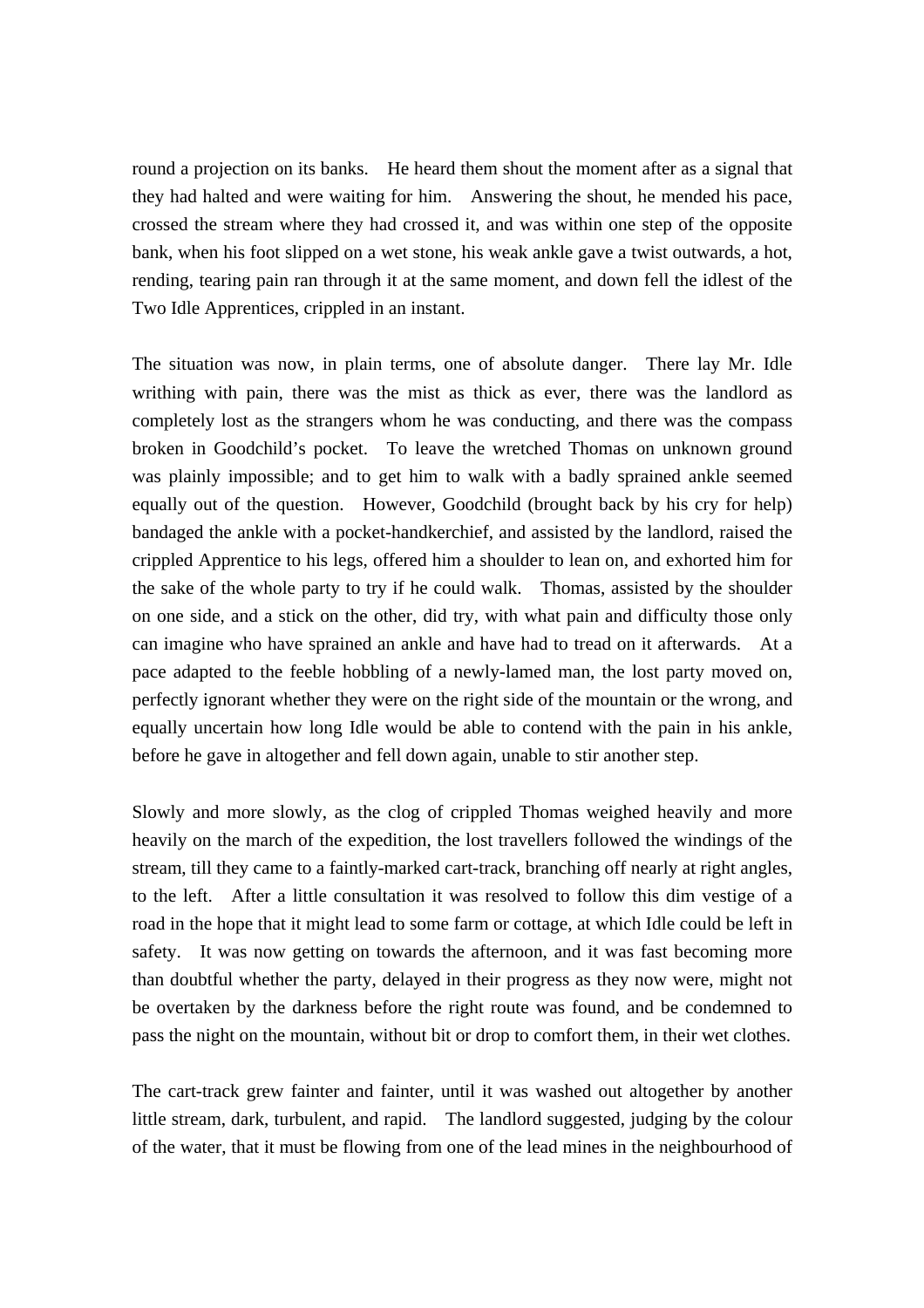round a projection on its banks. He heard them shout the moment after as a signal that they had halted and were waiting for him. Answering the shout, he mended his pace, crossed the stream where they had crossed it, and was within one step of the opposite bank, when his foot slipped on a wet stone, his weak ankle gave a twist outwards, a hot, rending, tearing pain ran through it at the same moment, and down fell the idlest of the Two Idle Apprentices, crippled in an instant.

The situation was now, in plain terms, one of absolute danger. There lay Mr. Idle writhing with pain, there was the mist as thick as ever, there was the landlord as completely lost as the strangers whom he was conducting, and there was the compass broken in Goodchild's pocket. To leave the wretched Thomas on unknown ground was plainly impossible; and to get him to walk with a badly sprained ankle seemed equally out of the question. However, Goodchild (brought back by his cry for help) bandaged the ankle with a pocket-handkerchief, and assisted by the landlord, raised the crippled Apprentice to his legs, offered him a shoulder to lean on, and exhorted him for the sake of the whole party to try if he could walk. Thomas, assisted by the shoulder on one side, and a stick on the other, did try, with what pain and difficulty those only can imagine who have sprained an ankle and have had to tread on it afterwards. At a pace adapted to the feeble hobbling of a newly-lamed man, the lost party moved on, perfectly ignorant whether they were on the right side of the mountain or the wrong, and equally uncertain how long Idle would be able to contend with the pain in his ankle, before he gave in altogether and fell down again, unable to stir another step.

Slowly and more slowly, as the clog of crippled Thomas weighed heavily and more heavily on the march of the expedition, the lost travellers followed the windings of the stream, till they came to a faintly-marked cart-track, branching off nearly at right angles, to the left. After a little consultation it was resolved to follow this dim vestige of a road in the hope that it might lead to some farm or cottage, at which Idle could be left in safety. It was now getting on towards the afternoon, and it was fast becoming more than doubtful whether the party, delayed in their progress as they now were, might not be overtaken by the darkness before the right route was found, and be condemned to pass the night on the mountain, without bit or drop to comfort them, in their wet clothes.

The cart-track grew fainter and fainter, until it was washed out altogether by another little stream, dark, turbulent, and rapid. The landlord suggested, judging by the colour of the water, that it must be flowing from one of the lead mines in the neighbourhood of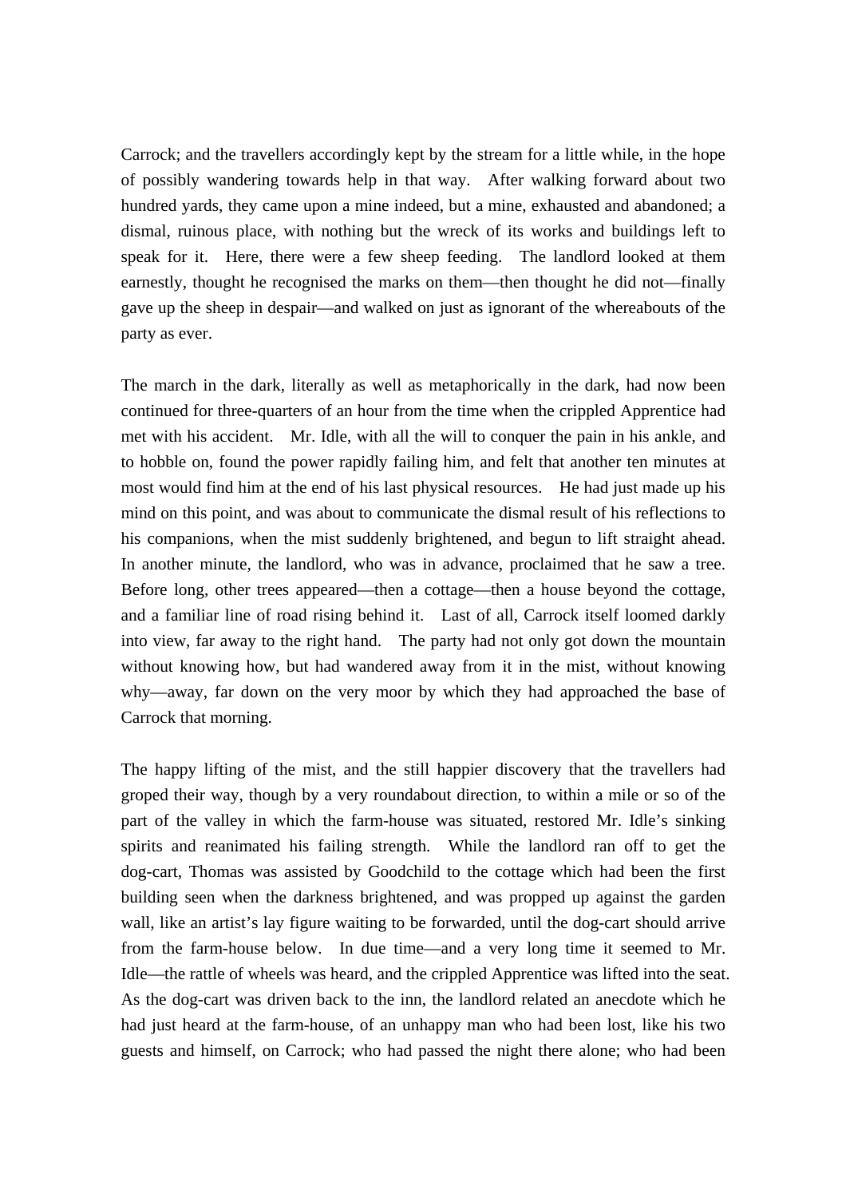Carrock; and the travellers accordingly kept by the stream for a little while, in the hope of possibly wandering towards help in that way. After walking forward about two hundred yards, they came upon a mine indeed, but a mine, exhausted and abandoned; a dismal, ruinous place, with nothing but the wreck of its works and buildings left to speak for it. Here, there were a few sheep feeding. The landlord looked at them earnestly, thought he recognised the marks on them—then thought he did not—finally gave up the sheep in despair—and walked on just as ignorant of the whereabouts of the party as ever.

The march in the dark, literally as well as metaphorically in the dark, had now been continued for three-quarters of an hour from the time when the crippled Apprentice had met with his accident. Mr. Idle, with all the will to conquer the pain in his ankle, and to hobble on, found the power rapidly failing him, and felt that another ten minutes at most would find him at the end of his last physical resources. He had just made up his mind on this point, and was about to communicate the dismal result of his reflections to his companions, when the mist suddenly brightened, and begun to lift straight ahead. In another minute, the landlord, who was in advance, proclaimed that he saw a tree. Before long, other trees appeared—then a cottage—then a house beyond the cottage, and a familiar line of road rising behind it. Last of all, Carrock itself loomed darkly into view, far away to the right hand. The party had not only got down the mountain without knowing how, but had wandered away from it in the mist, without knowing why—away, far down on the very moor by which they had approached the base of Carrock that morning.

The happy lifting of the mist, and the still happier discovery that the travellers had groped their way, though by a very roundabout direction, to within a mile or so of the part of the valley in which the farm-house was situated, restored Mr. Idle's sinking spirits and reanimated his failing strength. While the landlord ran off to get the dog-cart, Thomas was assisted by Goodchild to the cottage which had been the first building seen when the darkness brightened, and was propped up against the garden wall, like an artist's lay figure waiting to be forwarded, until the dog-cart should arrive from the farm-house below. In due time—and a very long time it seemed to Mr. Idle—the rattle of wheels was heard, and the crippled Apprentice was lifted into the seat. As the dog-cart was driven back to the inn, the landlord related an anecdote which he had just heard at the farm-house, of an unhappy man who had been lost, like his two guests and himself, on Carrock; who had passed the night there alone; who had been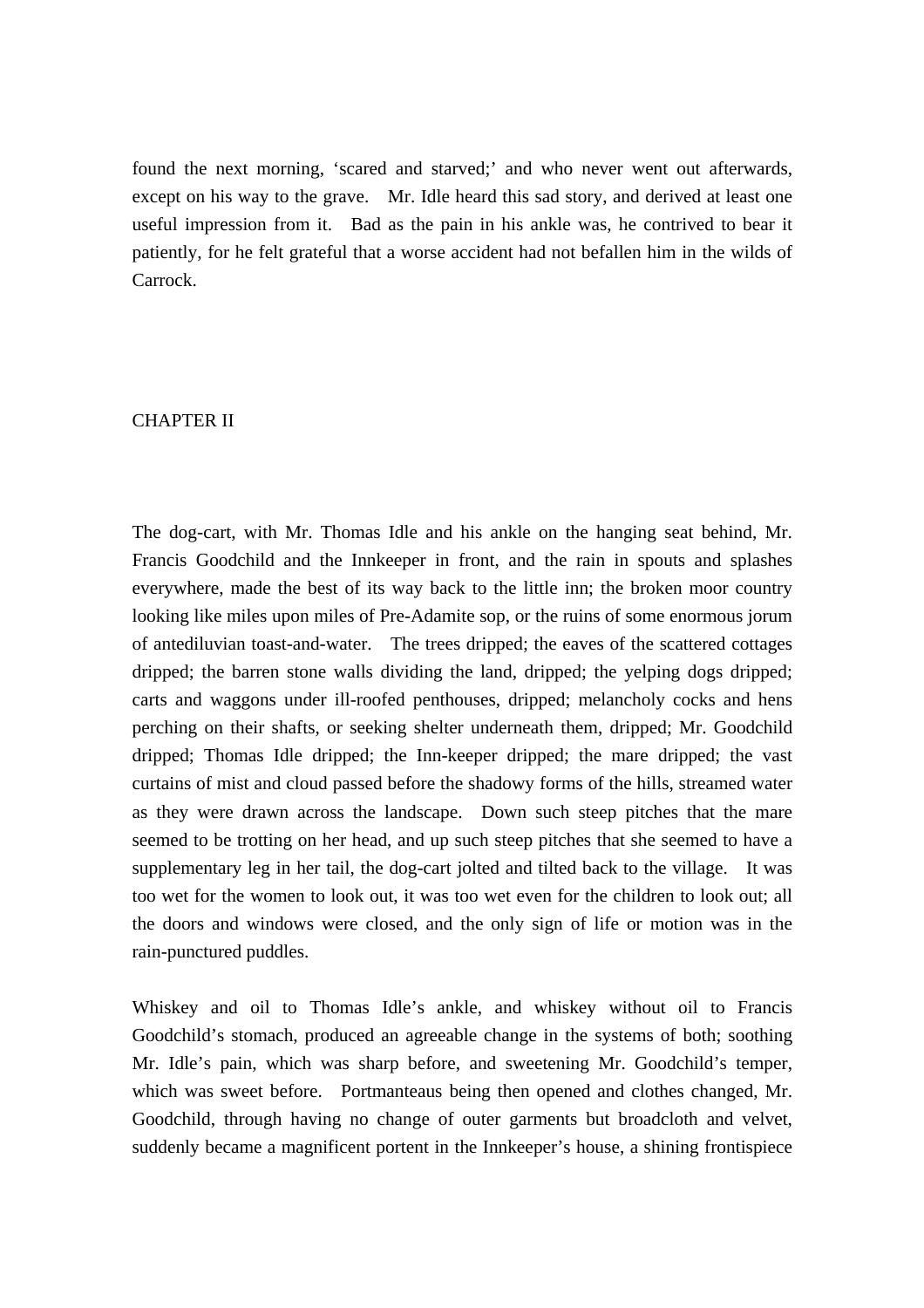found the next morning, 'scared and starved;' and who never went out afterwards, except on his way to the grave. Mr. Idle heard this sad story, and derived at least one useful impression from it. Bad as the pain in his ankle was, he contrived to bear it patiently, for he felt grateful that a worse accident had not befallen him in the wilds of Carrock.

## CHAPTER II

The dog-cart, with Mr. Thomas Idle and his ankle on the hanging seat behind, Mr. Francis Goodchild and the Innkeeper in front, and the rain in spouts and splashes everywhere, made the best of its way back to the little inn; the broken moor country looking like miles upon miles of Pre-Adamite sop, or the ruins of some enormous jorum of antediluvian toast-and-water. The trees dripped; the eaves of the scattered cottages dripped; the barren stone walls dividing the land, dripped; the yelping dogs dripped; carts and waggons under ill-roofed penthouses, dripped; melancholy cocks and hens perching on their shafts, or seeking shelter underneath them, dripped; Mr. Goodchild dripped; Thomas Idle dripped; the Inn-keeper dripped; the mare dripped; the vast curtains of mist and cloud passed before the shadowy forms of the hills, streamed water as they were drawn across the landscape. Down such steep pitches that the mare seemed to be trotting on her head, and up such steep pitches that she seemed to have a supplementary leg in her tail, the dog-cart jolted and tilted back to the village. It was too wet for the women to look out, it was too wet even for the children to look out; all the doors and windows were closed, and the only sign of life or motion was in the rain-punctured puddles.

Whiskey and oil to Thomas Idle's ankle, and whiskey without oil to Francis Goodchild's stomach, produced an agreeable change in the systems of both; soothing Mr. Idle's pain, which was sharp before, and sweetening Mr. Goodchild's temper, which was sweet before. Portmanteaus being then opened and clothes changed, Mr. Goodchild, through having no change of outer garments but broadcloth and velvet, suddenly became a magnificent portent in the Innkeeper's house, a shining frontispiece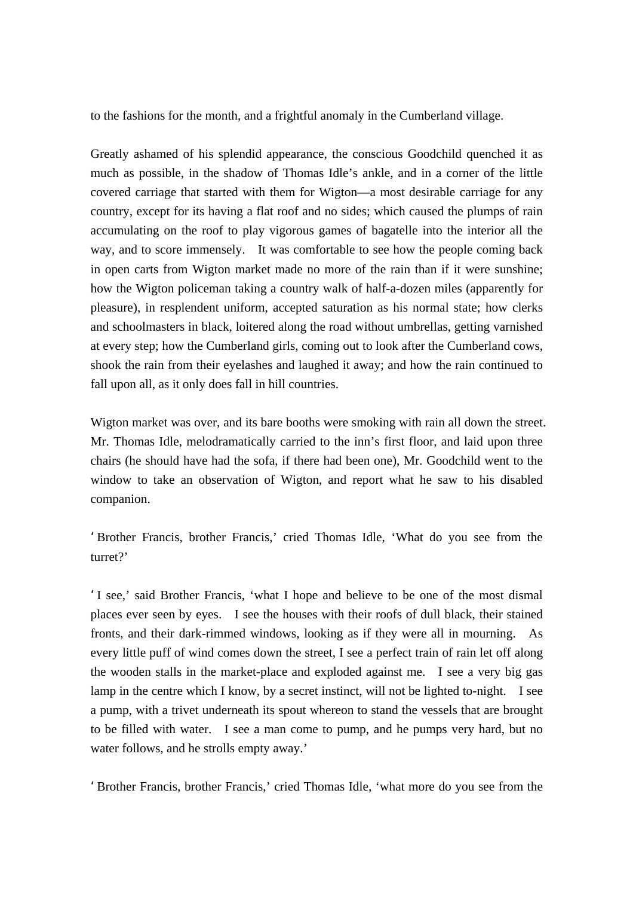to the fashions for the month, and a frightful anomaly in the Cumberland village.

Greatly ashamed of his splendid appearance, the conscious Goodchild quenched it as much as possible, in the shadow of Thomas Idle's ankle, and in a corner of the little covered carriage that started with them for Wigton—a most desirable carriage for any country, except for its having a flat roof and no sides; which caused the plumps of rain accumulating on the roof to play vigorous games of bagatelle into the interior all the way, and to score immensely. It was comfortable to see how the people coming back in open carts from Wigton market made no more of the rain than if it were sunshine; how the Wigton policeman taking a country walk of half-a-dozen miles (apparently for pleasure), in resplendent uniform, accepted saturation as his normal state; how clerks and schoolmasters in black, loitered along the road without umbrellas, getting varnished at every step; how the Cumberland girls, coming out to look after the Cumberland cows, shook the rain from their eyelashes and laughed it away; and how the rain continued to fall upon all, as it only does fall in hill countries.

Wigton market was over, and its bare booths were smoking with rain all down the street. Mr. Thomas Idle, melodramatically carried to the inn's first floor, and laid upon three chairs (he should have had the sofa, if there had been one), Mr. Goodchild went to the window to take an observation of Wigton, and report what he saw to his disabled companion.

'Brother Francis, brother Francis,' cried Thomas Idle, 'What do you see from the turret?'

'I see,' said Brother Francis, 'what I hope and believe to be one of the most dismal places ever seen by eyes. I see the houses with their roofs of dull black, their stained fronts, and their dark-rimmed windows, looking as if they were all in mourning. As every little puff of wind comes down the street, I see a perfect train of rain let off along the wooden stalls in the market-place and exploded against me. I see a very big gas lamp in the centre which I know, by a secret instinct, will not be lighted to-night. I see a pump, with a trivet underneath its spout whereon to stand the vessels that are brought to be filled with water. I see a man come to pump, and he pumps very hard, but no water follows, and he strolls empty away.'

'Brother Francis, brother Francis,' cried Thomas Idle, 'what more do you see from the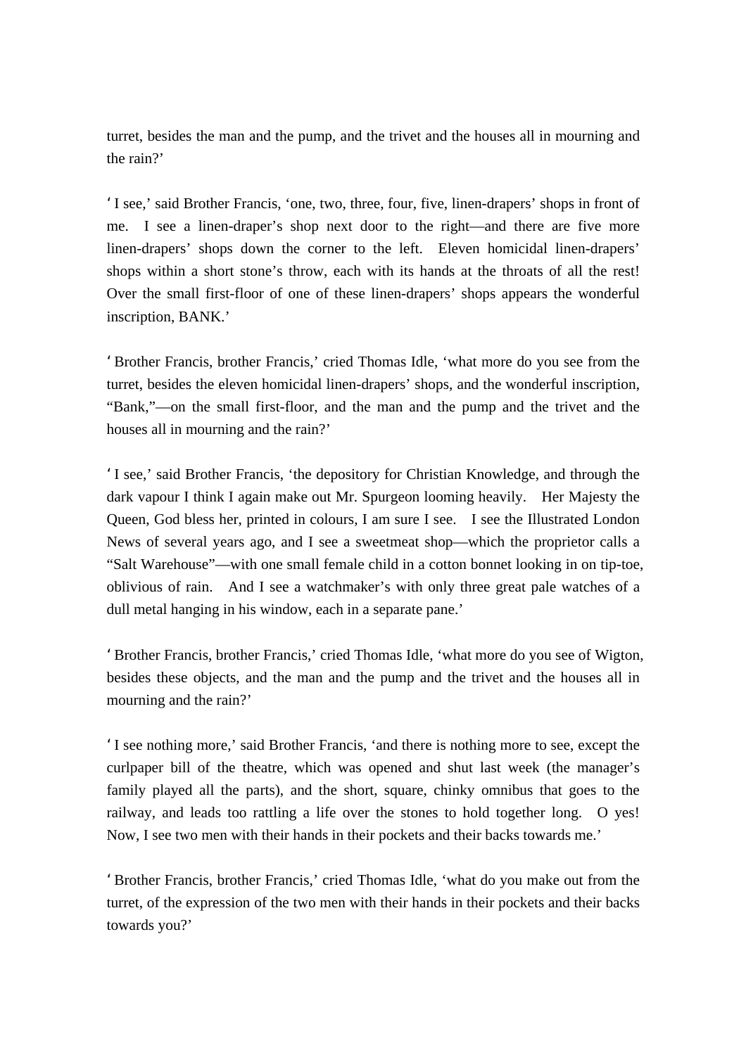turret, besides the man and the pump, and the trivet and the houses all in mourning and the rain?'

'I see,' said Brother Francis, 'one, two, three, four, five, linen-drapers' shops in front of me. I see a linen-draper's shop next door to the right—and there are five more linen-drapers' shops down the corner to the left. Eleven homicidal linen-drapers' shops within a short stone's throw, each with its hands at the throats of all the rest! Over the small first-floor of one of these linen-drapers' shops appears the wonderful inscription, BANK.'

'Brother Francis, brother Francis,' cried Thomas Idle, 'what more do you see from the turret, besides the eleven homicidal linen-drapers' shops, and the wonderful inscription, "Bank,"—on the small first-floor, and the man and the pump and the trivet and the houses all in mourning and the rain?'

'I see,' said Brother Francis, 'the depository for Christian Knowledge, and through the dark vapour I think I again make out Mr. Spurgeon looming heavily. Her Majesty the Queen, God bless her, printed in colours, I am sure I see. I see the Illustrated London News of several years ago, and I see a sweetmeat shop—which the proprietor calls a "Salt Warehouse"—with one small female child in a cotton bonnet looking in on tip-toe, oblivious of rain. And I see a watchmaker's with only three great pale watches of a dull metal hanging in his window, each in a separate pane.'

'Brother Francis, brother Francis,' cried Thomas Idle, 'what more do you see of Wigton, besides these objects, and the man and the pump and the trivet and the houses all in mourning and the rain?'

'I see nothing more,' said Brother Francis, 'and there is nothing more to see, except the curlpaper bill of the theatre, which was opened and shut last week (the manager's family played all the parts), and the short, square, chinky omnibus that goes to the railway, and leads too rattling a life over the stones to hold together long. O yes! Now, I see two men with their hands in their pockets and their backs towards me.'

'Brother Francis, brother Francis,' cried Thomas Idle, 'what do you make out from the turret, of the expression of the two men with their hands in their pockets and their backs towards you?'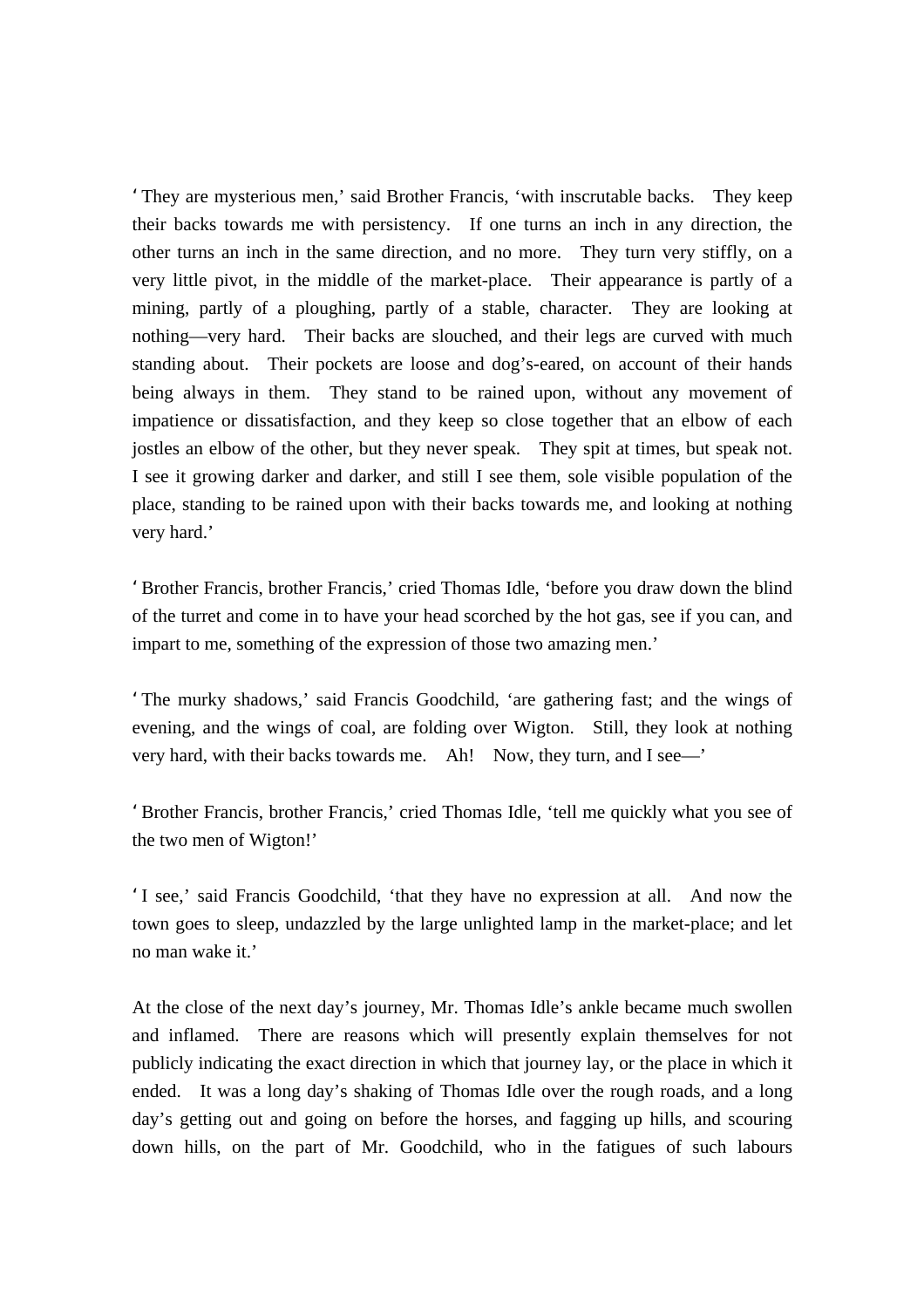'They are mysterious men,' said Brother Francis, 'with inscrutable backs. They keep their backs towards me with persistency. If one turns an inch in any direction, the other turns an inch in the same direction, and no more. They turn very stiffly, on a very little pivot, in the middle of the market-place. Their appearance is partly of a mining, partly of a ploughing, partly of a stable, character. They are looking at nothing—very hard. Their backs are slouched, and their legs are curved with much standing about. Their pockets are loose and dog's-eared, on account of their hands being always in them. They stand to be rained upon, without any movement of impatience or dissatisfaction, and they keep so close together that an elbow of each jostles an elbow of the other, but they never speak. They spit at times, but speak not. I see it growing darker and darker, and still I see them, sole visible population of the place, standing to be rained upon with their backs towards me, and looking at nothing very hard.'

'Brother Francis, brother Francis,' cried Thomas Idle, 'before you draw down the blind of the turret and come in to have your head scorched by the hot gas, see if you can, and impart to me, something of the expression of those two amazing men.'

'The murky shadows,' said Francis Goodchild, 'are gathering fast; and the wings of evening, and the wings of coal, are folding over Wigton. Still, they look at nothing very hard, with their backs towards me. Ah! Now, they turn, and I see—'

'Brother Francis, brother Francis,' cried Thomas Idle, 'tell me quickly what you see of the two men of Wigton!'

'I see,' said Francis Goodchild, 'that they have no expression at all. And now the town goes to sleep, undazzled by the large unlighted lamp in the market-place; and let no man wake it.'

At the close of the next day's journey, Mr. Thomas Idle's ankle became much swollen and inflamed. There are reasons which will presently explain themselves for not publicly indicating the exact direction in which that journey lay, or the place in which it ended. It was a long day's shaking of Thomas Idle over the rough roads, and a long day's getting out and going on before the horses, and fagging up hills, and scouring down hills, on the part of Mr. Goodchild, who in the fatigues of such labours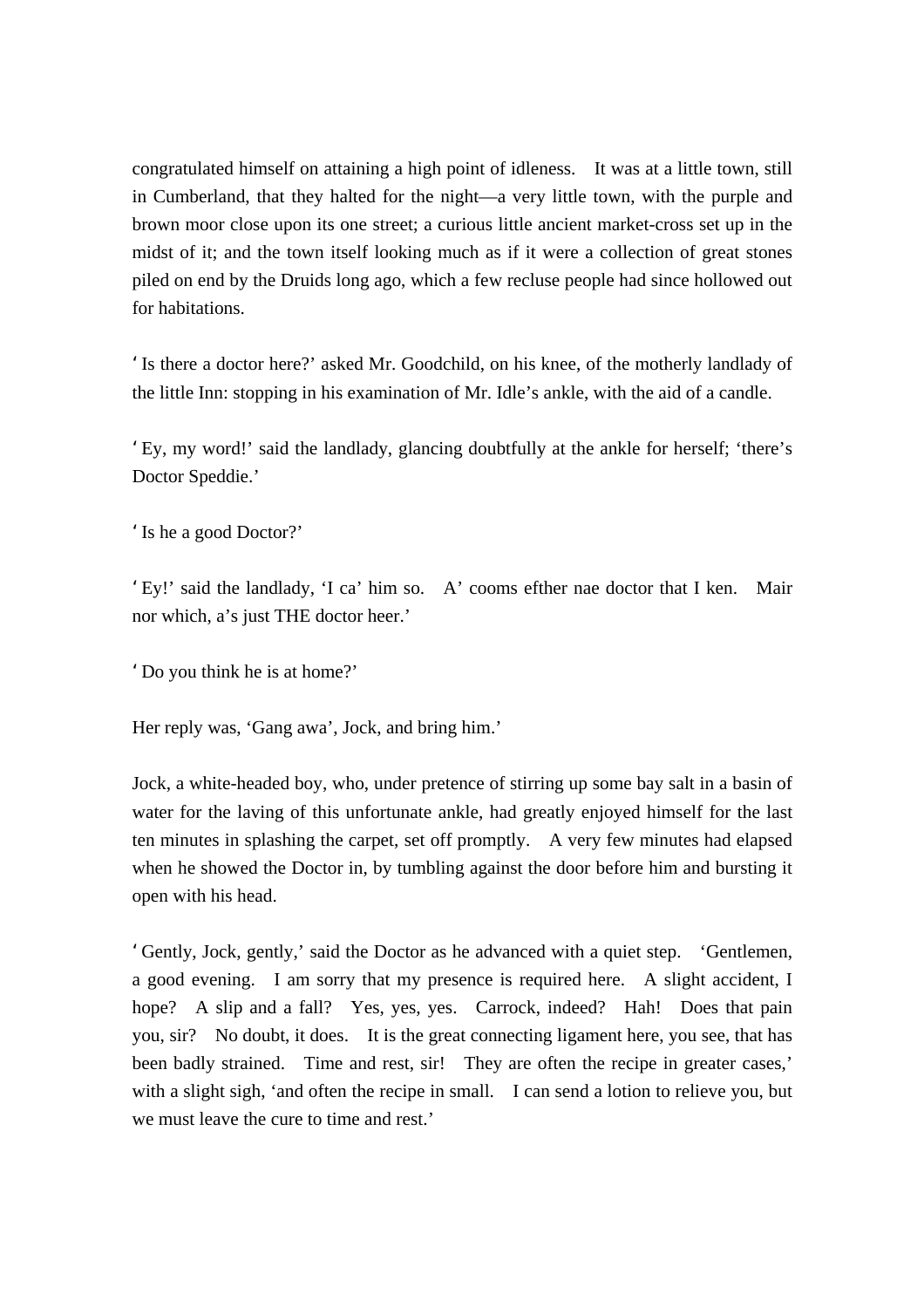congratulated himself on attaining a high point of idleness. It was at a little town, still in Cumberland, that they halted for the night—a very little town, with the purple and brown moor close upon its one street; a curious little ancient market-cross set up in the midst of it; and the town itself looking much as if it were a collection of great stones piled on end by the Druids long ago, which a few recluse people had since hollowed out for habitations.

'Is there a doctor here?' asked Mr. Goodchild, on his knee, of the motherly landlady of the little Inn: stopping in his examination of Mr. Idle's ankle, with the aid of a candle.

'Ey, my word!' said the landlady, glancing doubtfully at the ankle for herself; 'there's Doctor Speddie.'

'Is he a good Doctor?'

'Ey!' said the landlady, 'I ca' him so. A' cooms efther nae doctor that I ken. Mair nor which, a's just THE doctor heer.'

'Do you think he is at home?'

Her reply was, 'Gang awa', Jock, and bring him.'

Jock, a white-headed boy, who, under pretence of stirring up some bay salt in a basin of water for the laving of this unfortunate ankle, had greatly enjoyed himself for the last ten minutes in splashing the carpet, set off promptly. A very few minutes had elapsed when he showed the Doctor in, by tumbling against the door before him and bursting it open with his head.

'Gently, Jock, gently,' said the Doctor as he advanced with a quiet step. 'Gentlemen, a good evening. I am sorry that my presence is required here. A slight accident, I hope? A slip and a fall? Yes, yes, yes. Carrock, indeed? Hah! Does that pain you, sir? No doubt, it does. It is the great connecting ligament here, you see, that has been badly strained. Time and rest, sir! They are often the recipe in greater cases,' with a slight sigh, 'and often the recipe in small. I can send a lotion to relieve you, but we must leave the cure to time and rest.'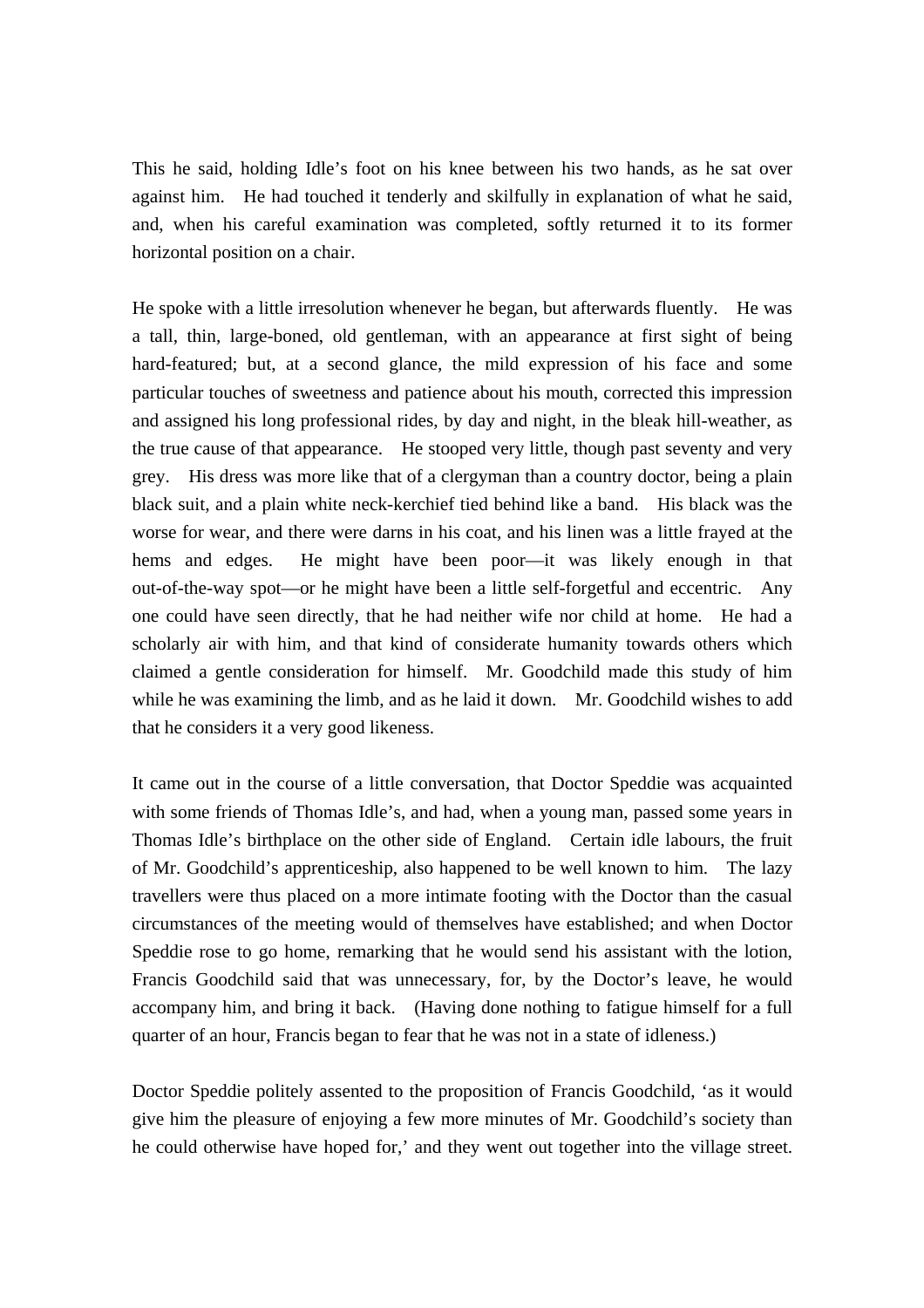This he said, holding Idle's foot on his knee between his two hands, as he sat over against him. He had touched it tenderly and skilfully in explanation of what he said, and, when his careful examination was completed, softly returned it to its former horizontal position on a chair.

He spoke with a little irresolution whenever he began, but afterwards fluently. He was a tall, thin, large-boned, old gentleman, with an appearance at first sight of being hard-featured; but, at a second glance, the mild expression of his face and some particular touches of sweetness and patience about his mouth, corrected this impression and assigned his long professional rides, by day and night, in the bleak hill-weather, as the true cause of that appearance. He stooped very little, though past seventy and very grey. His dress was more like that of a clergyman than a country doctor, being a plain black suit, and a plain white neck-kerchief tied behind like a band. His black was the worse for wear, and there were darns in his coat, and his linen was a little frayed at the hems and edges. He might have been poor—it was likely enough in that out-of-the-way spot—or he might have been a little self-forgetful and eccentric. Any one could have seen directly, that he had neither wife nor child at home. He had a scholarly air with him, and that kind of considerate humanity towards others which claimed a gentle consideration for himself. Mr. Goodchild made this study of him while he was examining the limb, and as he laid it down. Mr. Goodchild wishes to add that he considers it a very good likeness.

It came out in the course of a little conversation, that Doctor Speddie was acquainted with some friends of Thomas Idle's, and had, when a young man, passed some years in Thomas Idle's birthplace on the other side of England. Certain idle labours, the fruit of Mr. Goodchild's apprenticeship, also happened to be well known to him. The lazy travellers were thus placed on a more intimate footing with the Doctor than the casual circumstances of the meeting would of themselves have established; and when Doctor Speddie rose to go home, remarking that he would send his assistant with the lotion, Francis Goodchild said that was unnecessary, for, by the Doctor's leave, he would accompany him, and bring it back. (Having done nothing to fatigue himself for a full quarter of an hour, Francis began to fear that he was not in a state of idleness.)

Doctor Speddie politely assented to the proposition of Francis Goodchild, 'as it would give him the pleasure of enjoying a few more minutes of Mr. Goodchild's society than he could otherwise have hoped for,' and they went out together into the village street.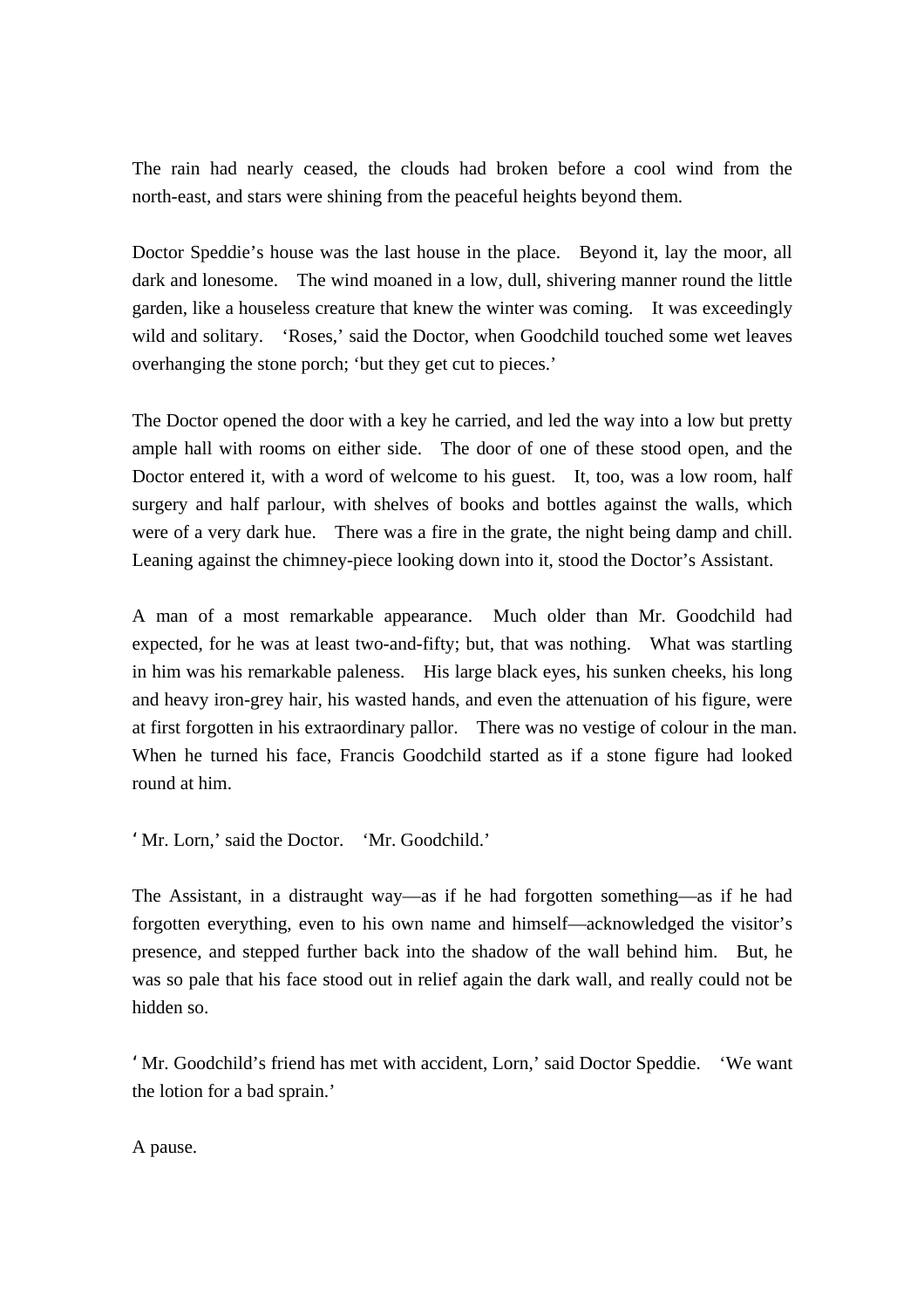The rain had nearly ceased, the clouds had broken before a cool wind from the north-east, and stars were shining from the peaceful heights beyond them.

Doctor Speddie's house was the last house in the place. Beyond it, lay the moor, all dark and lonesome. The wind moaned in a low, dull, shivering manner round the little garden, like a houseless creature that knew the winter was coming. It was exceedingly wild and solitary. 'Roses,' said the Doctor, when Goodchild touched some wet leaves overhanging the stone porch; 'but they get cut to pieces.'

The Doctor opened the door with a key he carried, and led the way into a low but pretty ample hall with rooms on either side. The door of one of these stood open, and the Doctor entered it, with a word of welcome to his guest. It, too, was a low room, half surgery and half parlour, with shelves of books and bottles against the walls, which were of a very dark hue. There was a fire in the grate, the night being damp and chill. Leaning against the chimney-piece looking down into it, stood the Doctor's Assistant.

A man of a most remarkable appearance. Much older than Mr. Goodchild had expected, for he was at least two-and-fifty; but, that was nothing. What was startling in him was his remarkable paleness. His large black eyes, his sunken cheeks, his long and heavy iron-grey hair, his wasted hands, and even the attenuation of his figure, were at first forgotten in his extraordinary pallor. There was no vestige of colour in the man. When he turned his face, Francis Goodchild started as if a stone figure had looked round at him.

'Mr. Lorn,' said the Doctor. 'Mr. Goodchild.'

The Assistant, in a distraught way—as if he had forgotten something—as if he had forgotten everything, even to his own name and himself—acknowledged the visitor's presence, and stepped further back into the shadow of the wall behind him. But, he was so pale that his face stood out in relief again the dark wall, and really could not be hidden so.

'Mr. Goodchild's friend has met with accident, Lorn,' said Doctor Speddie. 'We want the lotion for a bad sprain.'

A pause.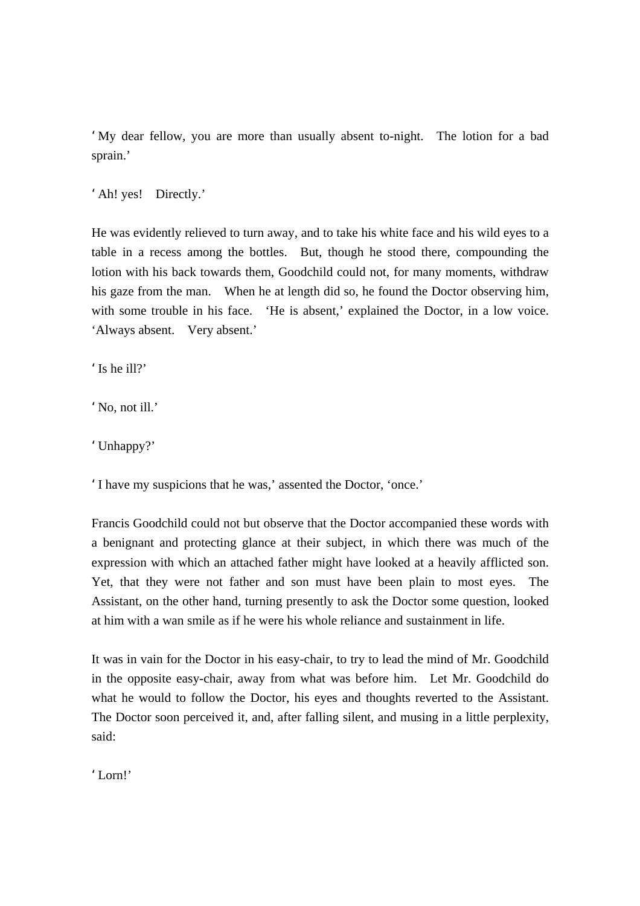'My dear fellow, you are more than usually absent to-night. The lotion for a bad sprain.'

'Ah! yes! Directly.'

He was evidently relieved to turn away, and to take his white face and his wild eyes to a table in a recess among the bottles. But, though he stood there, compounding the lotion with his back towards them, Goodchild could not, for many moments, withdraw his gaze from the man. When he at length did so, he found the Doctor observing him, with some trouble in his face. 'He is absent,' explained the Doctor, in a low voice. 'Always absent. Very absent.'

'Is he ill?'

'No, not ill.'

'Unhappy?'

'I have my suspicions that he was,' assented the Doctor, 'once.'

Francis Goodchild could not but observe that the Doctor accompanied these words with a benignant and protecting glance at their subject, in which there was much of the expression with which an attached father might have looked at a heavily afflicted son. Yet, that they were not father and son must have been plain to most eyes. The Assistant, on the other hand, turning presently to ask the Doctor some question, looked at him with a wan smile as if he were his whole reliance and sustainment in life.

It was in vain for the Doctor in his easy-chair, to try to lead the mind of Mr. Goodchild in the opposite easy-chair, away from what was before him. Let Mr. Goodchild do what he would to follow the Doctor, his eyes and thoughts reverted to the Assistant. The Doctor soon perceived it, and, after falling silent, and musing in a little perplexity, said:

'Lorn!'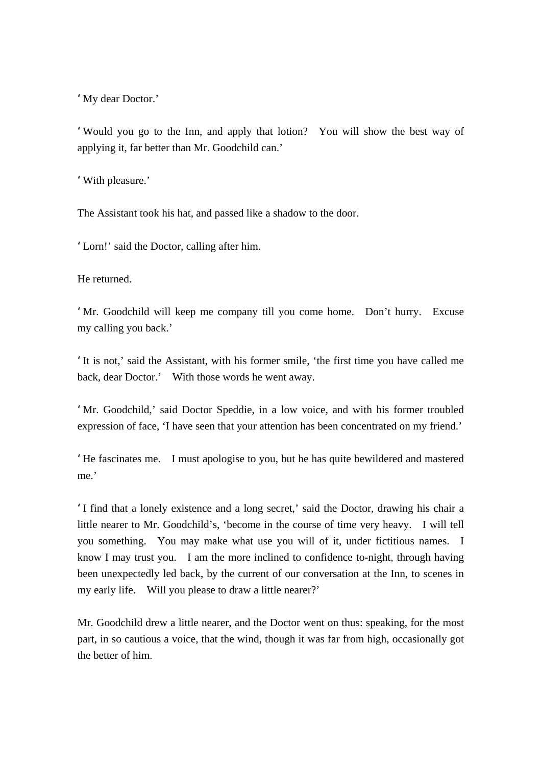'My dear Doctor.'

'Would you go to the Inn, and apply that lotion? You will show the best way of applying it, far better than Mr. Goodchild can.'

'With pleasure.'

The Assistant took his hat, and passed like a shadow to the door.

'Lorn!' said the Doctor, calling after him.

He returned.

'Mr. Goodchild will keep me company till you come home. Don't hurry. Excuse my calling you back.'

'It is not,' said the Assistant, with his former smile, 'the first time you have called me back, dear Doctor.' With those words he went away.

'Mr. Goodchild,' said Doctor Speddie, in a low voice, and with his former troubled expression of face, 'I have seen that your attention has been concentrated on my friend.'

'He fascinates me. I must apologise to you, but he has quite bewildered and mastered me.'

'I find that a lonely existence and a long secret,' said the Doctor, drawing his chair a little nearer to Mr. Goodchild's, 'become in the course of time very heavy. I will tell you something. You may make what use you will of it, under fictitious names. I know I may trust you. I am the more inclined to confidence to-night, through having been unexpectedly led back, by the current of our conversation at the Inn, to scenes in my early life. Will you please to draw a little nearer?'

Mr. Goodchild drew a little nearer, and the Doctor went on thus: speaking, for the most part, in so cautious a voice, that the wind, though it was far from high, occasionally got the better of him.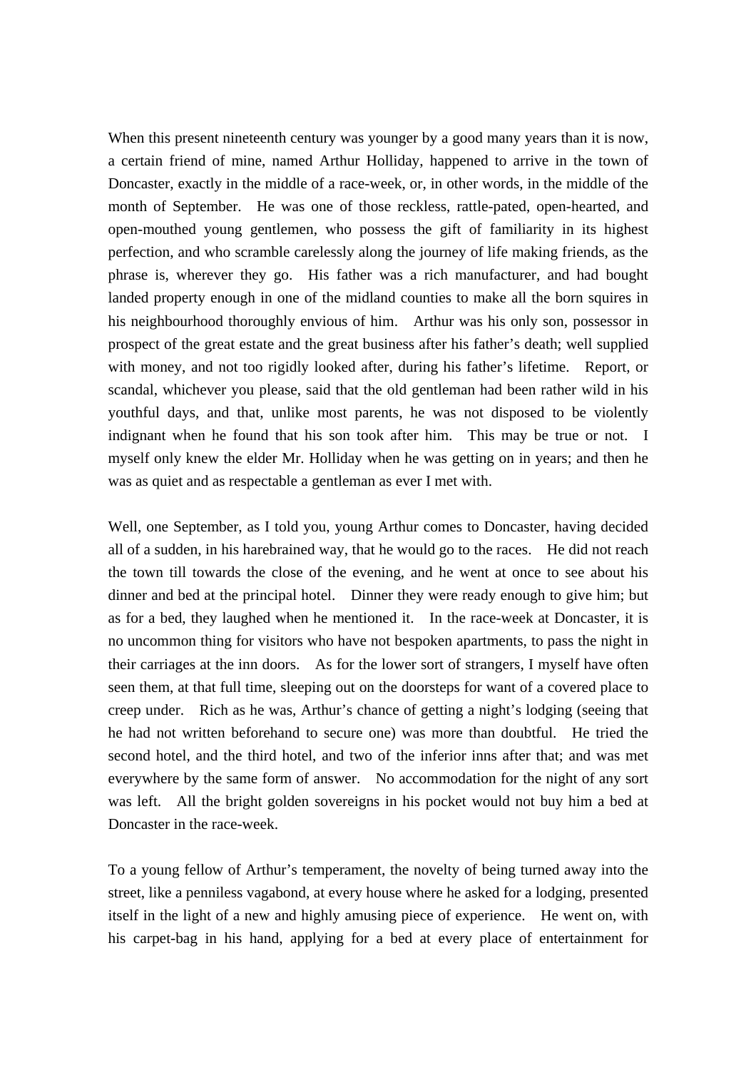When this present nineteenth century was younger by a good many years than it is now, a certain friend of mine, named Arthur Holliday, happened to arrive in the town of Doncaster, exactly in the middle of a race-week, or, in other words, in the middle of the month of September. He was one of those reckless, rattle-pated, open-hearted, and open-mouthed young gentlemen, who possess the gift of familiarity in its highest perfection, and who scramble carelessly along the journey of life making friends, as the phrase is, wherever they go. His father was a rich manufacturer, and had bought landed property enough in one of the midland counties to make all the born squires in his neighbourhood thoroughly envious of him. Arthur was his only son, possessor in prospect of the great estate and the great business after his father's death; well supplied with money, and not too rigidly looked after, during his father's lifetime. Report, or scandal, whichever you please, said that the old gentleman had been rather wild in his youthful days, and that, unlike most parents, he was not disposed to be violently indignant when he found that his son took after him. This may be true or not. I myself only knew the elder Mr. Holliday when he was getting on in years; and then he was as quiet and as respectable a gentleman as ever I met with.

Well, one September, as I told you, young Arthur comes to Doncaster, having decided all of a sudden, in his harebrained way, that he would go to the races. He did not reach the town till towards the close of the evening, and he went at once to see about his dinner and bed at the principal hotel. Dinner they were ready enough to give him; but as for a bed, they laughed when he mentioned it. In the race-week at Doncaster, it is no uncommon thing for visitors who have not bespoken apartments, to pass the night in their carriages at the inn doors. As for the lower sort of strangers, I myself have often seen them, at that full time, sleeping out on the doorsteps for want of a covered place to creep under. Rich as he was, Arthur's chance of getting a night's lodging (seeing that he had not written beforehand to secure one) was more than doubtful. He tried the second hotel, and the third hotel, and two of the inferior inns after that; and was met everywhere by the same form of answer. No accommodation for the night of any sort was left. All the bright golden sovereigns in his pocket would not buy him a bed at Doncaster in the race-week.

To a young fellow of Arthur's temperament, the novelty of being turned away into the street, like a penniless vagabond, at every house where he asked for a lodging, presented itself in the light of a new and highly amusing piece of experience. He went on, with his carpet-bag in his hand, applying for a bed at every place of entertainment for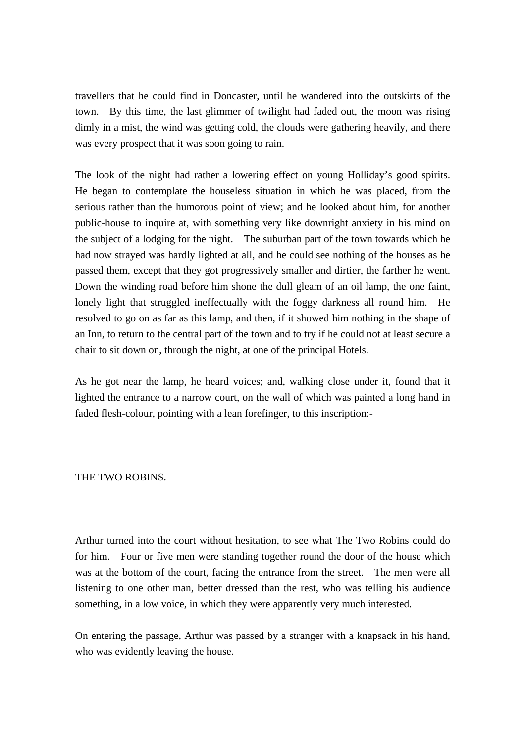travellers that he could find in Doncaster, until he wandered into the outskirts of the town. By this time, the last glimmer of twilight had faded out, the moon was rising dimly in a mist, the wind was getting cold, the clouds were gathering heavily, and there was every prospect that it was soon going to rain.

The look of the night had rather a lowering effect on young Holliday's good spirits. He began to contemplate the houseless situation in which he was placed, from the serious rather than the humorous point of view; and he looked about him, for another public-house to inquire at, with something very like downright anxiety in his mind on the subject of a lodging for the night. The suburban part of the town towards which he had now strayed was hardly lighted at all, and he could see nothing of the houses as he passed them, except that they got progressively smaller and dirtier, the farther he went. Down the winding road before him shone the dull gleam of an oil lamp, the one faint, lonely light that struggled ineffectually with the foggy darkness all round him. He resolved to go on as far as this lamp, and then, if it showed him nothing in the shape of an Inn, to return to the central part of the town and to try if he could not at least secure a chair to sit down on, through the night, at one of the principal Hotels.

As he got near the lamp, he heard voices; and, walking close under it, found that it lighted the entrance to a narrow court, on the wall of which was painted a long hand in faded flesh-colour, pointing with a lean forefinger, to this inscription:-

THE TWO ROBINS.

Arthur turned into the court without hesitation, to see what The Two Robins could do for him. Four or five men were standing together round the door of the house which was at the bottom of the court, facing the entrance from the street. The men were all listening to one other man, better dressed than the rest, who was telling his audience something, in a low voice, in which they were apparently very much interested.

On entering the passage, Arthur was passed by a stranger with a knapsack in his hand, who was evidently leaving the house.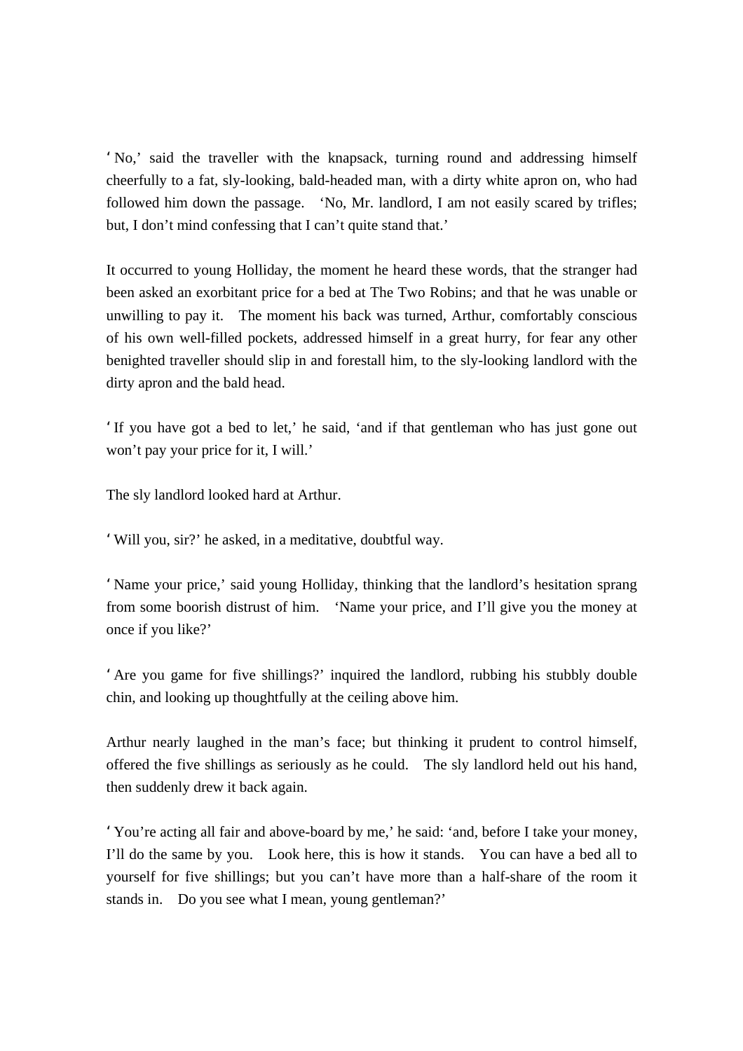'No,' said the traveller with the knapsack, turning round and addressing himself cheerfully to a fat, sly-looking, bald-headed man, with a dirty white apron on, who had followed him down the passage. 'No, Mr. landlord, I am not easily scared by trifles; but, I don't mind confessing that I can't quite stand that.'

It occurred to young Holliday, the moment he heard these words, that the stranger had been asked an exorbitant price for a bed at The Two Robins; and that he was unable or unwilling to pay it. The moment his back was turned, Arthur, comfortably conscious of his own well-filled pockets, addressed himself in a great hurry, for fear any other benighted traveller should slip in and forestall him, to the sly-looking landlord with the dirty apron and the bald head.

'If you have got a bed to let,' he said, 'and if that gentleman who has just gone out won't pay your price for it, I will.'

The sly landlord looked hard at Arthur.

'Will you, sir?' he asked, in a meditative, doubtful way.

'Name your price,' said young Holliday, thinking that the landlord's hesitation sprang from some boorish distrust of him. 'Name your price, and I'll give you the money at once if you like?'

'Are you game for five shillings?' inquired the landlord, rubbing his stubbly double chin, and looking up thoughtfully at the ceiling above him.

Arthur nearly laughed in the man's face; but thinking it prudent to control himself, offered the five shillings as seriously as he could. The sly landlord held out his hand, then suddenly drew it back again.

'You're acting all fair and above-board by me,' he said: 'and, before I take your money, I'll do the same by you. Look here, this is how it stands. You can have a bed all to yourself for five shillings; but you can't have more than a half-share of the room it stands in. Do you see what I mean, young gentleman?'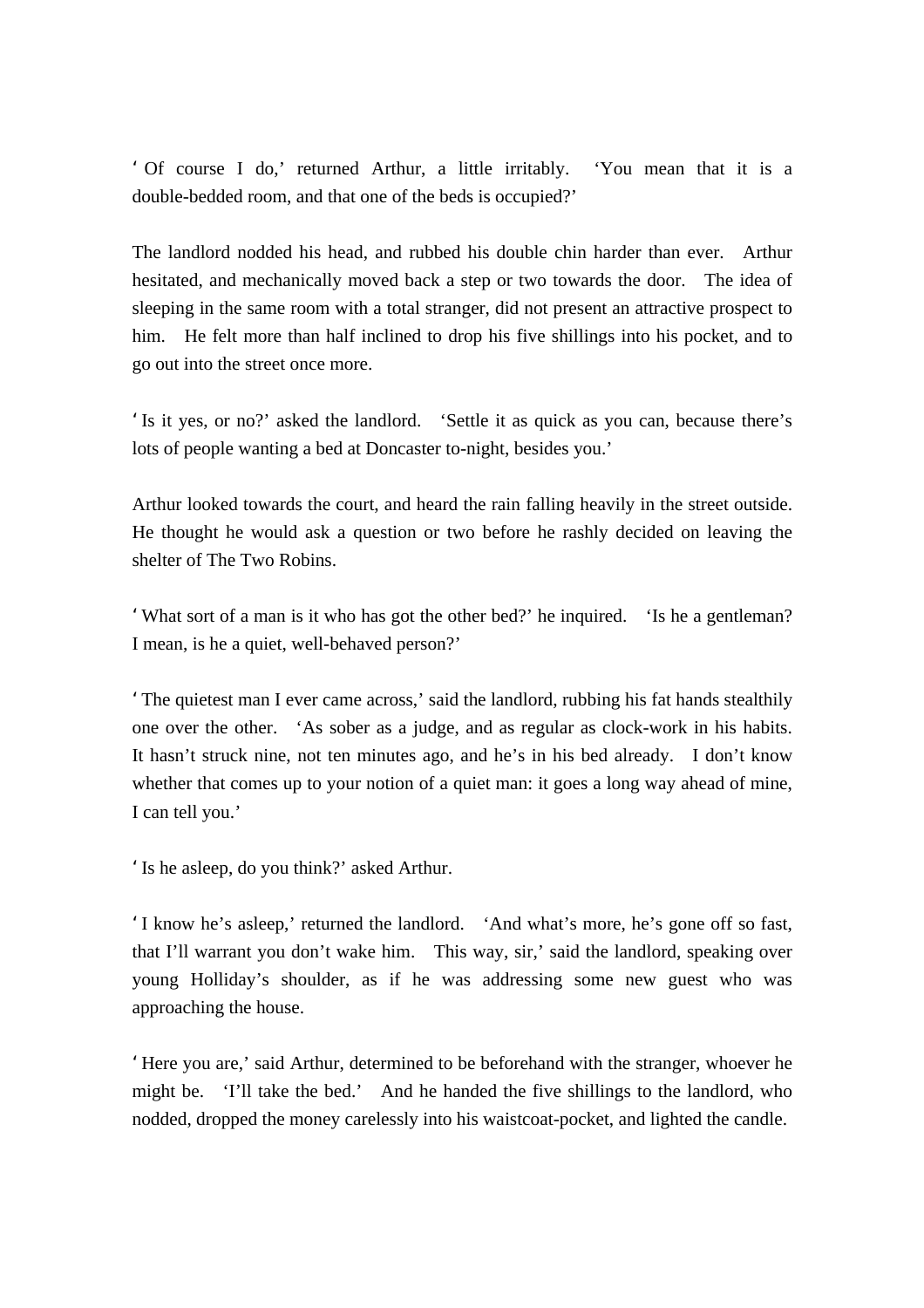'Of course I do,' returned Arthur, a little irritably. 'You mean that it is a double-bedded room, and that one of the beds is occupied?'

The landlord nodded his head, and rubbed his double chin harder than ever. Arthur hesitated, and mechanically moved back a step or two towards the door. The idea of sleeping in the same room with a total stranger, did not present an attractive prospect to him. He felt more than half inclined to drop his five shillings into his pocket, and to go out into the street once more.

'Is it yes, or no?' asked the landlord. 'Settle it as quick as you can, because there's lots of people wanting a bed at Doncaster to-night, besides you.'

Arthur looked towards the court, and heard the rain falling heavily in the street outside. He thought he would ask a question or two before he rashly decided on leaving the shelter of The Two Robins.

'What sort of a man is it who has got the other bed?' he inquired. 'Is he a gentleman? I mean, is he a quiet, well-behaved person?'

'The quietest man I ever came across,' said the landlord, rubbing his fat hands stealthily one over the other. 'As sober as a judge, and as regular as clock-work in his habits. It hasn't struck nine, not ten minutes ago, and he's in his bed already. I don't know whether that comes up to your notion of a quiet man: it goes a long way ahead of mine, I can tell you.'

'Is he asleep, do you think?' asked Arthur.

'I know he's asleep,' returned the landlord. 'And what's more, he's gone off so fast, that I'll warrant you don't wake him. This way, sir,' said the landlord, speaking over young Holliday's shoulder, as if he was addressing some new guest who was approaching the house.

'Here you are,' said Arthur, determined to be beforehand with the stranger, whoever he might be. 'I'll take the bed.' And he handed the five shillings to the landlord, who nodded, dropped the money carelessly into his waistcoat-pocket, and lighted the candle.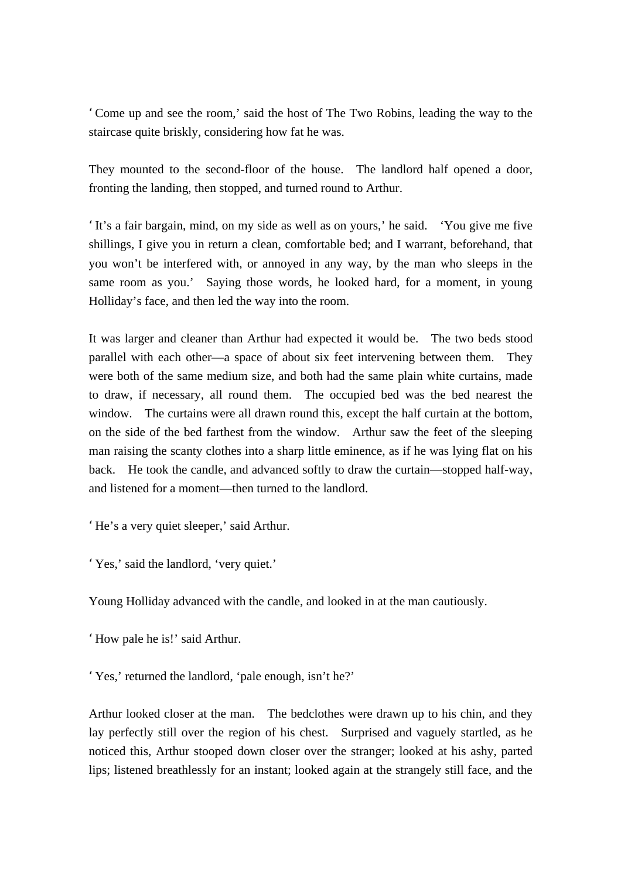'Come up and see the room,' said the host of The Two Robins, leading the way to the staircase quite briskly, considering how fat he was.

They mounted to the second-floor of the house. The landlord half opened a door, fronting the landing, then stopped, and turned round to Arthur.

'It's a fair bargain, mind, on my side as well as on yours,' he said. 'You give me five shillings, I give you in return a clean, comfortable bed; and I warrant, beforehand, that you won't be interfered with, or annoyed in any way, by the man who sleeps in the same room as you.' Saying those words, he looked hard, for a moment, in young Holliday's face, and then led the way into the room.

It was larger and cleaner than Arthur had expected it would be. The two beds stood parallel with each other—a space of about six feet intervening between them. They were both of the same medium size, and both had the same plain white curtains, made to draw, if necessary, all round them. The occupied bed was the bed nearest the window. The curtains were all drawn round this, except the half curtain at the bottom, on the side of the bed farthest from the window. Arthur saw the feet of the sleeping man raising the scanty clothes into a sharp little eminence, as if he was lying flat on his back. He took the candle, and advanced softly to draw the curtain—stopped half-way, and listened for a moment—then turned to the landlord.

'He's a very quiet sleeper,' said Arthur.

'Yes,' said the landlord, 'very quiet.'

Young Holliday advanced with the candle, and looked in at the man cautiously.

'How pale he is!' said Arthur.

'Yes,' returned the landlord, 'pale enough, isn't he?'

Arthur looked closer at the man. The bedclothes were drawn up to his chin, and they lay perfectly still over the region of his chest. Surprised and vaguely startled, as he noticed this, Arthur stooped down closer over the stranger; looked at his ashy, parted lips; listened breathlessly for an instant; looked again at the strangely still face, and the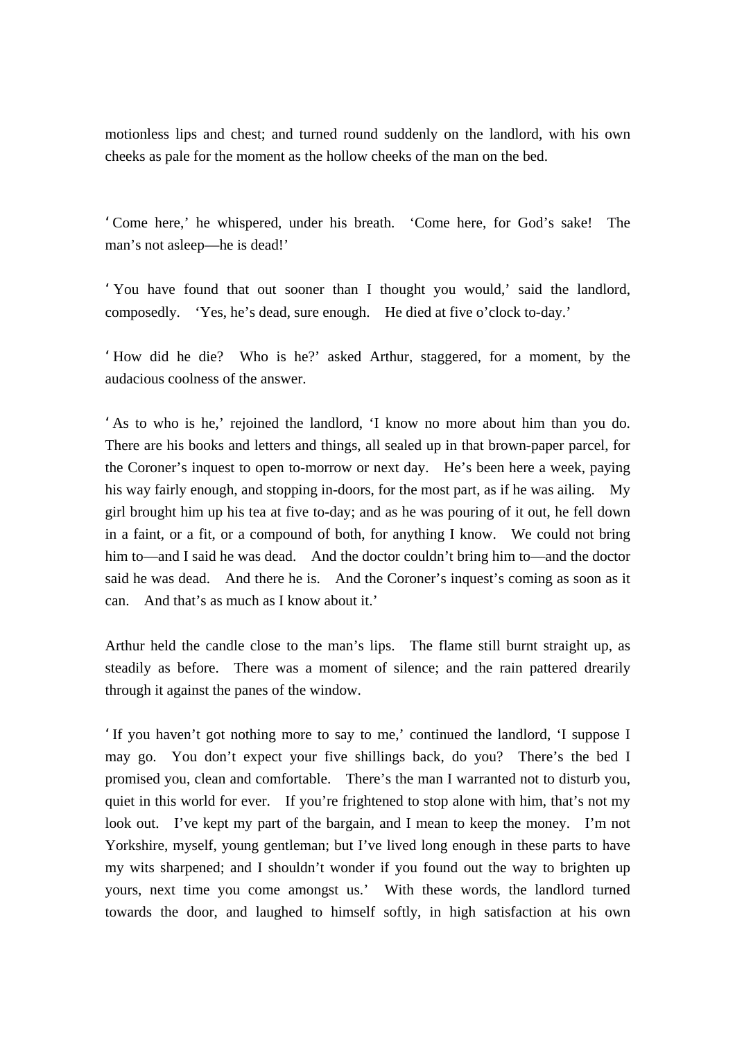motionless lips and chest; and turned round suddenly on the landlord, with his own cheeks as pale for the moment as the hollow cheeks of the man on the bed.

'Come here,' he whispered, under his breath. 'Come here, for God's sake! The man's not asleep—he is dead!'

'You have found that out sooner than I thought you would,' said the landlord, composedly. 'Yes, he's dead, sure enough. He died at five o'clock to-day.'

'How did he die? Who is he?' asked Arthur, staggered, for a moment, by the audacious coolness of the answer.

'As to who is he,' rejoined the landlord, 'I know no more about him than you do. There are his books and letters and things, all sealed up in that brown-paper parcel, for the Coroner's inquest to open to-morrow or next day. He's been here a week, paying his way fairly enough, and stopping in-doors, for the most part, as if he was ailing. My girl brought him up his tea at five to-day; and as he was pouring of it out, he fell down in a faint, or a fit, or a compound of both, for anything I know. We could not bring him to—and I said he was dead. And the doctor couldn't bring him to—and the doctor said he was dead. And there he is. And the Coroner's inquest's coming as soon as it can. And that's as much as I know about it.'

Arthur held the candle close to the man's lips. The flame still burnt straight up, as steadily as before. There was a moment of silence; and the rain pattered drearily through it against the panes of the window.

'If you haven't got nothing more to say to me,' continued the landlord, 'I suppose I may go. You don't expect your five shillings back, do you? There's the bed I promised you, clean and comfortable. There's the man I warranted not to disturb you, quiet in this world for ever. If you're frightened to stop alone with him, that's not my look out. I've kept my part of the bargain, and I mean to keep the money. I'm not Yorkshire, myself, young gentleman; but I've lived long enough in these parts to have my wits sharpened; and I shouldn't wonder if you found out the way to brighten up yours, next time you come amongst us.' With these words, the landlord turned towards the door, and laughed to himself softly, in high satisfaction at his own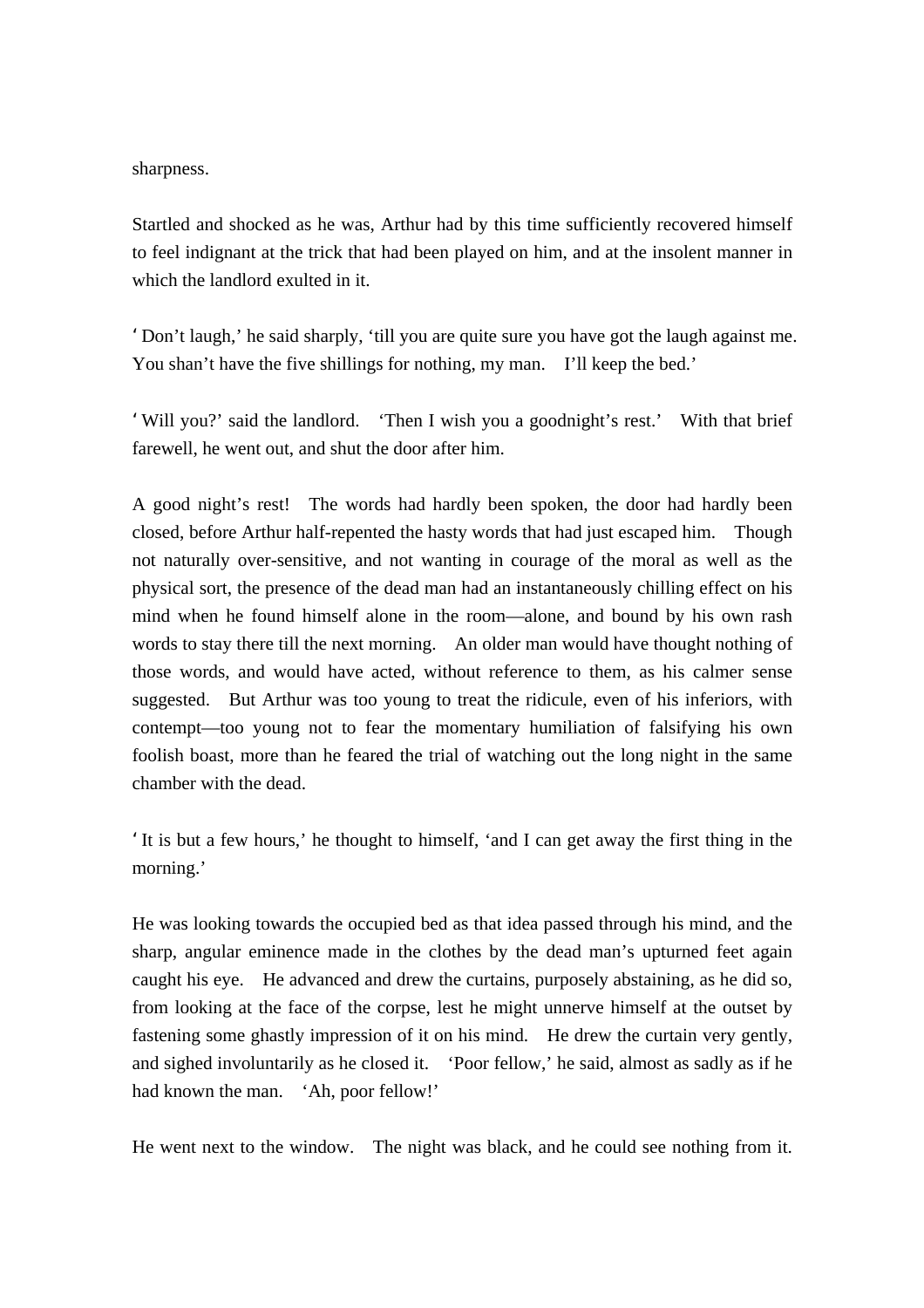sharpness.

Startled and shocked as he was, Arthur had by this time sufficiently recovered himself to feel indignant at the trick that had been played on him, and at the insolent manner in which the landlord exulted in it.

‘Don't laugh,’ he said sharply, ‘till you are quite sure you have got the laugh against me. You shan't have the five shillings for nothing, my man. I'll keep the bed.’

‘Will you?’ said the landlord. ‘Then I wish you a goodnight's rest.’ With that brief farewell, he went out, and shut the door after him.

A good night's rest! The words had hardly been spoken, the door had hardly been closed, before Arthur half-repented the hasty words that had just escaped him. Though not naturally over-sensitive, and not wanting in courage of the moral as well as the physical sort, the presence of the dead man had an instantaneously chilling effect on his mind when he found himself alone in the room—alone, and bound by his own rash words to stay there till the next morning. An older man would have thought nothing of those words, and would have acted, without reference to them, as his calmer sense suggested. But Arthur was too young to treat the ridicule, even of his inferiors, with contempt—too young not to fear the momentary humiliation of falsifying his own foolish boast, more than he feared the trial of watching out the long night in the same chamber with the dead.

‘It is but a few hours,’ he thought to himself, ‘and I can get away the first thing in the morning.’

He was looking towards the occupied bed as that idea passed through his mind, and the sharp, angular eminence made in the clothes by the dead man's upturned feet again caught his eye. He advanced and drew the curtains, purposely abstaining, as he did so, from looking at the face of the corpse, lest he might unnerve himself at the outset by fastening some ghastly impression of it on his mind. He drew the curtain very gently, and sighed involuntarily as he closed it. ‘Poor fellow,’ he said, almost as sadly as if he had known the man. ‘Ah, poor fellow!’

He went next to the window. The night was black, and he could see nothing from it.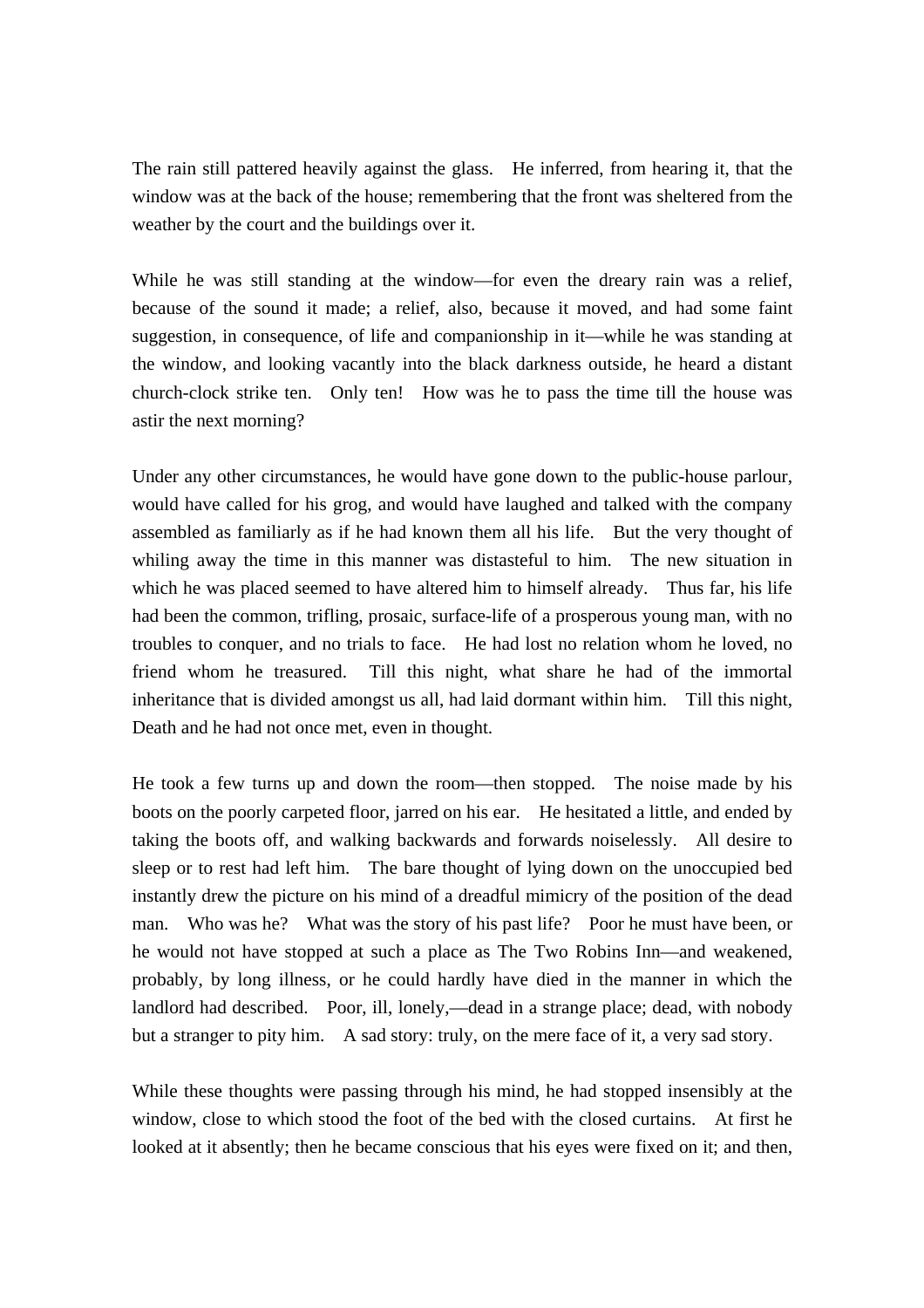The rain still pattered heavily against the glass. He inferred, from hearing it, that the window was at the back of the house; remembering that the front was sheltered from the weather by the court and the buildings over it.

While he was still standing at the window—for even the dreary rain was a relief, because of the sound it made; a relief, also, because it moved, and had some faint suggestion, in consequence, of life and companionship in it—while he was standing at the window, and looking vacantly into the black darkness outside, he heard a distant church-clock strike ten. Only ten! How was he to pass the time till the house was astir the next morning?

Under any other circumstances, he would have gone down to the public-house parlour, would have called for his grog, and would have laughed and talked with the company assembled as familiarly as if he had known them all his life. But the very thought of whiling away the time in this manner was distasteful to him. The new situation in which he was placed seemed to have altered him to himself already. Thus far, his life had been the common, trifling, prosaic, surface-life of a prosperous young man, with no troubles to conquer, and no trials to face. He had lost no relation whom he loved, no friend whom he treasured. Till this night, what share he had of the immortal inheritance that is divided amongst us all, had laid dormant within him. Till this night, Death and he had not once met, even in thought.

He took a few turns up and down the room—then stopped. The noise made by his boots on the poorly carpeted floor, jarred on his ear. He hesitated a little, and ended by taking the boots off, and walking backwards and forwards noiselessly. All desire to sleep or to rest had left him. The bare thought of lying down on the unoccupied bed instantly drew the picture on his mind of a dreadful mimicry of the position of the dead man. Who was he? What was the story of his past life? Poor he must have been, or he would not have stopped at such a place as The Two Robins Inn—and weakened, probably, by long illness, or he could hardly have died in the manner in which the landlord had described. Poor, ill, lonely,—dead in a strange place; dead, with nobody but a stranger to pity him. A sad story: truly, on the mere face of it, a very sad story.

While these thoughts were passing through his mind, he had stopped insensibly at the window, close to which stood the foot of the bed with the closed curtains. At first he looked at it absently; then he became conscious that his eyes were fixed on it; and then,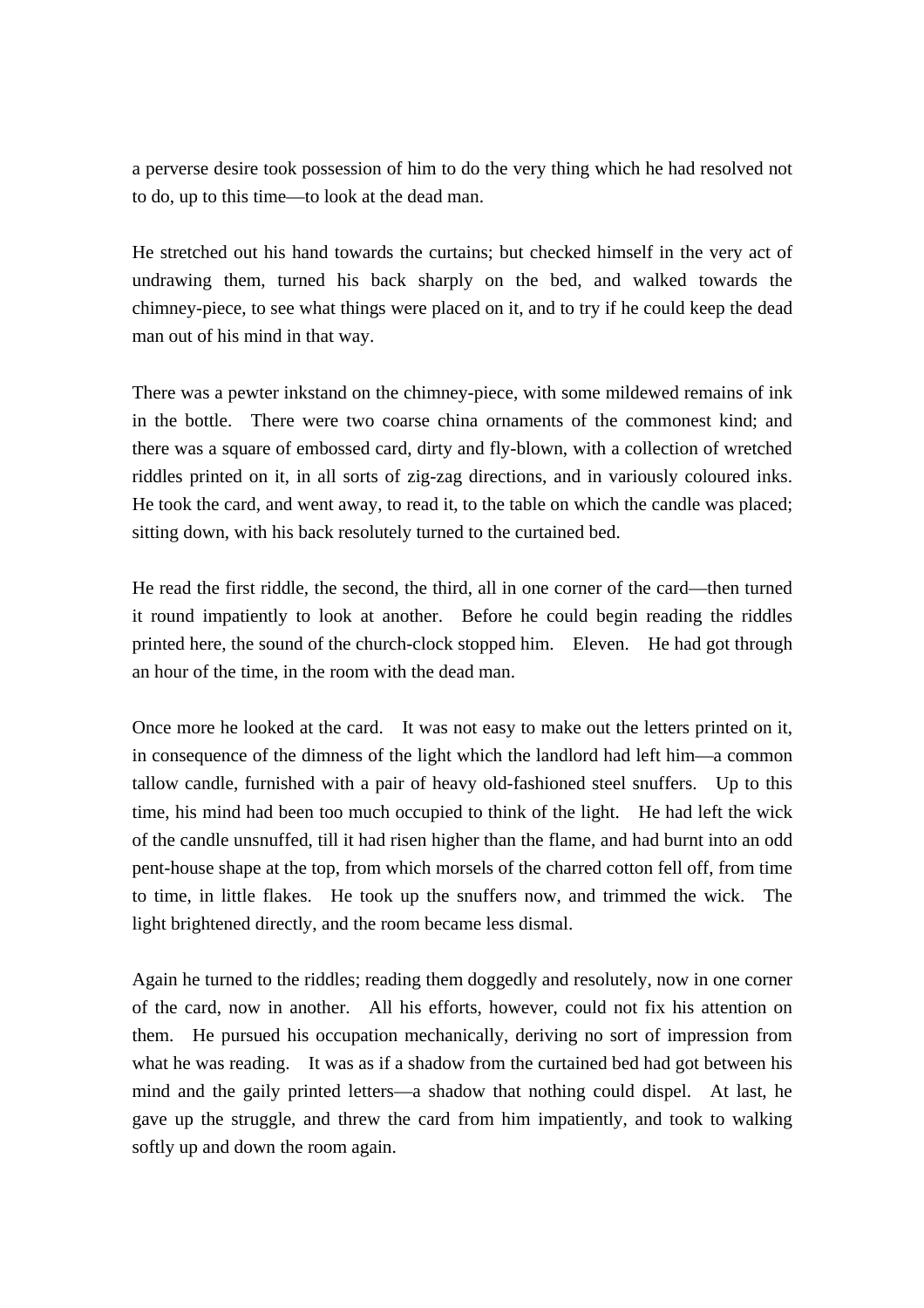a perverse desire took possession of him to do the very thing which he had resolved not to do, up to this time—to look at the dead man.

He stretched out his hand towards the curtains; but checked himself in the very act of undrawing them, turned his back sharply on the bed, and walked towards the chimney-piece, to see what things were placed on it, and to try if he could keep the dead man out of his mind in that way.

There was a pewter inkstand on the chimney-piece, with some mildewed remains of ink in the bottle. There were two coarse china ornaments of the commonest kind; and there was a square of embossed card, dirty and fly-blown, with a collection of wretched riddles printed on it, in all sorts of zig-zag directions, and in variously coloured inks. He took the card, and went away, to read it, to the table on which the candle was placed; sitting down, with his back resolutely turned to the curtained bed.

He read the first riddle, the second, the third, all in one corner of the card—then turned it round impatiently to look at another. Before he could begin reading the riddles printed here, the sound of the church-clock stopped him. Eleven. He had got through an hour of the time, in the room with the dead man.

Once more he looked at the card. It was not easy to make out the letters printed on it, in consequence of the dimness of the light which the landlord had left him—a common tallow candle, furnished with a pair of heavy old-fashioned steel snuffers. Up to this time, his mind had been too much occupied to think of the light. He had left the wick of the candle unsnuffed, till it had risen higher than the flame, and had burnt into an odd pent-house shape at the top, from which morsels of the charred cotton fell off, from time to time, in little flakes. He took up the snuffers now, and trimmed the wick. The light brightened directly, and the room became less dismal.

Again he turned to the riddles; reading them doggedly and resolutely, now in one corner of the card, now in another. All his efforts, however, could not fix his attention on them. He pursued his occupation mechanically, deriving no sort of impression from what he was reading. It was as if a shadow from the curtained bed had got between his mind and the gaily printed letters—a shadow that nothing could dispel. At last, he gave up the struggle, and threw the card from him impatiently, and took to walking softly up and down the room again.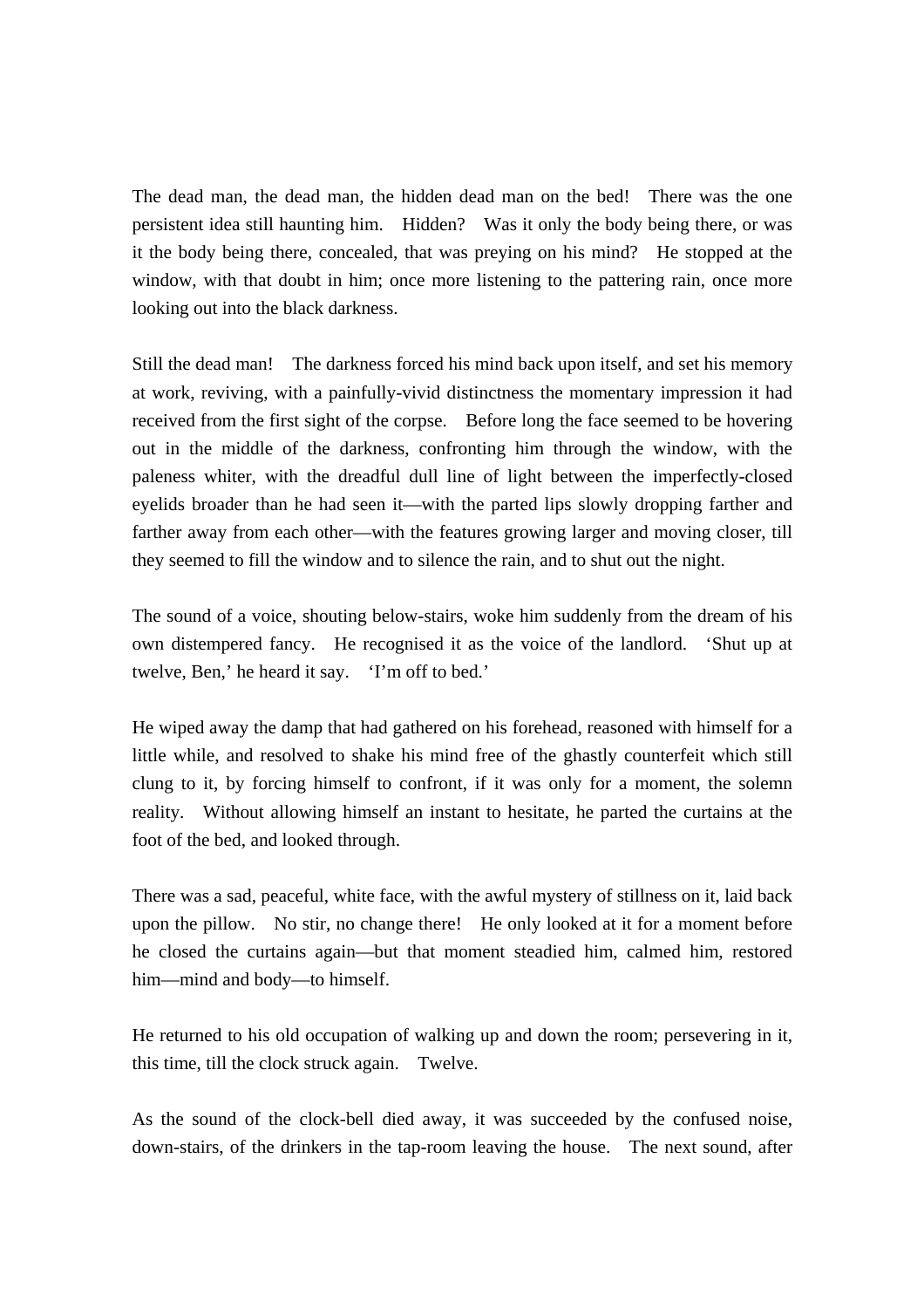The dead man, the dead man, the hidden dead man on the bed! There was the one persistent idea still haunting him. Hidden? Was it only the body being there, or was it the body being there, concealed, that was preying on his mind? He stopped at the window, with that doubt in him; once more listening to the pattering rain, once more looking out into the black darkness.

Still the dead man! The darkness forced his mind back upon itself, and set his memory at work, reviving, with a painfully-vivid distinctness the momentary impression it had received from the first sight of the corpse. Before long the face seemed to be hovering out in the middle of the darkness, confronting him through the window, with the paleness whiter, with the dreadful dull line of light between the imperfectly-closed eyelids broader than he had seen it—with the parted lips slowly dropping farther and farther away from each other—with the features growing larger and moving closer, till they seemed to fill the window and to silence the rain, and to shut out the night.

The sound of a voice, shouting below-stairs, woke him suddenly from the dream of his own distempered fancy. He recognised it as the voice of the landlord. 'Shut up at twelve, Ben,' he heard it say. 'I'm off to bed.'

He wiped away the damp that had gathered on his forehead, reasoned with himself for a little while, and resolved to shake his mind free of the ghastly counterfeit which still clung to it, by forcing himself to confront, if it was only for a moment, the solemn reality. Without allowing himself an instant to hesitate, he parted the curtains at the foot of the bed, and looked through.

There was a sad, peaceful, white face, with the awful mystery of stillness on it, laid back upon the pillow. No stir, no change there! He only looked at it for a moment before he closed the curtains again—but that moment steadied him, calmed him, restored him—mind and body—to himself.

He returned to his old occupation of walking up and down the room; persevering in it, this time, till the clock struck again. Twelve.

As the sound of the clock-bell died away, it was succeeded by the confused noise, down-stairs, of the drinkers in the tap-room leaving the house. The next sound, after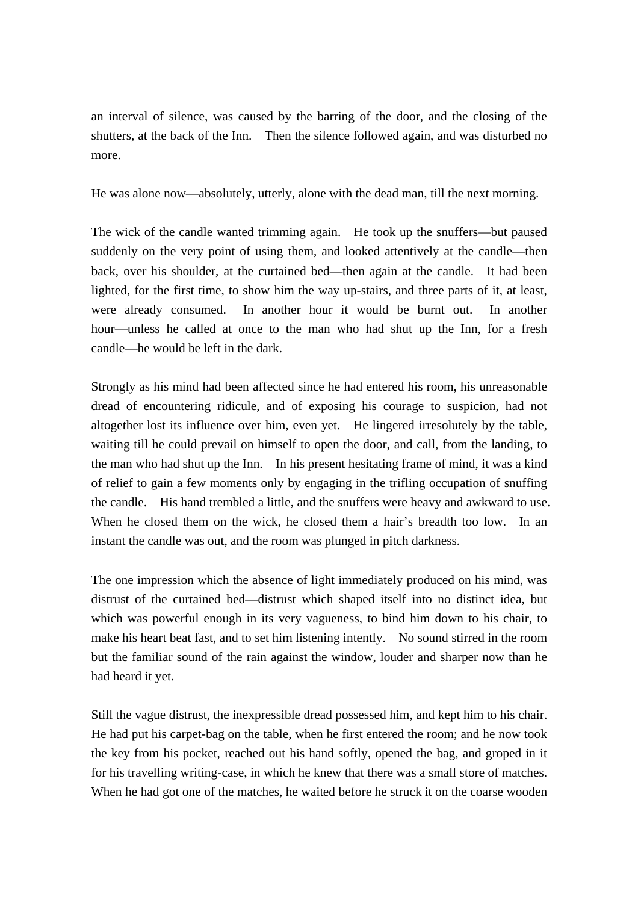an interval of silence, was caused by the barring of the door, and the closing of the shutters, at the back of the Inn. Then the silence followed again, and was disturbed no more.

He was alone now—absolutely, utterly, alone with the dead man, till the next morning.

The wick of the candle wanted trimming again. He took up the snuffers—but paused suddenly on the very point of using them, and looked attentively at the candle—then back, over his shoulder, at the curtained bed—then again at the candle. It had been lighted, for the first time, to show him the way up-stairs, and three parts of it, at least, were already consumed. In another hour it would be burnt out. In another hour—unless he called at once to the man who had shut up the Inn, for a fresh candle—he would be left in the dark.

Strongly as his mind had been affected since he had entered his room, his unreasonable dread of encountering ridicule, and of exposing his courage to suspicion, had not altogether lost its influence over him, even yet. He lingered irresolutely by the table, waiting till he could prevail on himself to open the door, and call, from the landing, to the man who had shut up the Inn. In his present hesitating frame of mind, it was a kind of relief to gain a few moments only by engaging in the trifling occupation of snuffing the candle. His hand trembled a little, and the snuffers were heavy and awkward to use. When he closed them on the wick, he closed them a hair's breadth too low. In an instant the candle was out, and the room was plunged in pitch darkness.

The one impression which the absence of light immediately produced on his mind, was distrust of the curtained bed—distrust which shaped itself into no distinct idea, but which was powerful enough in its very vagueness, to bind him down to his chair, to make his heart beat fast, and to set him listening intently. No sound stirred in the room but the familiar sound of the rain against the window, louder and sharper now than he had heard it yet.

Still the vague distrust, the inexpressible dread possessed him, and kept him to his chair. He had put his carpet-bag on the table, when he first entered the room; and he now took the key from his pocket, reached out his hand softly, opened the bag, and groped in it for his travelling writing-case, in which he knew that there was a small store of matches. When he had got one of the matches, he waited before he struck it on the coarse wooden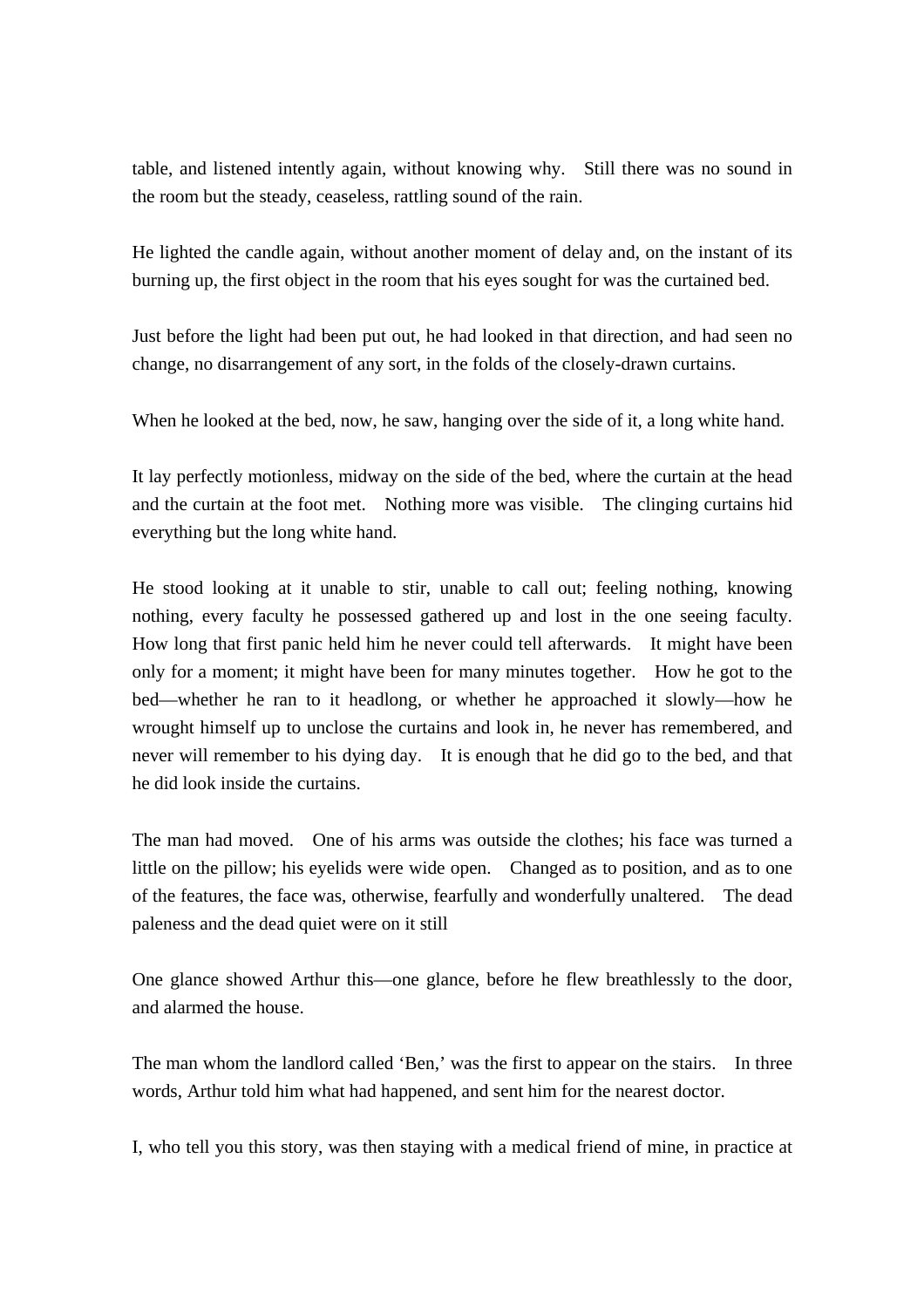table, and listened intently again, without knowing why. Still there was no sound in the room but the steady, ceaseless, rattling sound of the rain.

He lighted the candle again, without another moment of delay and, on the instant of its burning up, the first object in the room that his eyes sought for was the curtained bed.

Just before the light had been put out, he had looked in that direction, and had seen no change, no disarrangement of any sort, in the folds of the closely-drawn curtains.

When he looked at the bed, now, he saw, hanging over the side of it, a long white hand.

It lay perfectly motionless, midway on the side of the bed, where the curtain at the head and the curtain at the foot met. Nothing more was visible. The clinging curtains hid everything but the long white hand.

He stood looking at it unable to stir, unable to call out; feeling nothing, knowing nothing, every faculty he possessed gathered up and lost in the one seeing faculty. How long that first panic held him he never could tell afterwards. It might have been only for a moment; it might have been for many minutes together. How he got to the bed—whether he ran to it headlong, or whether he approached it slowly—how he wrought himself up to unclose the curtains and look in, he never has remembered, and never will remember to his dying day. It is enough that he did go to the bed, and that he did look inside the curtains.

The man had moved. One of his arms was outside the clothes; his face was turned a little on the pillow; his eyelids were wide open. Changed as to position, and as to one of the features, the face was, otherwise, fearfully and wonderfully unaltered. The dead paleness and the dead quiet were on it still

One glance showed Arthur this—one glance, before he flew breathlessly to the door, and alarmed the house.

The man whom the landlord called 'Ben,' was the first to appear on the stairs. In three words, Arthur told him what had happened, and sent him for the nearest doctor.

I, who tell you this story, was then staying with a medical friend of mine, in practice at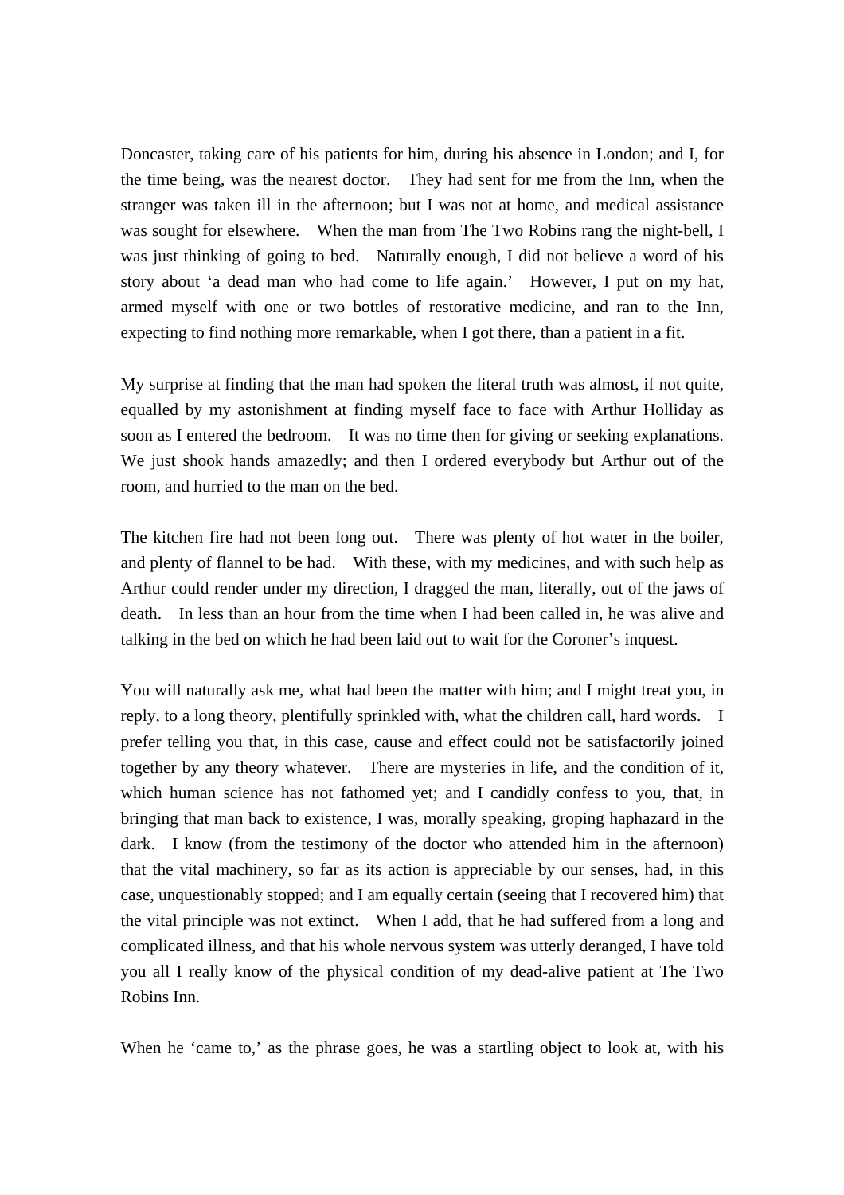Doncaster, taking care of his patients for him, during his absence in London; and I, for the time being, was the nearest doctor. They had sent for me from the Inn, when the stranger was taken ill in the afternoon; but I was not at home, and medical assistance was sought for elsewhere. When the man from The Two Robins rang the night-bell, I was just thinking of going to bed. Naturally enough, I did not believe a word of his story about 'a dead man who had come to life again.' However, I put on my hat, armed myself with one or two bottles of restorative medicine, and ran to the Inn, expecting to find nothing more remarkable, when I got there, than a patient in a fit.

My surprise at finding that the man had spoken the literal truth was almost, if not quite, equalled by my astonishment at finding myself face to face with Arthur Holliday as soon as I entered the bedroom. It was no time then for giving or seeking explanations. We just shook hands amazedly; and then I ordered everybody but Arthur out of the room, and hurried to the man on the bed.

The kitchen fire had not been long out. There was plenty of hot water in the boiler, and plenty of flannel to be had. With these, with my medicines, and with such help as Arthur could render under my direction, I dragged the man, literally, out of the jaws of death. In less than an hour from the time when I had been called in, he was alive and talking in the bed on which he had been laid out to wait for the Coroner's inquest.

You will naturally ask me, what had been the matter with him; and I might treat you, in reply, to a long theory, plentifully sprinkled with, what the children call, hard words. I prefer telling you that, in this case, cause and effect could not be satisfactorily joined together by any theory whatever. There are mysteries in life, and the condition of it, which human science has not fathomed yet; and I candidly confess to you, that, in bringing that man back to existence, I was, morally speaking, groping haphazard in the dark. I know (from the testimony of the doctor who attended him in the afternoon) that the vital machinery, so far as its action is appreciable by our senses, had, in this case, unquestionably stopped; and I am equally certain (seeing that I recovered him) that the vital principle was not extinct. When I add, that he had suffered from a long and complicated illness, and that his whole nervous system was utterly deranged, I have told you all I really know of the physical condition of my dead-alive patient at The Two Robins Inn.

When he 'came to,' as the phrase goes, he was a startling object to look at, with his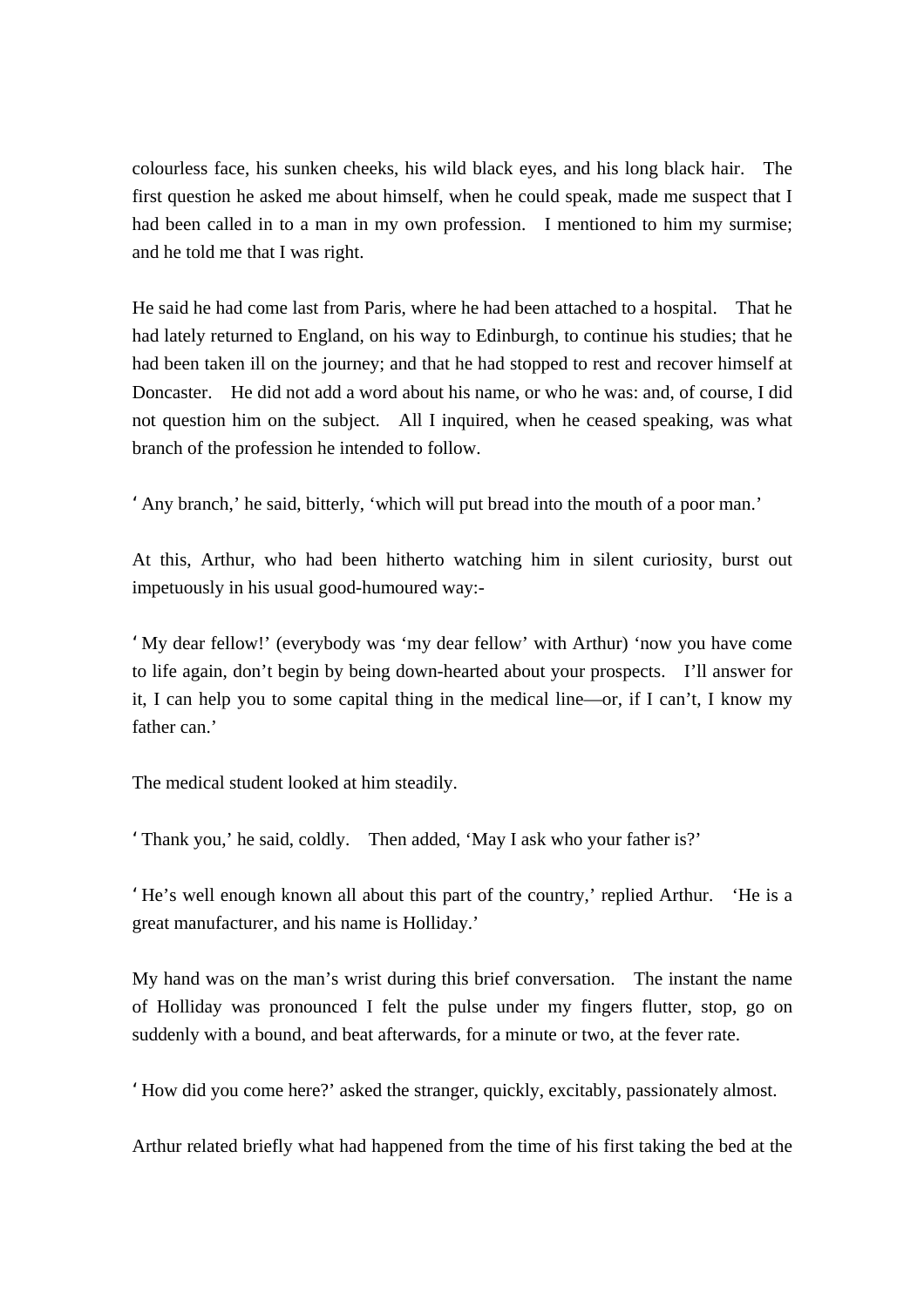colourless face, his sunken cheeks, his wild black eyes, and his long black hair. The first question he asked me about himself, when he could speak, made me suspect that I had been called in to a man in my own profession. I mentioned to him my surmise; and he told me that I was right.

He said he had come last from Paris, where he had been attached to a hospital. That he had lately returned to England, on his way to Edinburgh, to continue his studies; that he had been taken ill on the journey; and that he had stopped to rest and recover himself at Doncaster. He did not add a word about his name, or who he was: and, of course, I did not question him on the subject. All I inquired, when he ceased speaking, was what branch of the profession he intended to follow.

'Any branch,' he said, bitterly, 'which will put bread into the mouth of a poor man.'

At this, Arthur, who had been hitherto watching him in silent curiosity, burst out impetuously in his usual good-humoured way:-

'My dear fellow!' (everybody was 'my dear fellow' with Arthur) 'now you have come to life again, don't begin by being down-hearted about your prospects. I'll answer for it, I can help you to some capital thing in the medical line—or, if I can't, I know my father can.'

The medical student looked at him steadily.

'Thank you,' he said, coldly. Then added, 'May I ask who your father is?'

'He's well enough known all about this part of the country,' replied Arthur. 'He is a great manufacturer, and his name is Holliday.'

My hand was on the man's wrist during this brief conversation. The instant the name of Holliday was pronounced I felt the pulse under my fingers flutter, stop, go on suddenly with a bound, and beat afterwards, for a minute or two, at the fever rate.

'How did you come here?' asked the stranger, quickly, excitably, passionately almost.

Arthur related briefly what had happened from the time of his first taking the bed at the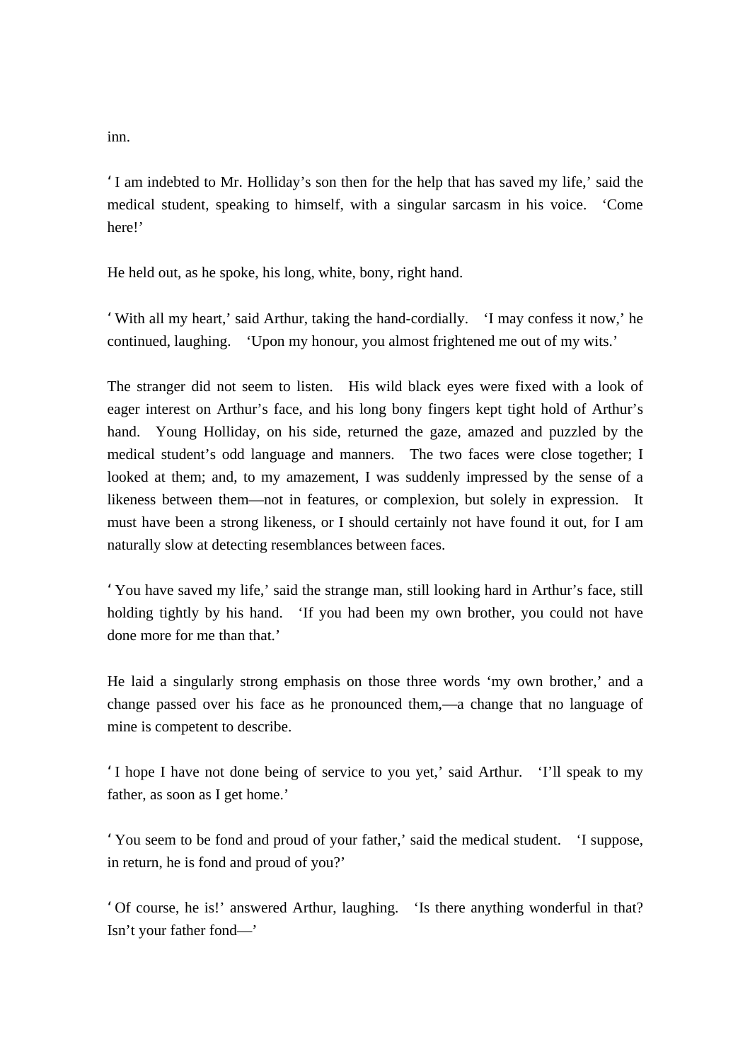inn.

'I am indebted to Mr. Holliday's son then for the help that has saved my life,' said the medical student, speaking to himself, with a singular sarcasm in his voice. 'Come here!'

He held out, as he spoke, his long, white, bony, right hand.

'With all my heart,' said Arthur, taking the hand-cordially. 'I may confess it now,' he continued, laughing. 'Upon my honour, you almost frightened me out of my wits.'

The stranger did not seem to listen. His wild black eyes were fixed with a look of eager interest on Arthur's face, and his long bony fingers kept tight hold of Arthur's hand. Young Holliday, on his side, returned the gaze, amazed and puzzled by the medical student's odd language and manners. The two faces were close together; I looked at them; and, to my amazement, I was suddenly impressed by the sense of a likeness between them—not in features, or complexion, but solely in expression. It must have been a strong likeness, or I should certainly not have found it out, for I am naturally slow at detecting resemblances between faces.

'You have saved my life,' said the strange man, still looking hard in Arthur's face, still holding tightly by his hand. 'If you had been my own brother, you could not have done more for me than that.'

He laid a singularly strong emphasis on those three words 'my own brother,' and a change passed over his face as he pronounced them,—a change that no language of mine is competent to describe.

'I hope I have not done being of service to you yet,' said Arthur. 'I'll speak to my father, as soon as I get home.'

'You seem to be fond and proud of your father,' said the medical student. 'I suppose, in return, he is fond and proud of you?'

'Of course, he is!' answered Arthur, laughing. 'Is there anything wonderful in that? Isn't your father fond—'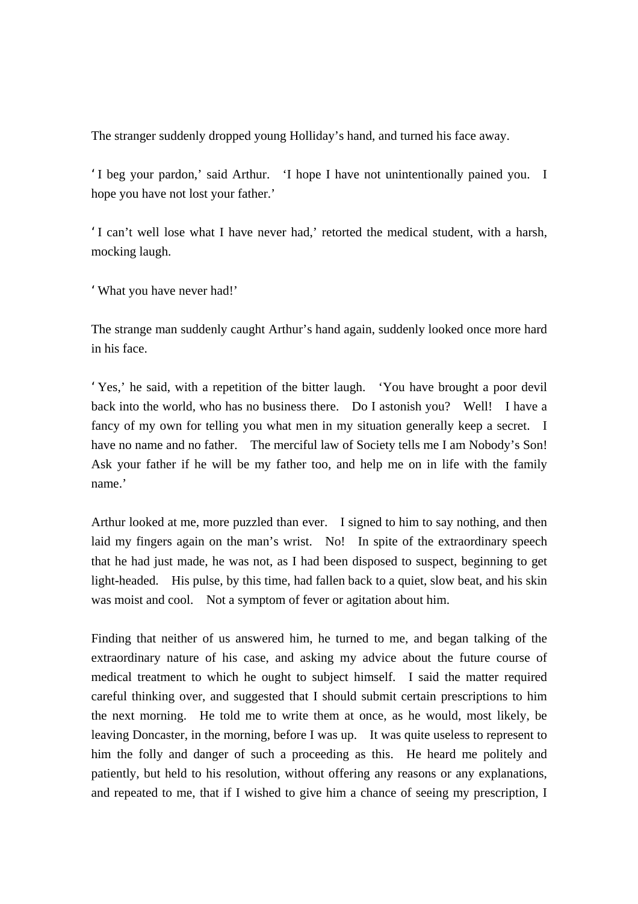The stranger suddenly dropped young Holliday’s hand, and turned his face away.

‘I beg your pardon,’ said Arthur. ‘I hope I have not unintentionally pained you. I hope you have not lost your father.’

‘I can’t well lose what I have never had,’ retorted the medical student, with a harsh, mocking laugh.

‘What you have never had!’

The strange man suddenly caught Arthur’s hand again, suddenly looked once more hard in his face.

‘Yes,’ he said, with a repetition of the bitter laugh. ‘You have brought a poor devil back into the world, who has no business there. Do I astonish you? Well! I have a fancy of my own for telling you what men in my situation generally keep a secret. I have no name and no father. The merciful law of Society tells me I am Nobody’s Son! Ask your father if he will be my father too, and help me on in life with the family name.’

Arthur looked at me, more puzzled than ever. I signed to him to say nothing, and then laid my fingers again on the man’s wrist. No! In spite of the extraordinary speech that he had just made, he was not, as I had been disposed to suspect, beginning to get light-headed. His pulse, by this time, had fallen back to a quiet, slow beat, and his skin was moist and cool. Not a symptom of fever or agitation about him.

Finding that neither of us answered him, he turned to me, and began talking of the extraordinary nature of his case, and asking my advice about the future course of medical treatment to which he ought to subject himself. I said the matter required careful thinking over, and suggested that I should submit certain prescriptions to him the next morning. He told me to write them at once, as he would, most likely, be leaving Doncaster, in the morning, before I was up. It was quite useless to represent to him the folly and danger of such a proceeding as this. He heard me politely and patiently, but held to his resolution, without offering any reasons or any explanations, and repeated to me, that if I wished to give him a chance of seeing my prescription, I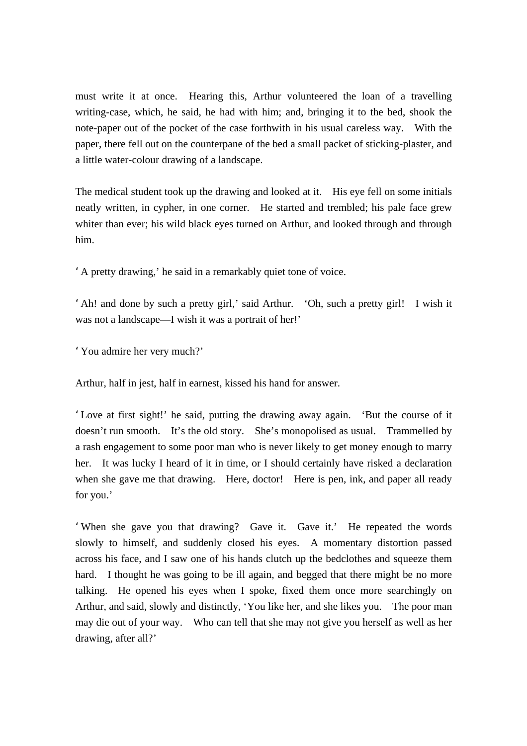must write it at once. Hearing this, Arthur volunteered the loan of a travelling writing-case, which, he said, he had with him; and, bringing it to the bed, shook the note-paper out of the pocket of the case forthwith in his usual careless way. With the paper, there fell out on the counterpane of the bed a small packet of sticking-plaster, and a little water-colour drawing of a landscape.

The medical student took up the drawing and looked at it. His eye fell on some initials neatly written, in cypher, in one corner. He started and trembled; his pale face grew whiter than ever; his wild black eyes turned on Arthur, and looked through and through him.

'A pretty drawing,' he said in a remarkably quiet tone of voice.

'Ah! and done by such a pretty girl,' said Arthur. 'Oh, such a pretty girl! I wish it was not a landscape—I wish it was a portrait of her!'

'You admire her very much?'

Arthur, half in jest, half in earnest, kissed his hand for answer.

'Love at first sight!' he said, putting the drawing away again. 'But the course of it doesn't run smooth. It's the old story. She's monopolised as usual. Trammelled by a rash engagement to some poor man who is never likely to get money enough to marry her. It was lucky I heard of it in time, or I should certainly have risked a declaration when she gave me that drawing. Here, doctor! Here is pen, ink, and paper all ready for you.'

'When she gave you that drawing? Gave it. Gave it.' He repeated the words slowly to himself, and suddenly closed his eyes. A momentary distortion passed across his face, and I saw one of his hands clutch up the bedclothes and squeeze them hard. I thought he was going to be ill again, and begged that there might be no more talking. He opened his eyes when I spoke, fixed them once more searchingly on Arthur, and said, slowly and distinctly, 'You like her, and she likes you. The poor man may die out of your way. Who can tell that she may not give you herself as well as her drawing, after all?'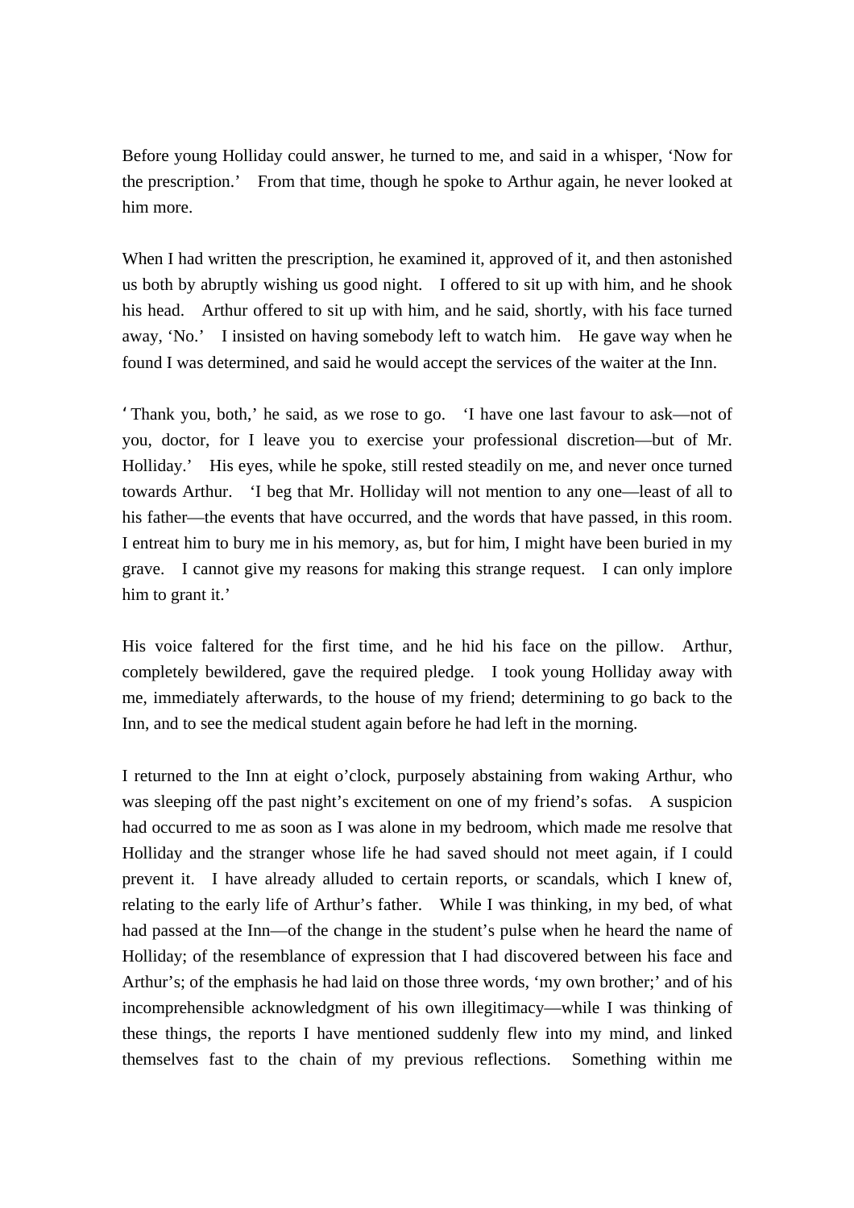Before young Holliday could answer, he turned to me, and said in a whisper, 'Now for the prescription.' From that time, though he spoke to Arthur again, he never looked at him more.

When I had written the prescription, he examined it, approved of it, and then astonished us both by abruptly wishing us good night. I offered to sit up with him, and he shook his head. Arthur offered to sit up with him, and he said, shortly, with his face turned away, 'No.' I insisted on having somebody left to watch him. He gave way when he found I was determined, and said he would accept the services of the waiter at the Inn.

'Thank you, both,' he said, as we rose to go. 'I have one last favour to ask—not of you, doctor, for I leave you to exercise your professional discretion—but of Mr. Holliday.' His eyes, while he spoke, still rested steadily on me, and never once turned towards Arthur. 'I beg that Mr. Holliday will not mention to any one—least of all to his father—the events that have occurred, and the words that have passed, in this room. I entreat him to bury me in his memory, as, but for him, I might have been buried in my grave. I cannot give my reasons for making this strange request. I can only implore him to grant it.'

His voice faltered for the first time, and he hid his face on the pillow. Arthur, completely bewildered, gave the required pledge. I took young Holliday away with me, immediately afterwards, to the house of my friend; determining to go back to the Inn, and to see the medical student again before he had left in the morning.

I returned to the Inn at eight o'clock, purposely abstaining from waking Arthur, who was sleeping off the past night's excitement on one of my friend's sofas. A suspicion had occurred to me as soon as I was alone in my bedroom, which made me resolve that Holliday and the stranger whose life he had saved should not meet again, if I could prevent it. I have already alluded to certain reports, or scandals, which I knew of, relating to the early life of Arthur's father. While I was thinking, in my bed, of what had passed at the Inn—of the change in the student's pulse when he heard the name of Holliday; of the resemblance of expression that I had discovered between his face and Arthur's; of the emphasis he had laid on those three words, 'my own brother;' and of his incomprehensible acknowledgment of his own illegitimacy—while I was thinking of these things, the reports I have mentioned suddenly flew into my mind, and linked themselves fast to the chain of my previous reflections. Something within me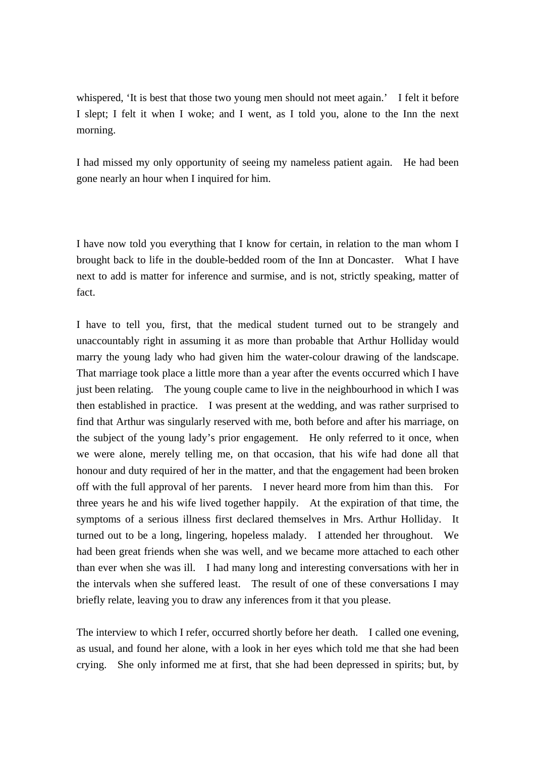whispered, 'It is best that those two young men should not meet again.' I felt it before I slept; I felt it when I woke; and I went, as I told you, alone to the Inn the next morning.

I had missed my only opportunity of seeing my nameless patient again. He had been gone nearly an hour when I inquired for him.

I have now told you everything that I know for certain, in relation to the man whom I brought back to life in the double-bedded room of the Inn at Doncaster. What I have next to add is matter for inference and surmise, and is not, strictly speaking, matter of fact.

I have to tell you, first, that the medical student turned out to be strangely and unaccountably right in assuming it as more than probable that Arthur Holliday would marry the young lady who had given him the water-colour drawing of the landscape. That marriage took place a little more than a year after the events occurred which I have just been relating. The young couple came to live in the neighbourhood in which I was then established in practice. I was present at the wedding, and was rather surprised to find that Arthur was singularly reserved with me, both before and after his marriage, on the subject of the young lady's prior engagement. He only referred to it once, when we were alone, merely telling me, on that occasion, that his wife had done all that honour and duty required of her in the matter, and that the engagement had been broken off with the full approval of her parents. I never heard more from him than this. For three years he and his wife lived together happily. At the expiration of that time, the symptoms of a serious illness first declared themselves in Mrs. Arthur Holliday. It turned out to be a long, lingering, hopeless malady. I attended her throughout. We had been great friends when she was well, and we became more attached to each other than ever when she was ill. I had many long and interesting conversations with her in the intervals when she suffered least. The result of one of these conversations I may briefly relate, leaving you to draw any inferences from it that you please.

The interview to which I refer, occurred shortly before her death. I called one evening, as usual, and found her alone, with a look in her eyes which told me that she had been crying. She only informed me at first, that she had been depressed in spirits; but, by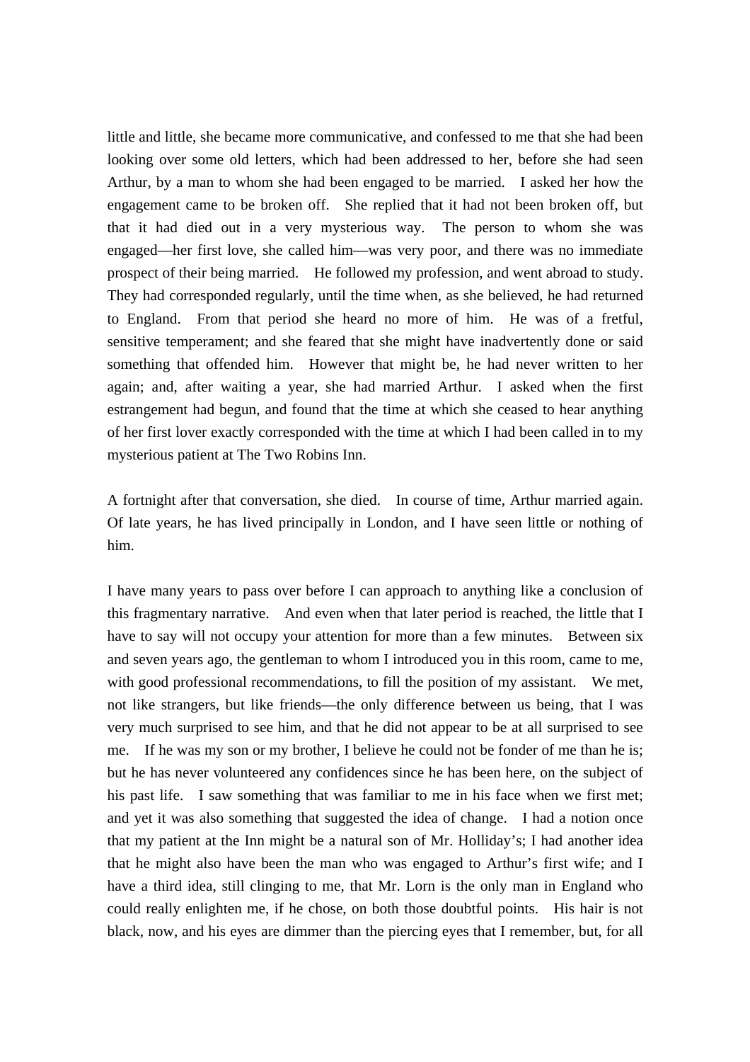little and little, she became more communicative, and confessed to me that she had been looking over some old letters, which had been addressed to her, before she had seen Arthur, by a man to whom she had been engaged to be married. I asked her how the engagement came to be broken off. She replied that it had not been broken off, but that it had died out in a very mysterious way. The person to whom she was engaged—her first love, she called him—was very poor, and there was no immediate prospect of their being married. He followed my profession, and went abroad to study. They had corresponded regularly, until the time when, as she believed, he had returned to England. From that period she heard no more of him. He was of a fretful, sensitive temperament; and she feared that she might have inadvertently done or said something that offended him. However that might be, he had never written to her again; and, after waiting a year, she had married Arthur. I asked when the first estrangement had begun, and found that the time at which she ceased to hear anything of her first lover exactly corresponded with the time at which I had been called in to my mysterious patient at The Two Robins Inn.

A fortnight after that conversation, she died. In course of time, Arthur married again. Of late years, he has lived principally in London, and I have seen little or nothing of him.

I have many years to pass over before I can approach to anything like a conclusion of this fragmentary narrative. And even when that later period is reached, the little that I have to say will not occupy your attention for more than a few minutes. Between six and seven years ago, the gentleman to whom I introduced you in this room, came to me, with good professional recommendations, to fill the position of my assistant. We met, not like strangers, but like friends—the only difference between us being, that I was very much surprised to see him, and that he did not appear to be at all surprised to see me. If he was my son or my brother, I believe he could not be fonder of me than he is; but he has never volunteered any confidences since he has been here, on the subject of his past life. I saw something that was familiar to me in his face when we first met; and yet it was also something that suggested the idea of change. I had a notion once that my patient at the Inn might be a natural son of Mr. Holliday's; I had another idea that he might also have been the man who was engaged to Arthur's first wife; and I have a third idea, still clinging to me, that Mr. Lorn is the only man in England who could really enlighten me, if he chose, on both those doubtful points. His hair is not black, now, and his eyes are dimmer than the piercing eyes that I remember, but, for all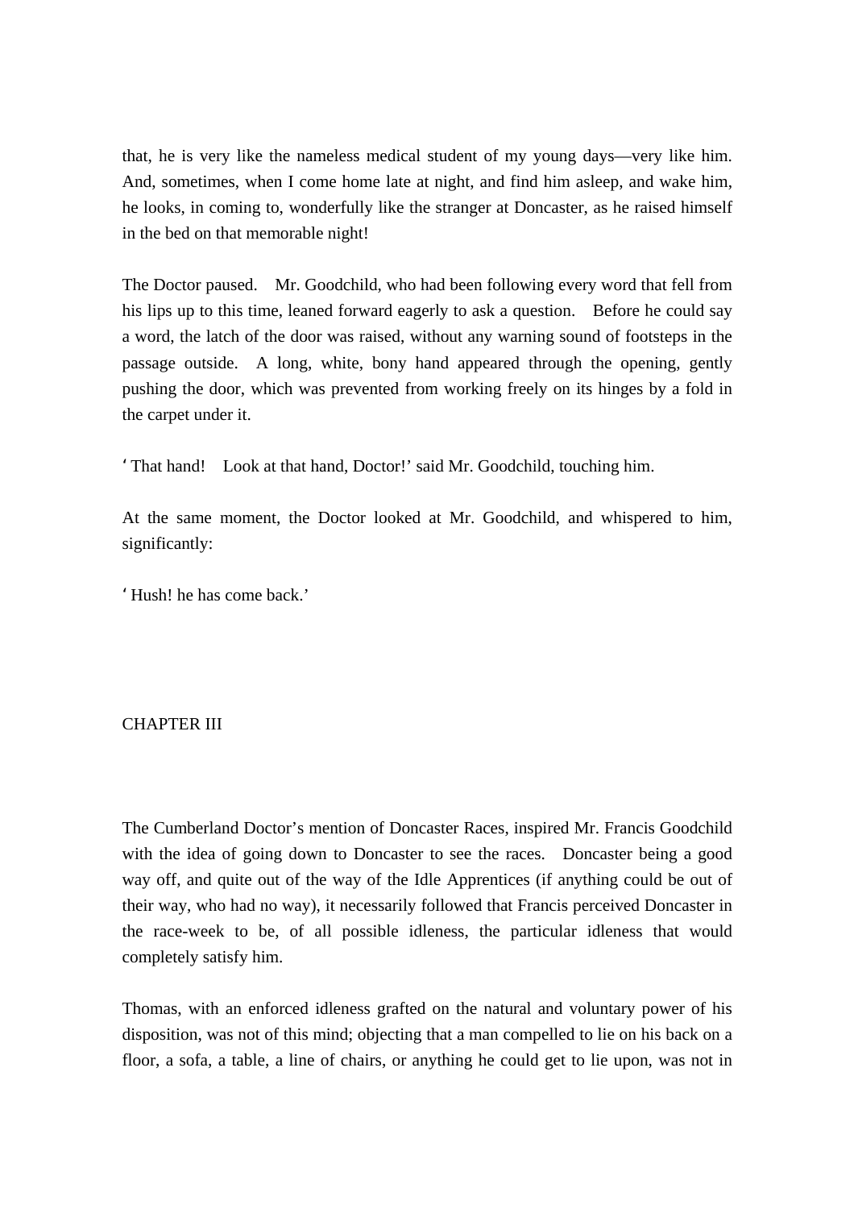that, he is very like the nameless medical student of my young days—very like him. And, sometimes, when I come home late at night, and find him asleep, and wake him, he looks, in coming to, wonderfully like the stranger at Doncaster, as he raised himself in the bed on that memorable night!

The Doctor paused. Mr. Goodchild, who had been following every word that fell from his lips up to this time, leaned forward eagerly to ask a question. Before he could say a word, the latch of the door was raised, without any warning sound of footsteps in the passage outside. A long, white, bony hand appeared through the opening, gently pushing the door, which was prevented from working freely on its hinges by a fold in the carpet under it.

'That hand! Look at that hand, Doctor!' said Mr. Goodchild, touching him.

At the same moment, the Doctor looked at Mr. Goodchild, and whispered to him, significantly:

'Hush! he has come back.'

## CHAPTER III

The Cumberland Doctor's mention of Doncaster Races, inspired Mr. Francis Goodchild with the idea of going down to Doncaster to see the races. Doncaster being a good way off, and quite out of the way of the Idle Apprentices (if anything could be out of their way, who had no way), it necessarily followed that Francis perceived Doncaster in the race-week to be, of all possible idleness, the particular idleness that would completely satisfy him.

Thomas, with an enforced idleness grafted on the natural and voluntary power of his disposition, was not of this mind; objecting that a man compelled to lie on his back on a floor, a sofa, a table, a line of chairs, or anything he could get to lie upon, was not in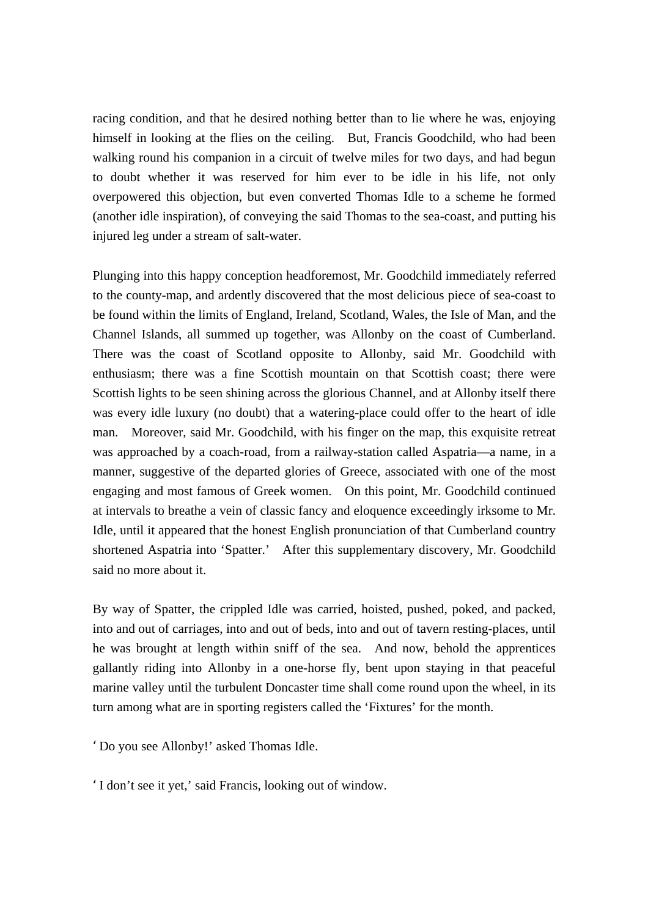racing condition, and that he desired nothing better than to lie where he was, enjoying himself in looking at the flies on the ceiling. But, Francis Goodchild, who had been walking round his companion in a circuit of twelve miles for two days, and had begun to doubt whether it was reserved for him ever to be idle in his life, not only overpowered this objection, but even converted Thomas Idle to a scheme he formed (another idle inspiration), of conveying the said Thomas to the sea-coast, and putting his injured leg under a stream of salt-water.

Plunging into this happy conception headforemost, Mr. Goodchild immediately referred to the county-map, and ardently discovered that the most delicious piece of sea-coast to be found within the limits of England, Ireland, Scotland, Wales, the Isle of Man, and the Channel Islands, all summed up together, was Allonby on the coast of Cumberland. There was the coast of Scotland opposite to Allonby, said Mr. Goodchild with enthusiasm; there was a fine Scottish mountain on that Scottish coast; there were Scottish lights to be seen shining across the glorious Channel, and at Allonby itself there was every idle luxury (no doubt) that a watering-place could offer to the heart of idle man. Moreover, said Mr. Goodchild, with his finger on the map, this exquisite retreat was approached by a coach-road, from a railway-station called Aspatria—a name, in a manner, suggestive of the departed glories of Greece, associated with one of the most engaging and most famous of Greek women. On this point, Mr. Goodchild continued at intervals to breathe a vein of classic fancy and eloquence exceedingly irksome to Mr. Idle, until it appeared that the honest English pronunciation of that Cumberland country shortened Aspatria into 'Spatter.' After this supplementary discovery, Mr. Goodchild said no more about it.

By way of Spatter, the crippled Idle was carried, hoisted, pushed, poked, and packed, into and out of carriages, into and out of beds, into and out of tavern resting-places, until he was brought at length within sniff of the sea. And now, behold the apprentices gallantly riding into Allonby in a one-horse fly, bent upon staying in that peaceful marine valley until the turbulent Doncaster time shall come round upon the wheel, in its turn among what are in sporting registers called the 'Fixtures' for the month.

'Do you see Allonby!' asked Thomas Idle.

'I don't see it yet,' said Francis, looking out of window.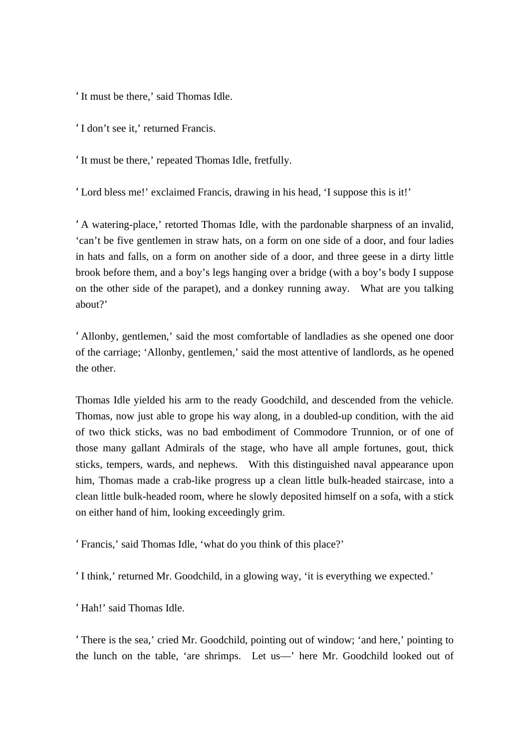'It must be there,' said Thomas Idle.

'I don't see it,' returned Francis.

'It must be there,' repeated Thomas Idle, fretfully.

'Lord bless me!' exclaimed Francis, drawing in his head, 'I suppose this is it!'

'A watering-place,' retorted Thomas Idle, with the pardonable sharpness of an invalid, 'can't be five gentlemen in straw hats, on a form on one side of a door, and four ladies in hats and falls, on a form on another side of a door, and three geese in a dirty little brook before them, and a boy's legs hanging over a bridge (with a boy's body I suppose on the other side of the parapet), and a donkey running away. What are you talking about?'

'Allonby, gentlemen,' said the most comfortable of landladies as she opened one door of the carriage; 'Allonby, gentlemen,' said the most attentive of landlords, as he opened the other.

Thomas Idle yielded his arm to the ready Goodchild, and descended from the vehicle. Thomas, now just able to grope his way along, in a doubled-up condition, with the aid of two thick sticks, was no bad embodiment of Commodore Trunnion, or of one of those many gallant Admirals of the stage, who have all ample fortunes, gout, thick sticks, tempers, wards, and nephews. With this distinguished naval appearance upon him, Thomas made a crab-like progress up a clean little bulk-headed staircase, into a clean little bulk-headed room, where he slowly deposited himself on a sofa, with a stick on either hand of him, looking exceedingly grim.

'Francis,' said Thomas Idle, 'what do you think of this place?'

'I think,' returned Mr. Goodchild, in a glowing way, 'it is everything we expected.'

'Hah!' said Thomas Idle.

'There is the sea,' cried Mr. Goodchild, pointing out of window; 'and here,' pointing to the lunch on the table, 'are shrimps. Let us—' here Mr. Goodchild looked out of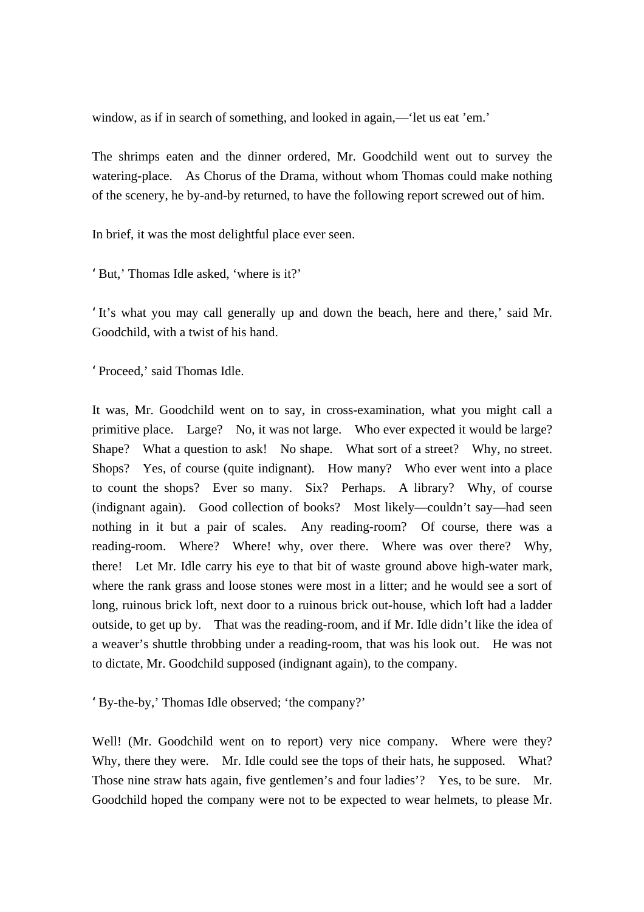window, as if in search of something, and looked in again,—'let us eat 'em.'

The shrimps eaten and the dinner ordered, Mr. Goodchild went out to survey the watering-place. As Chorus of the Drama, without whom Thomas could make nothing of the scenery, he by-and-by returned, to have the following report screwed out of him.

In brief, it was the most delightful place ever seen.

'But,' Thomas Idle asked, 'where is it?'

'It's what you may call generally up and down the beach, here and there,' said Mr. Goodchild, with a twist of his hand.

'Proceed,' said Thomas Idle.

It was, Mr. Goodchild went on to say, in cross-examination, what you might call a primitive place. Large? No, it was not large. Who ever expected it would be large? Shape? What a question to ask! No shape. What sort of a street? Why, no street. Shops? Yes, of course (quite indignant). How many? Who ever went into a place to count the shops? Ever so many. Six? Perhaps. A library? Why, of course (indignant again). Good collection of books? Most likely—couldn't say—had seen nothing in it but a pair of scales. Any reading-room? Of course, there was a reading-room. Where? Where! why, over there. Where was over there? Why, there! Let Mr. Idle carry his eye to that bit of waste ground above high-water mark, where the rank grass and loose stones were most in a litter; and he would see a sort of long, ruinous brick loft, next door to a ruinous brick out-house, which loft had a ladder outside, to get up by. That was the reading-room, and if Mr. Idle didn't like the idea of a weaver's shuttle throbbing under a reading-room, that was his look out. He was not to dictate, Mr. Goodchild supposed (indignant again), to the company.

'By-the-by,' Thomas Idle observed; 'the company?'

Well! (Mr. Goodchild went on to report) very nice company. Where were they? Why, there they were. Mr. Idle could see the tops of their hats, he supposed. What? Those nine straw hats again, five gentlemen's and four ladies'? Yes, to be sure. Mr. Goodchild hoped the company were not to be expected to wear helmets, to please Mr.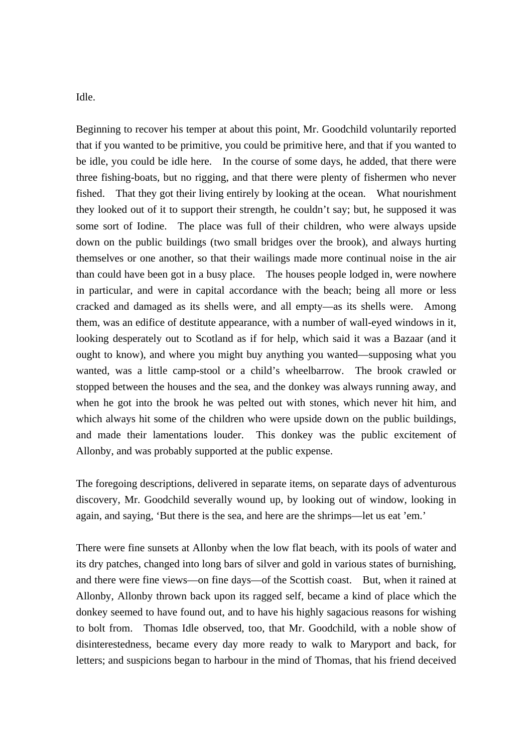Idle.

Beginning to recover his temper at about this point, Mr. Goodchild voluntarily reported that if you wanted to be primitive, you could be primitive here, and that if you wanted to be idle, you could be idle here. In the course of some days, he added, that there were three fishing-boats, but no rigging, and that there were plenty of fishermen who never fished. That they got their living entirely by looking at the ocean. What nourishment they looked out of it to support their strength, he couldn't say; but, he supposed it was some sort of Iodine. The place was full of their children, who were always upside down on the public buildings (two small bridges over the brook), and always hurting themselves or one another, so that their wailings made more continual noise in the air than could have been got in a busy place. The houses people lodged in, were nowhere in particular, and were in capital accordance with the beach; being all more or less cracked and damaged as its shells were, and all empty—as its shells were. Among them, was an edifice of destitute appearance, with a number of wall-eyed windows in it, looking desperately out to Scotland as if for help, which said it was a Bazaar (and it ought to know), and where you might buy anything you wanted—supposing what you wanted, was a little camp-stool or a child's wheelbarrow. The brook crawled or stopped between the houses and the sea, and the donkey was always running away, and when he got into the brook he was pelted out with stones, which never hit him, and which always hit some of the children who were upside down on the public buildings, and made their lamentations louder. This donkey was the public excitement of Allonby, and was probably supported at the public expense.

The foregoing descriptions, delivered in separate items, on separate days of adventurous discovery, Mr. Goodchild severally wound up, by looking out of window, looking in again, and saying, 'But there is the sea, and here are the shrimps—let us eat 'em.'

There were fine sunsets at Allonby when the low flat beach, with its pools of water and its dry patches, changed into long bars of silver and gold in various states of burnishing, and there were fine views—on fine days—of the Scottish coast. But, when it rained at Allonby, Allonby thrown back upon its ragged self, became a kind of place which the donkey seemed to have found out, and to have his highly sagacious reasons for wishing to bolt from. Thomas Idle observed, too, that Mr. Goodchild, with a noble show of disinterestedness, became every day more ready to walk to Maryport and back, for letters; and suspicions began to harbour in the mind of Thomas, that his friend deceived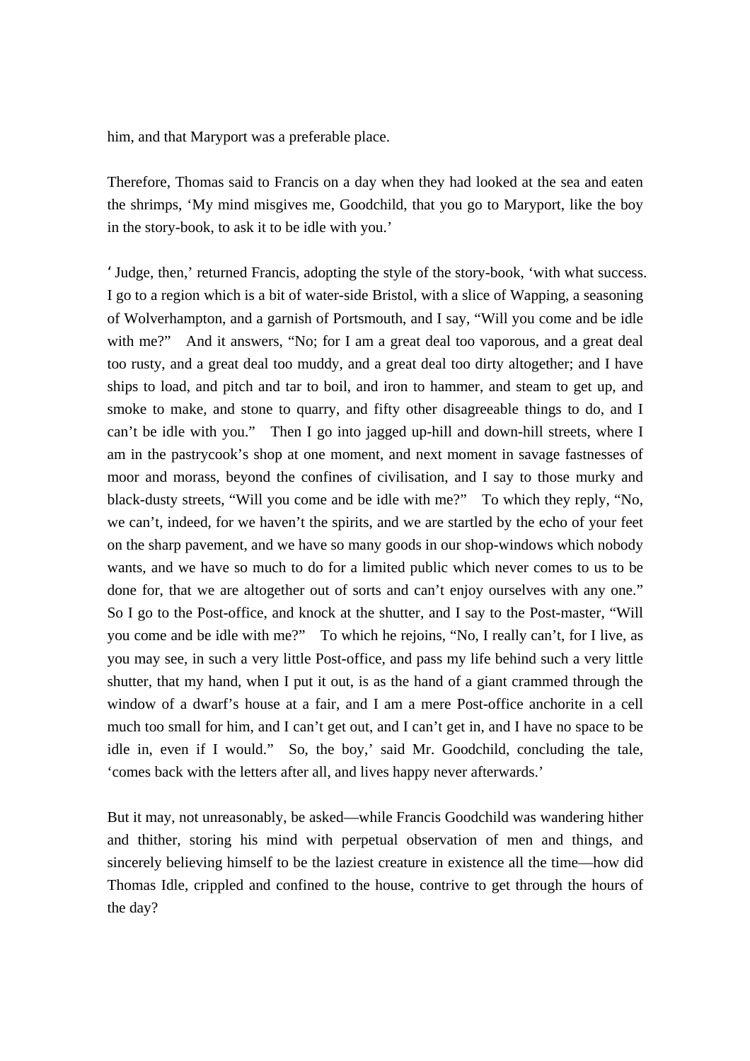him, and that Maryport was a preferable place.

Therefore, Thomas said to Francis on a day when they had looked at the sea and eaten the shrimps, ‘My mind misgives me, Goodchild, that you go to Maryport, like the boy in the story-book, to ask it to be idle with you.’

‘Judge, then,’ returned Francis, adopting the style of the story-book, ‘with what success. I go to a region which is a bit of water-side Bristol, with a slice of Wapping, a seasoning of Wolverhampton, and a garnish of Portsmouth, and I say, “Will you come and be idle with me?” And it answers, “No; for I am a great deal too vaporous, and a great deal too rusty, and a great deal too muddy, and a great deal too dirty altogether; and I have ships to load, and pitch and tar to boil, and iron to hammer, and steam to get up, and smoke to make, and stone to quarry, and fifty other disagreeable things to do, and I can’t be idle with you.” Then I go into jagged up-hill and down-hill streets, where I am in the pastrycook’s shop at one moment, and next moment in savage fastnesses of moor and morass, beyond the confines of civilisation, and I say to those murky and black-dusty streets, “Will you come and be idle with me?” To which they reply, “No, we can’t, indeed, for we haven’t the spirits, and we are startled by the echo of your feet on the sharp pavement, and we have so many goods in our shop-windows which nobody wants, and we have so much to do for a limited public which never comes to us to be done for, that we are altogether out of sorts and can’t enjoy ourselves with any one.” So I go to the Post-office, and knock at the shutter, and I say to the Post-master, “Will you come and be idle with me?” To which he rejoins, “No, I really can’t, for I live, as you may see, in such a very little Post-office, and pass my life behind such a very little shutter, that my hand, when I put it out, is as the hand of a giant crammed through the window of a dwarf’s house at a fair, and I am a mere Post-office anchorite in a cell much too small for him, and I can’t get out, and I can’t get in, and I have no space to be idle in, even if I would.” So, the boy,’ said Mr. Goodchild, concluding the tale, ‘comes back with the letters after all, and lives happy never afterwards.’

But it may, not unreasonably, be asked—while Francis Goodchild was wandering hither and thither, storing his mind with perpetual observation of men and things, and sincerely believing himself to be the laziest creature in existence all the time—how did Thomas Idle, crippled and confined to the house, contrive to get through the hours of the day?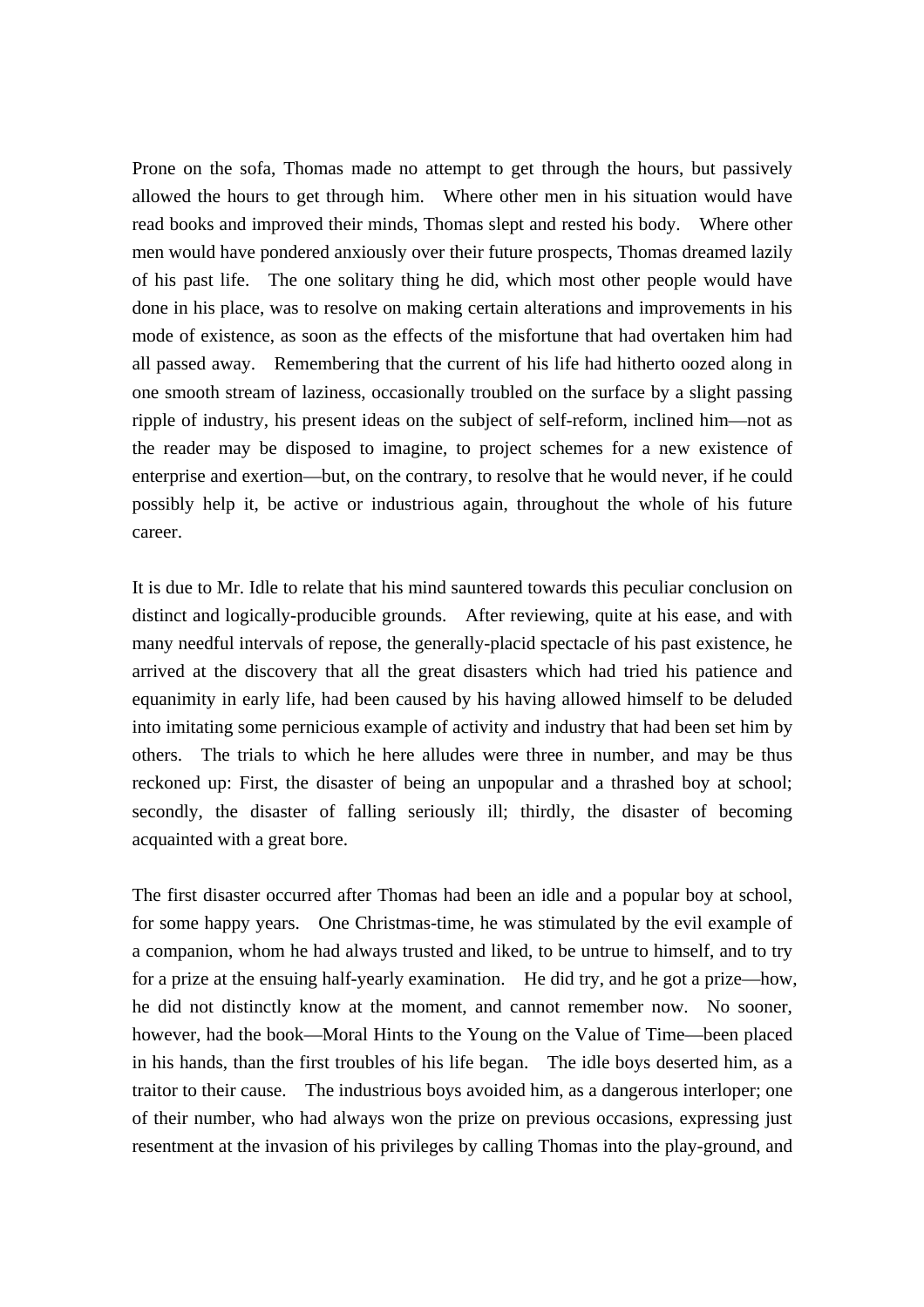Prone on the sofa, Thomas made no attempt to get through the hours, but passively allowed the hours to get through him. Where other men in his situation would have read books and improved their minds, Thomas slept and rested his body. Where other men would have pondered anxiously over their future prospects, Thomas dreamed lazily of his past life. The one solitary thing he did, which most other people would have done in his place, was to resolve on making certain alterations and improvements in his mode of existence, as soon as the effects of the misfortune that had overtaken him had all passed away. Remembering that the current of his life had hitherto oozed along in one smooth stream of laziness, occasionally troubled on the surface by a slight passing ripple of industry, his present ideas on the subject of self-reform, inclined him—not as the reader may be disposed to imagine, to project schemes for a new existence of enterprise and exertion—but, on the contrary, to resolve that he would never, if he could possibly help it, be active or industrious again, throughout the whole of his future career.

It is due to Mr. Idle to relate that his mind sauntered towards this peculiar conclusion on distinct and logically-producible grounds. After reviewing, quite at his ease, and with many needful intervals of repose, the generally-placid spectacle of his past existence, he arrived at the discovery that all the great disasters which had tried his patience and equanimity in early life, had been caused by his having allowed himself to be deluded into imitating some pernicious example of activity and industry that had been set him by others. The trials to which he here alludes were three in number, and may be thus reckoned up: First, the disaster of being an unpopular and a thrashed boy at school; secondly, the disaster of falling seriously ill; thirdly, the disaster of becoming acquainted with a great bore.

The first disaster occurred after Thomas had been an idle and a popular boy at school, for some happy years. One Christmas-time, he was stimulated by the evil example of a companion, whom he had always trusted and liked, to be untrue to himself, and to try for a prize at the ensuing half-yearly examination. He did try, and he got a prize—how, he did not distinctly know at the moment, and cannot remember now. No sooner, however, had the book—Moral Hints to the Young on the Value of Time—been placed in his hands, than the first troubles of his life began. The idle boys deserted him, as a traitor to their cause. The industrious boys avoided him, as a dangerous interloper; one of their number, who had always won the prize on previous occasions, expressing just resentment at the invasion of his privileges by calling Thomas into the play-ground, and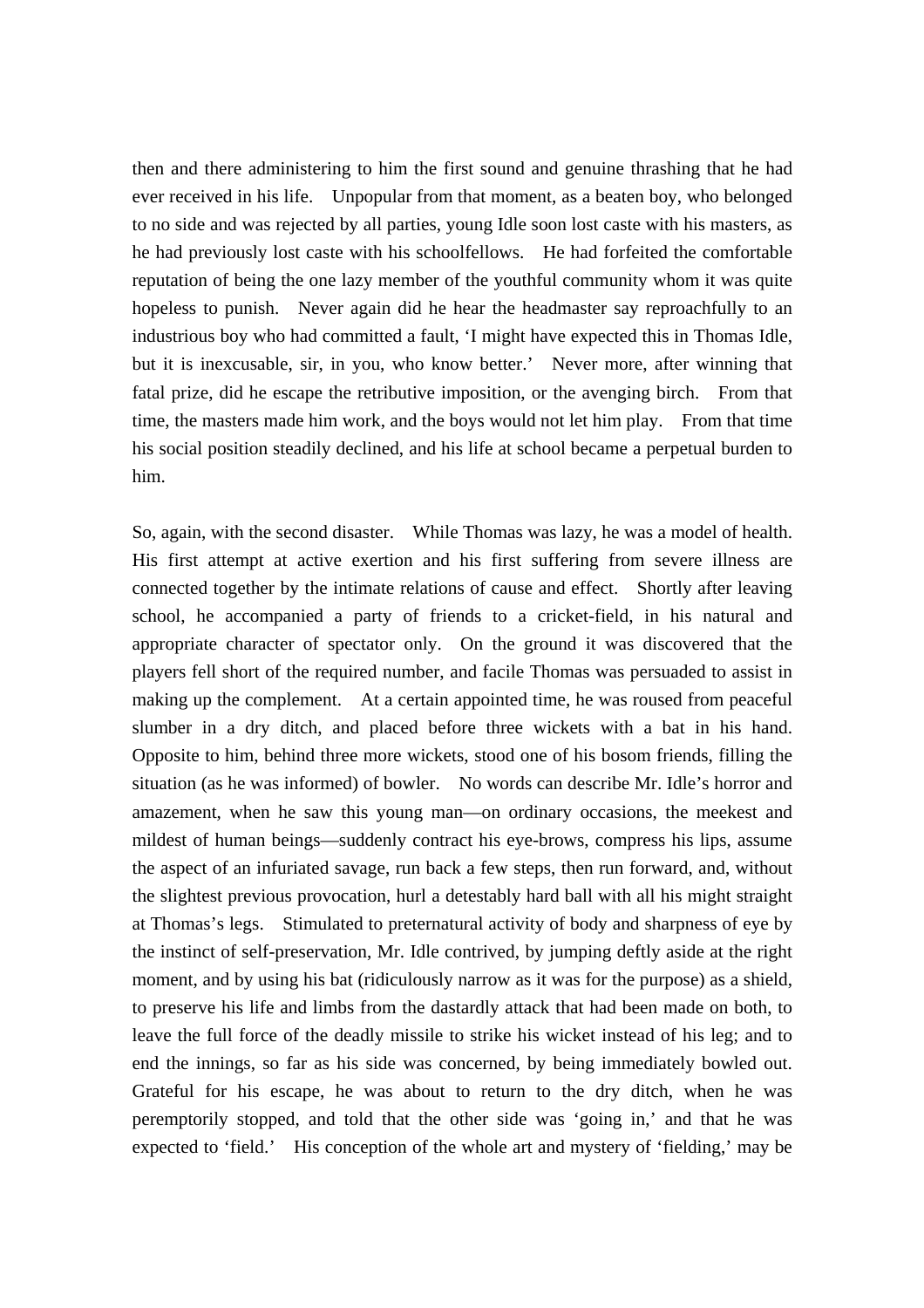then and there administering to him the first sound and genuine thrashing that he had ever received in his life. Unpopular from that moment, as a beaten boy, who belonged to no side and was rejected by all parties, young Idle soon lost caste with his masters, as he had previously lost caste with his schoolfellows. He had forfeited the comfortable reputation of being the one lazy member of the youthful community whom it was quite hopeless to punish. Never again did he hear the headmaster say reproachfully to an industrious boy who had committed a fault, 'I might have expected this in Thomas Idle, but it is inexcusable, sir, in you, who know better.' Never more, after winning that fatal prize, did he escape the retributive imposition, or the avenging birch. From that time, the masters made him work, and the boys would not let him play. From that time his social position steadily declined, and his life at school became a perpetual burden to him.

So, again, with the second disaster. While Thomas was lazy, he was a model of health. His first attempt at active exertion and his first suffering from severe illness are connected together by the intimate relations of cause and effect. Shortly after leaving school, he accompanied a party of friends to a cricket-field, in his natural and appropriate character of spectator only. On the ground it was discovered that the players fell short of the required number, and facile Thomas was persuaded to assist in making up the complement. At a certain appointed time, he was roused from peaceful slumber in a dry ditch, and placed before three wickets with a bat in his hand. Opposite to him, behind three more wickets, stood one of his bosom friends, filling the situation (as he was informed) of bowler. No words can describe Mr. Idle's horror and amazement, when he saw this young man—on ordinary occasions, the meekest and mildest of human beings—suddenly contract his eye-brows, compress his lips, assume the aspect of an infuriated savage, run back a few steps, then run forward, and, without the slightest previous provocation, hurl a detestably hard ball with all his might straight at Thomas's legs. Stimulated to preternatural activity of body and sharpness of eye by the instinct of self-preservation, Mr. Idle contrived, by jumping deftly aside at the right moment, and by using his bat (ridiculously narrow as it was for the purpose) as a shield, to preserve his life and limbs from the dastardly attack that had been made on both, to leave the full force of the deadly missile to strike his wicket instead of his leg; and to end the innings, so far as his side was concerned, by being immediately bowled out. Grateful for his escape, he was about to return to the dry ditch, when he was peremptorily stopped, and told that the other side was 'going in,' and that he was expected to 'field.' His conception of the whole art and mystery of 'fielding,' may be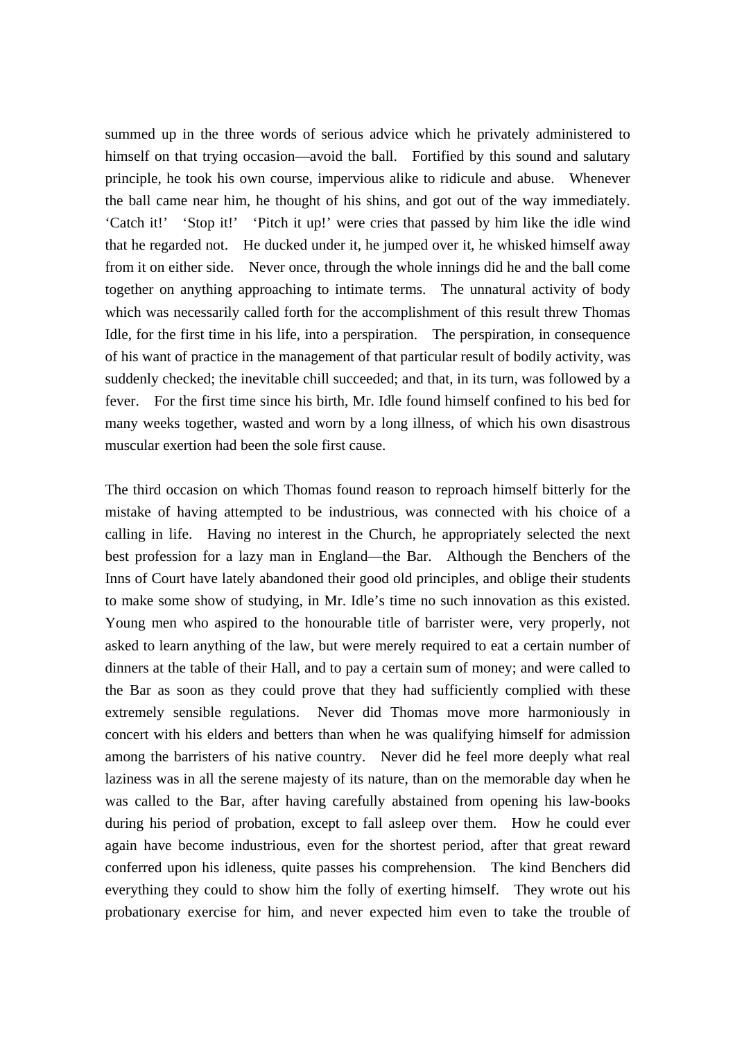summed up in the three words of serious advice which he privately administered to himself on that trying occasion—avoid the ball. Fortified by this sound and salutary principle, he took his own course, impervious alike to ridicule and abuse. Whenever the ball came near him, he thought of his shins, and got out of the way immediately. 'Catch it!' 'Stop it!' 'Pitch it up!' were cries that passed by him like the idle wind that he regarded not. He ducked under it, he jumped over it, he whisked himself away from it on either side. Never once, through the whole innings did he and the ball come together on anything approaching to intimate terms. The unnatural activity of body which was necessarily called forth for the accomplishment of this result threw Thomas Idle, for the first time in his life, into a perspiration. The perspiration, in consequence of his want of practice in the management of that particular result of bodily activity, was suddenly checked; the inevitable chill succeeded; and that, in its turn, was followed by a fever. For the first time since his birth, Mr. Idle found himself confined to his bed for many weeks together, wasted and worn by a long illness, of which his own disastrous muscular exertion had been the sole first cause.

The third occasion on which Thomas found reason to reproach himself bitterly for the mistake of having attempted to be industrious, was connected with his choice of a calling in life. Having no interest in the Church, he appropriately selected the next best profession for a lazy man in England—the Bar. Although the Benchers of the Inns of Court have lately abandoned their good old principles, and oblige their students to make some show of studying, in Mr. Idle's time no such innovation as this existed. Young men who aspired to the honourable title of barrister were, very properly, not asked to learn anything of the law, but were merely required to eat a certain number of dinners at the table of their Hall, and to pay a certain sum of money; and were called to the Bar as soon as they could prove that they had sufficiently complied with these extremely sensible regulations. Never did Thomas move more harmoniously in concert with his elders and betters than when he was qualifying himself for admission among the barristers of his native country. Never did he feel more deeply what real laziness was in all the serene majesty of its nature, than on the memorable day when he was called to the Bar, after having carefully abstained from opening his law-books during his period of probation, except to fall asleep over them. How he could ever again have become industrious, even for the shortest period, after that great reward conferred upon his idleness, quite passes his comprehension. The kind Benchers did everything they could to show him the folly of exerting himself. They wrote out his probationary exercise for him, and never expected him even to take the trouble of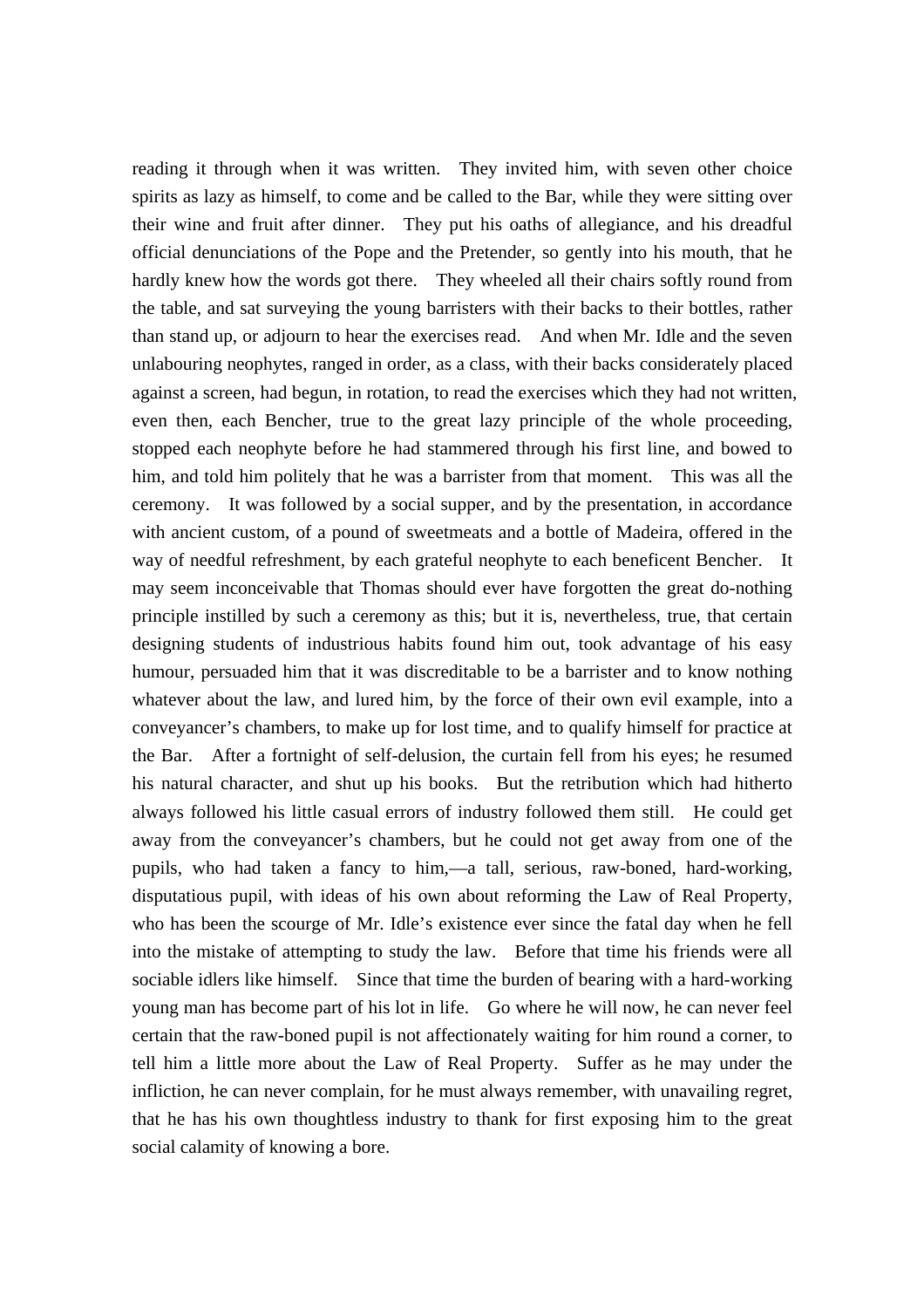reading it through when it was written. They invited him, with seven other choice spirits as lazy as himself, to come and be called to the Bar, while they were sitting over their wine and fruit after dinner. They put his oaths of allegiance, and his dreadful official denunciations of the Pope and the Pretender, so gently into his mouth, that he hardly knew how the words got there. They wheeled all their chairs softly round from the table, and sat surveying the young barristers with their backs to their bottles, rather than stand up, or adjourn to hear the exercises read. And when Mr. Idle and the seven unlabouring neophytes, ranged in order, as a class, with their backs considerately placed against a screen, had begun, in rotation, to read the exercises which they had not written, even then, each Bencher, true to the great lazy principle of the whole proceeding, stopped each neophyte before he had stammered through his first line, and bowed to him, and told him politely that he was a barrister from that moment. This was all the ceremony. It was followed by a social supper, and by the presentation, in accordance with ancient custom, of a pound of sweetmeats and a bottle of Madeira, offered in the way of needful refreshment, by each grateful neophyte to each beneficent Bencher. It may seem inconceivable that Thomas should ever have forgotten the great do-nothing principle instilled by such a ceremony as this; but it is, nevertheless, true, that certain designing students of industrious habits found him out, took advantage of his easy humour, persuaded him that it was discreditable to be a barrister and to know nothing whatever about the law, and lured him, by the force of their own evil example, into a conveyancer's chambers, to make up for lost time, and to qualify himself for practice at the Bar. After a fortnight of self-delusion, the curtain fell from his eyes; he resumed his natural character, and shut up his books. But the retribution which had hitherto always followed his little casual errors of industry followed them still. He could get away from the conveyancer's chambers, but he could not get away from one of the pupils, who had taken a fancy to him,—a tall, serious, raw-boned, hard-working, disputatious pupil, with ideas of his own about reforming the Law of Real Property, who has been the scourge of Mr. Idle's existence ever since the fatal day when he fell into the mistake of attempting to study the law. Before that time his friends were all sociable idlers like himself. Since that time the burden of bearing with a hard-working young man has become part of his lot in life. Go where he will now, he can never feel certain that the raw-boned pupil is not affectionately waiting for him round a corner, to tell him a little more about the Law of Real Property. Suffer as he may under the infliction, he can never complain, for he must always remember, with unavailing regret, that he has his own thoughtless industry to thank for first exposing him to the great social calamity of knowing a bore.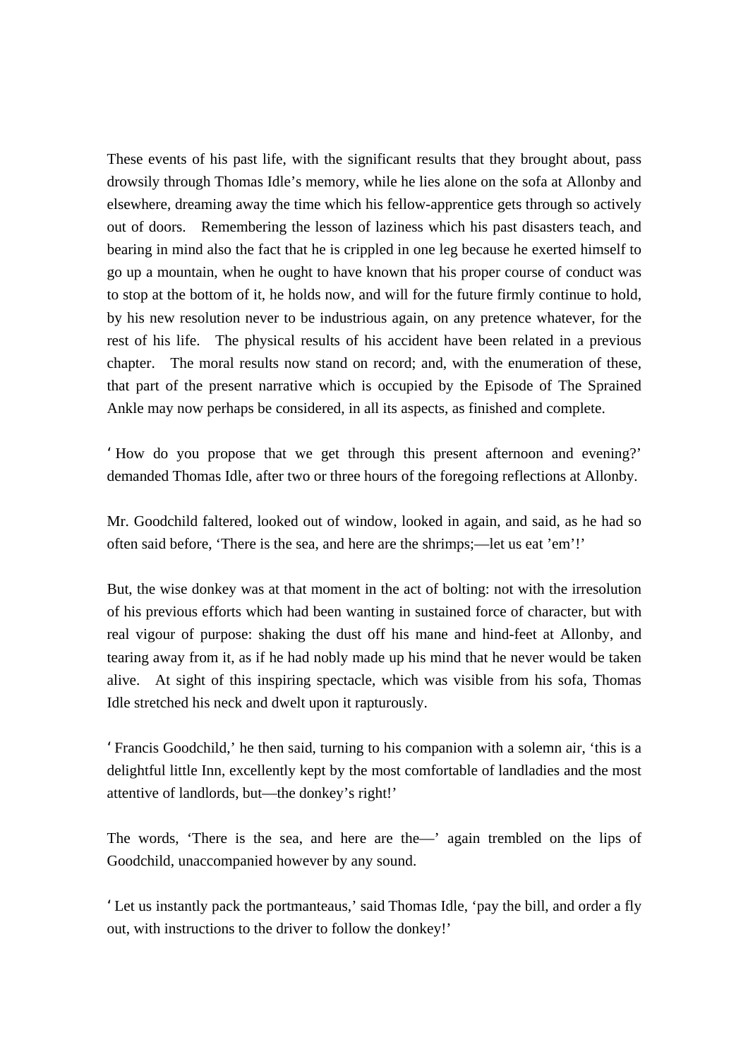These events of his past life, with the significant results that they brought about, pass drowsily through Thomas Idle's memory, while he lies alone on the sofa at Allonby and elsewhere, dreaming away the time which his fellow-apprentice gets through so actively out of doors. Remembering the lesson of laziness which his past disasters teach, and bearing in mind also the fact that he is crippled in one leg because he exerted himself to go up a mountain, when he ought to have known that his proper course of conduct was to stop at the bottom of it, he holds now, and will for the future firmly continue to hold, by his new resolution never to be industrious again, on any pretence whatever, for the rest of his life. The physical results of his accident have been related in a previous chapter. The moral results now stand on record; and, with the enumeration of these, that part of the present narrative which is occupied by the Episode of The Sprained Ankle may now perhaps be considered, in all its aspects, as finished and complete.

'How do you propose that we get through this present afternoon and evening?' demanded Thomas Idle, after two or three hours of the foregoing reflections at Allonby.

Mr. Goodchild faltered, looked out of window, looked in again, and said, as he had so often said before, 'There is the sea, and here are the shrimps;—let us eat 'em'!'

But, the wise donkey was at that moment in the act of bolting: not with the irresolution of his previous efforts which had been wanting in sustained force of character, but with real vigour of purpose: shaking the dust off his mane and hind-feet at Allonby, and tearing away from it, as if he had nobly made up his mind that he never would be taken alive. At sight of this inspiring spectacle, which was visible from his sofa, Thomas Idle stretched his neck and dwelt upon it rapturously.

'Francis Goodchild,' he then said, turning to his companion with a solemn air, 'this is a delightful little Inn, excellently kept by the most comfortable of landladies and the most attentive of landlords, but—the donkey's right!'

The words, 'There is the sea, and here are the—' again trembled on the lips of Goodchild, unaccompanied however by any sound.

'Let us instantly pack the portmanteaus,' said Thomas Idle, 'pay the bill, and order a fly out, with instructions to the driver to follow the donkey!'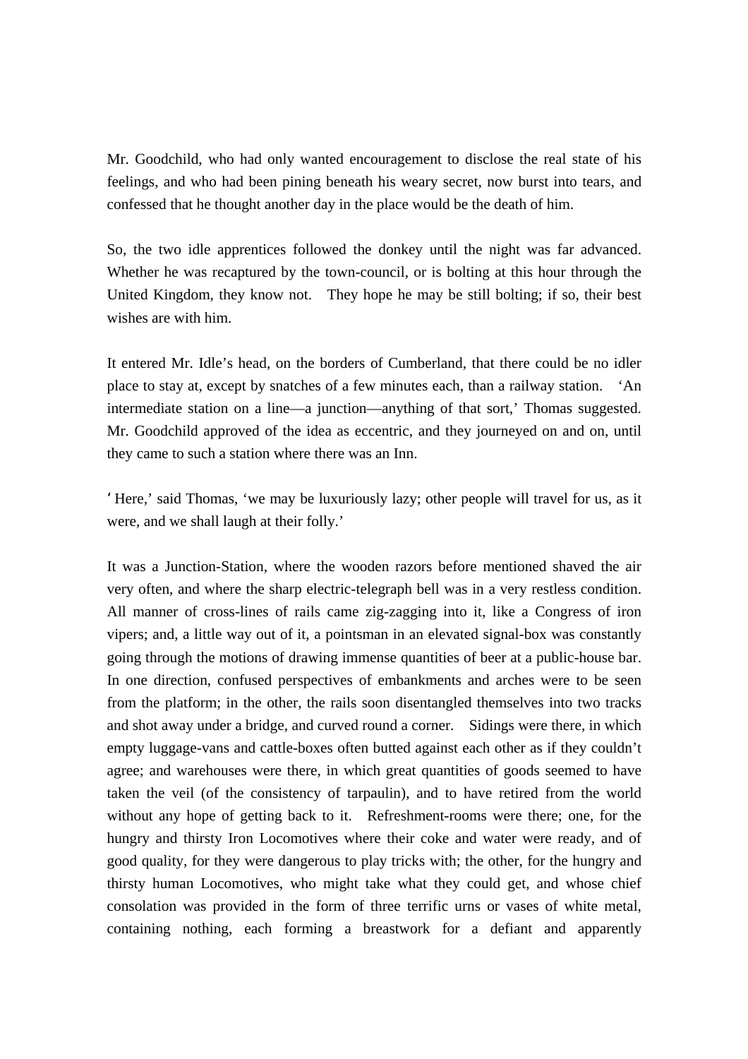Mr. Goodchild, who had only wanted encouragement to disclose the real state of his feelings, and who had been pining beneath his weary secret, now burst into tears, and confessed that he thought another day in the place would be the death of him.

So, the two idle apprentices followed the donkey until the night was far advanced. Whether he was recaptured by the town-council, or is bolting at this hour through the United Kingdom, they know not. They hope he may be still bolting; if so, their best wishes are with him.

It entered Mr. Idle's head, on the borders of Cumberland, that there could be no idler place to stay at, except by snatches of a few minutes each, than a railway station. 'An intermediate station on a line—a junction—anything of that sort,' Thomas suggested. Mr. Goodchild approved of the idea as eccentric, and they journeyed on and on, until they came to such a station where there was an Inn.

'Here,' said Thomas, 'we may be luxuriously lazy; other people will travel for us, as it were, and we shall laugh at their folly.'

It was a Junction-Station, where the wooden razors before mentioned shaved the air very often, and where the sharp electric-telegraph bell was in a very restless condition. All manner of cross-lines of rails came zig-zagging into it, like a Congress of iron vipers; and, a little way out of it, a pointsman in an elevated signal-box was constantly going through the motions of drawing immense quantities of beer at a public-house bar. In one direction, confused perspectives of embankments and arches were to be seen from the platform; in the other, the rails soon disentangled themselves into two tracks and shot away under a bridge, and curved round a corner. Sidings were there, in which empty luggage-vans and cattle-boxes often butted against each other as if they couldn't agree; and warehouses were there, in which great quantities of goods seemed to have taken the veil (of the consistency of tarpaulin), and to have retired from the world without any hope of getting back to it. Refreshment-rooms were there; one, for the hungry and thirsty Iron Locomotives where their coke and water were ready, and of good quality, for they were dangerous to play tricks with; the other, for the hungry and thirsty human Locomotives, who might take what they could get, and whose chief consolation was provided in the form of three terrific urns or vases of white metal, containing nothing, each forming a breastwork for a defiant and apparently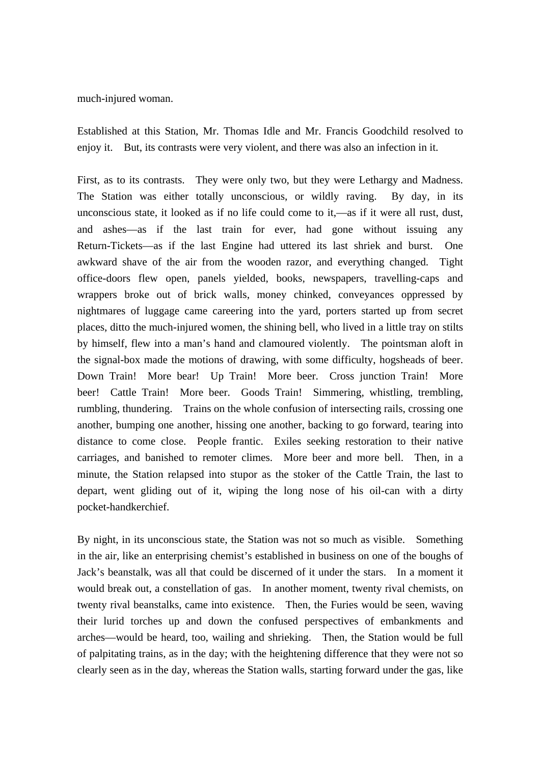much-injured woman.

Established at this Station, Mr. Thomas Idle and Mr. Francis Goodchild resolved to enjoy it. But, its contrasts were very violent, and there was also an infection in it.

First, as to its contrasts. They were only two, but they were Lethargy and Madness. The Station was either totally unconscious, or wildly raving. By day, in its unconscious state, it looked as if no life could come to it,—as if it were all rust, dust, and ashes—as if the last train for ever, had gone without issuing any Return-Tickets—as if the last Engine had uttered its last shriek and burst. One awkward shave of the air from the wooden razor, and everything changed. Tight office-doors flew open, panels yielded, books, newspapers, travelling-caps and wrappers broke out of brick walls, money chinked, conveyances oppressed by nightmares of luggage came careering into the yard, porters started up from secret places, ditto the much-injured women, the shining bell, who lived in a little tray on stilts by himself, flew into a man's hand and clamoured violently. The pointsman aloft in the signal-box made the motions of drawing, with some difficulty, hogsheads of beer. Down Train! More bear! Up Train! More beer. Cross junction Train! More beer! Cattle Train! More beer. Goods Train! Simmering, whistling, trembling, rumbling, thundering. Trains on the whole confusion of intersecting rails, crossing one another, bumping one another, hissing one another, backing to go forward, tearing into distance to come close. People frantic. Exiles seeking restoration to their native carriages, and banished to remoter climes. More beer and more bell. Then, in a minute, the Station relapsed into stupor as the stoker of the Cattle Train, the last to depart, went gliding out of it, wiping the long nose of his oil-can with a dirty pocket-handkerchief.

By night, in its unconscious state, the Station was not so much as visible. Something in the air, like an enterprising chemist's established in business on one of the boughs of Jack's beanstalk, was all that could be discerned of it under the stars. In a moment it would break out, a constellation of gas. In another moment, twenty rival chemists, on twenty rival beanstalks, came into existence. Then, the Furies would be seen, waving their lurid torches up and down the confused perspectives of embankments and arches—would be heard, too, wailing and shrieking. Then, the Station would be full of palpitating trains, as in the day; with the heightening difference that they were not so clearly seen as in the day, whereas the Station walls, starting forward under the gas, like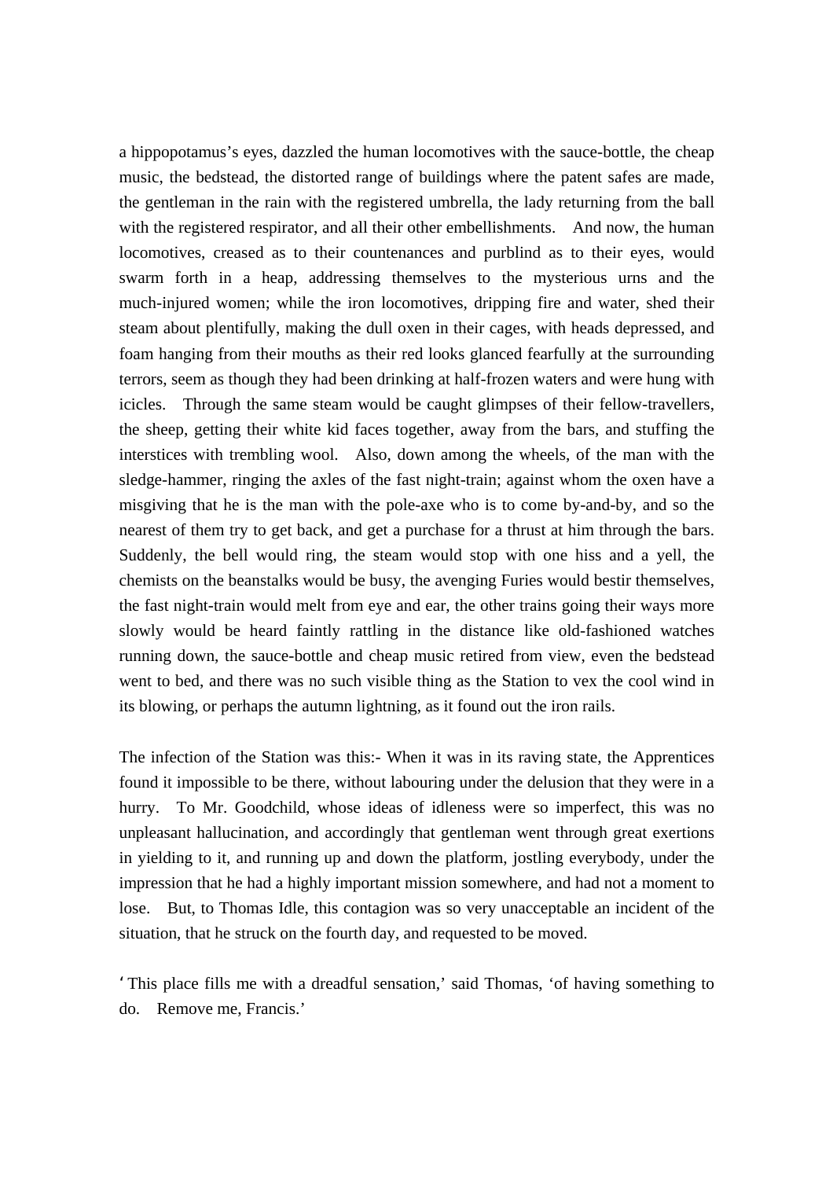a hippopotamus's eyes, dazzled the human locomotives with the sauce-bottle, the cheap music, the bedstead, the distorted range of buildings where the patent safes are made, the gentleman in the rain with the registered umbrella, the lady returning from the ball with the registered respirator, and all their other embellishments. And now, the human locomotives, creased as to their countenances and purblind as to their eyes, would swarm forth in a heap, addressing themselves to the mysterious urns and the much-injured women; while the iron locomotives, dripping fire and water, shed their steam about plentifully, making the dull oxen in their cages, with heads depressed, and foam hanging from their mouths as their red looks glanced fearfully at the surrounding terrors, seem as though they had been drinking at half-frozen waters and were hung with icicles. Through the same steam would be caught glimpses of their fellow-travellers, the sheep, getting their white kid faces together, away from the bars, and stuffing the interstices with trembling wool. Also, down among the wheels, of the man with the sledge-hammer, ringing the axles of the fast night-train; against whom the oxen have a misgiving that he is the man with the pole-axe who is to come by-and-by, and so the nearest of them try to get back, and get a purchase for a thrust at him through the bars. Suddenly, the bell would ring, the steam would stop with one hiss and a yell, the chemists on the beanstalks would be busy, the avenging Furies would bestir themselves, the fast night-train would melt from eye and ear, the other trains going their ways more slowly would be heard faintly rattling in the distance like old-fashioned watches running down, the sauce-bottle and cheap music retired from view, even the bedstead went to bed, and there was no such visible thing as the Station to vex the cool wind in its blowing, or perhaps the autumn lightning, as it found out the iron rails.

The infection of the Station was this:- When it was in its raving state, the Apprentices found it impossible to be there, without labouring under the delusion that they were in a hurry. To Mr. Goodchild, whose ideas of idleness were so imperfect, this was no unpleasant hallucination, and accordingly that gentleman went through great exertions in yielding to it, and running up and down the platform, jostling everybody, under the impression that he had a highly important mission somewhere, and had not a moment to lose. But, to Thomas Idle, this contagion was so very unacceptable an incident of the situation, that he struck on the fourth day, and requested to be moved.

'This place fills me with a dreadful sensation,' said Thomas, 'of having something to do. Remove me, Francis.'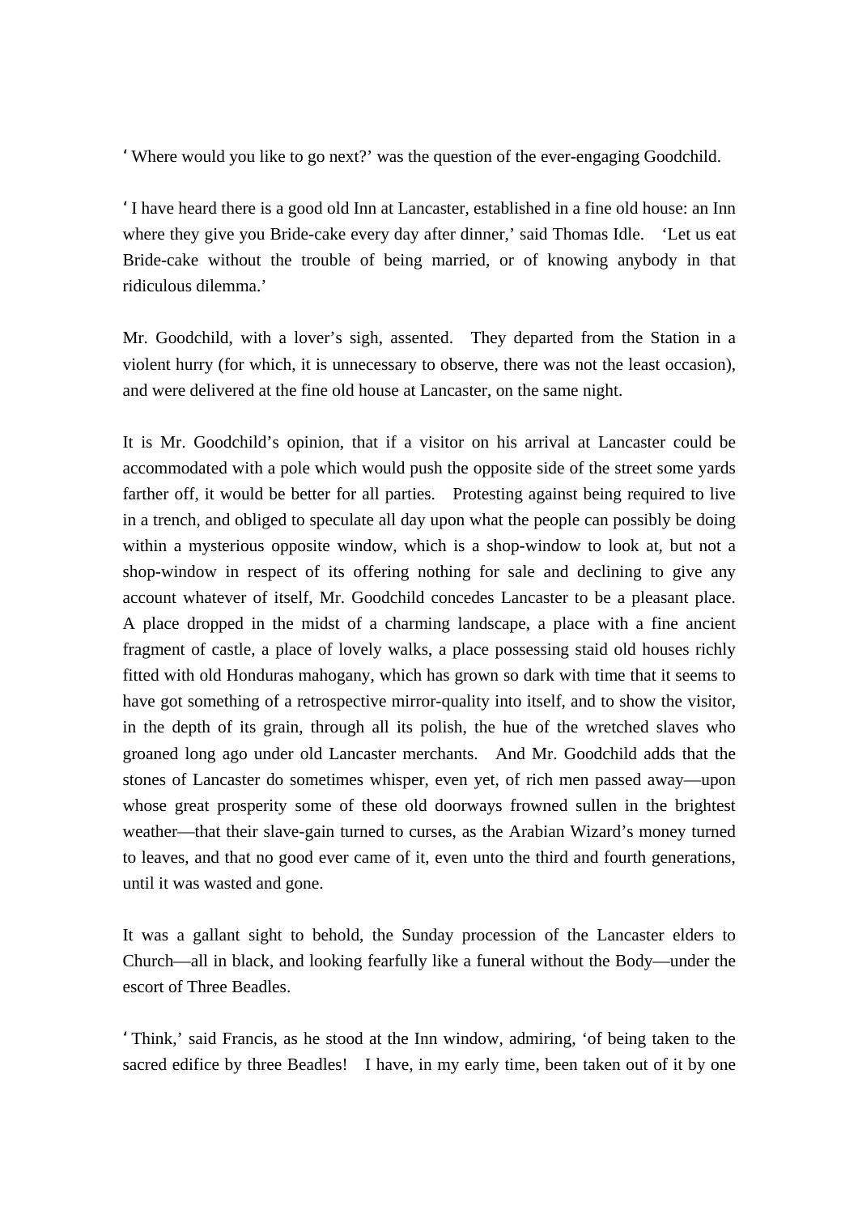‘Where would you like to go next?’ was the question of the ever-engaging Goodchild.

‘I have heard there is a good old Inn at Lancaster, established in a fine old house: an Inn where they give you Bride-cake every day after dinner,’ said Thomas Idle. ‘Let us eat Bride-cake without the trouble of being married, or of knowing anybody in that ridiculous dilemma.’

Mr. Goodchild, with a lover’s sigh, assented. They departed from the Station in a violent hurry (for which, it is unnecessary to observe, there was not the least occasion), and were delivered at the fine old house at Lancaster, on the same night.

It is Mr. Goodchild’s opinion, that if a visitor on his arrival at Lancaster could be accommodated with a pole which would push the opposite side of the street some yards farther off, it would be better for all parties. Protesting against being required to live in a trench, and obliged to speculate all day upon what the people can possibly be doing within a mysterious opposite window, which is a shop-window to look at, but not a shop-window in respect of its offering nothing for sale and declining to give any account whatever of itself, Mr. Goodchild concedes Lancaster to be a pleasant place. A place dropped in the midst of a charming landscape, a place with a fine ancient fragment of castle, a place of lovely walks, a place possessing staid old houses richly fitted with old Honduras mahogany, which has grown so dark with time that it seems to have got something of a retrospective mirror-quality into itself, and to show the visitor, in the depth of its grain, through all its polish, the hue of the wretched slaves who groaned long ago under old Lancaster merchants. And Mr. Goodchild adds that the stones of Lancaster do sometimes whisper, even yet, of rich men passed away—upon whose great prosperity some of these old doorways frowned sullen in the brightest weather—that their slave-gain turned to curses, as the Arabian Wizard’s money turned to leaves, and that no good ever came of it, even unto the third and fourth generations, until it was wasted and gone.

It was a gallant sight to behold, the Sunday procession of the Lancaster elders to Church—all in black, and looking fearfully like a funeral without the Body—under the escort of Three Beadles.

‘Think,’ said Francis, as he stood at the Inn window, admiring, ‘of being taken to the sacred edifice by three Beadles! I have, in my early time, been taken out of it by one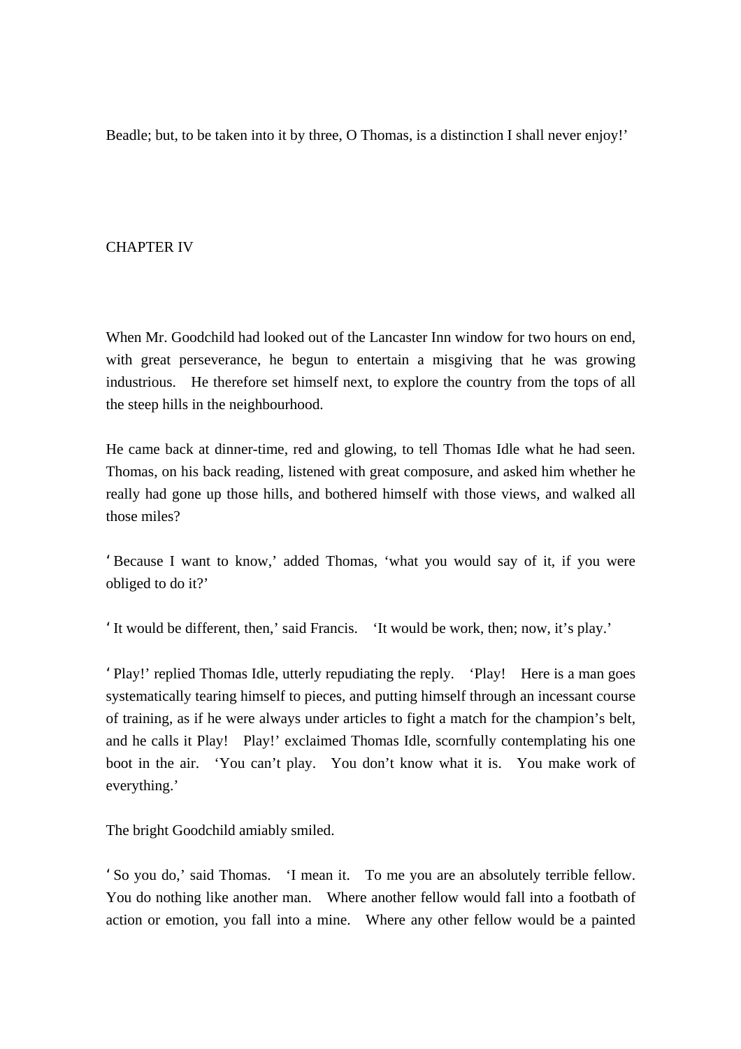Beadle; but, to be taken into it by three, O Thomas, is a distinction I shall never enjoy!'

## CHAPTER IV

When Mr. Goodchild had looked out of the Lancaster Inn window for two hours on end, with great perseverance, he begun to entertain a misgiving that he was growing industrious. He therefore set himself next, to explore the country from the tops of all the steep hills in the neighbourhood.

He came back at dinner-time, red and glowing, to tell Thomas Idle what he had seen. Thomas, on his back reading, listened with great composure, and asked him whether he really had gone up those hills, and bothered himself with those views, and walked all those miles?

'Because I want to know,' added Thomas, 'what you would say of it, if you were obliged to do it?'

'It would be different, then,' said Francis. 'It would be work, then; now, it's play.'

'Play!' replied Thomas Idle, utterly repudiating the reply. 'Play! Here is a man goes systematically tearing himself to pieces, and putting himself through an incessant course of training, as if he were always under articles to fight a match for the champion's belt, and he calls it Play! Play!' exclaimed Thomas Idle, scornfully contemplating his one boot in the air. 'You can't play. You don't know what it is. You make work of everything.'

The bright Goodchild amiably smiled.

'So you do,' said Thomas. 'I mean it. To me you are an absolutely terrible fellow. You do nothing like another man. Where another fellow would fall into a footbath of action or emotion, you fall into a mine. Where any other fellow would be a painted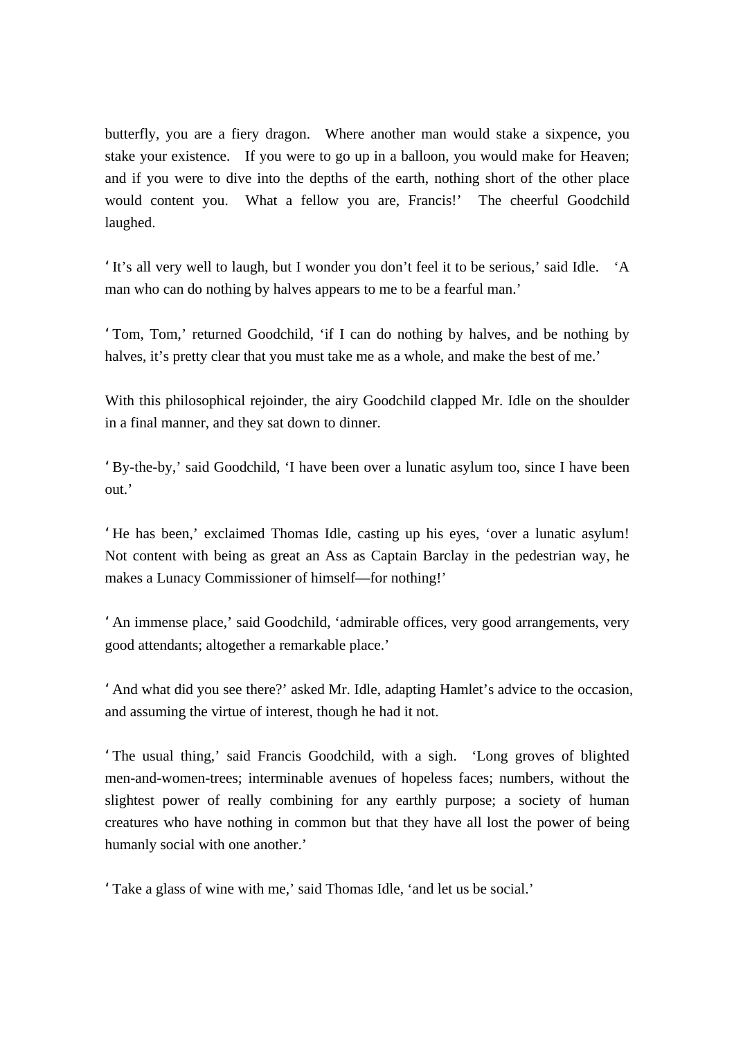butterfly, you are a fiery dragon. Where another man would stake a sixpence, you stake your existence. If you were to go up in a balloon, you would make for Heaven; and if you were to dive into the depths of the earth, nothing short of the other place would content you. What a fellow you are, Francis!' The cheerful Goodchild laughed.

'It's all very well to laugh, but I wonder you don't feel it to be serious,' said Idle. 'A man who can do nothing by halves appears to me to be a fearful man.'

'Tom, Tom,' returned Goodchild, 'if I can do nothing by halves, and be nothing by halves, it's pretty clear that you must take me as a whole, and make the best of me.'

With this philosophical rejoinder, the airy Goodchild clapped Mr. Idle on the shoulder in a final manner, and they sat down to dinner.

'By-the-by,' said Goodchild, 'I have been over a lunatic asylum too, since I have been out.'

'He has been,' exclaimed Thomas Idle, casting up his eyes, 'over a lunatic asylum! Not content with being as great an Ass as Captain Barclay in the pedestrian way, he makes a Lunacy Commissioner of himself—for nothing!'

'An immense place,' said Goodchild, 'admirable offices, very good arrangements, very good attendants; altogether a remarkable place.'

'And what did you see there?' asked Mr. Idle, adapting Hamlet's advice to the occasion, and assuming the virtue of interest, though he had it not.

'The usual thing,' said Francis Goodchild, with a sigh. 'Long groves of blighted men-and-women-trees; interminable avenues of hopeless faces; numbers, without the slightest power of really combining for any earthly purpose; a society of human creatures who have nothing in common but that they have all lost the power of being humanly social with one another.'

'Take a glass of wine with me,' said Thomas Idle, 'and let us be social.'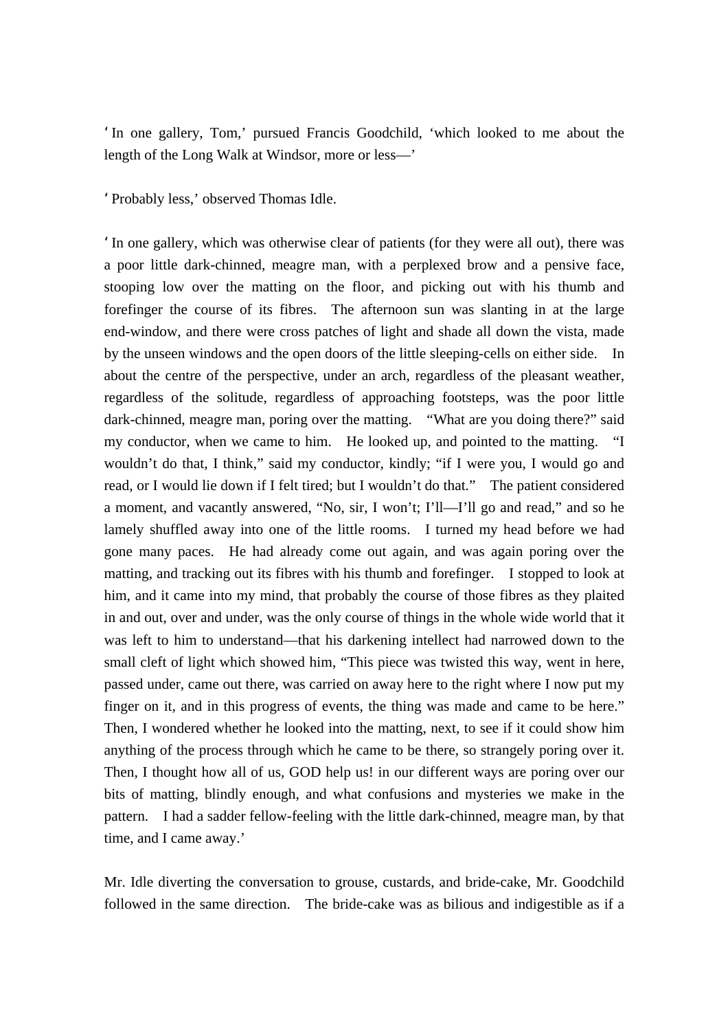‘In one gallery, Tom,’ pursued Francis Goodchild, ‘which looked to me about the length of the Long Walk at Windsor, more or less—’

‘Probably less,’ observed Thomas Idle.

‘In one gallery, which was otherwise clear of patients (for they were all out), there was a poor little dark-chinned, meagre man, with a perplexed brow and a pensive face, stooping low over the matting on the floor, and picking out with his thumb and forefinger the course of its fibres. The afternoon sun was slanting in at the large end-window, and there were cross patches of light and shade all down the vista, made by the unseen windows and the open doors of the little sleeping-cells on either side. In about the centre of the perspective, under an arch, regardless of the pleasant weather, regardless of the solitude, regardless of approaching footsteps, was the poor little dark-chinned, meagre man, poring over the matting. “What are you doing there?” said my conductor, when we came to him. He looked up, and pointed to the matting. “I wouldn’t do that, I think,” said my conductor, kindly; “if I were you, I would go and read, or I would lie down if I felt tired; but I wouldn’t do that.” The patient considered a moment, and vacantly answered, “No, sir, I won’t; I’ll—I’ll go and read,” and so he lamely shuffled away into one of the little rooms. I turned my head before we had gone many paces. He had already come out again, and was again poring over the matting, and tracking out its fibres with his thumb and forefinger. I stopped to look at him, and it came into my mind, that probably the course of those fibres as they plaited in and out, over and under, was the only course of things in the whole wide world that it was left to him to understand—that his darkening intellect had narrowed down to the small cleft of light which showed him, “This piece was twisted this way, went in here, passed under, came out there, was carried on away here to the right where I now put my finger on it, and in this progress of events, the thing was made and came to be here.” Then, I wondered whether he looked into the matting, next, to see if it could show him anything of the process through which he came to be there, so strangely poring over it. Then, I thought how all of us, GOD help us! in our different ways are poring over our bits of matting, blindly enough, and what confusions and mysteries we make in the pattern. I had a sadder fellow-feeling with the little dark-chinned, meagre man, by that time, and I came away.’

Mr. Idle diverting the conversation to grouse, custards, and bride-cake, Mr. Goodchild followed in the same direction. The bride-cake was as bilious and indigestible as if a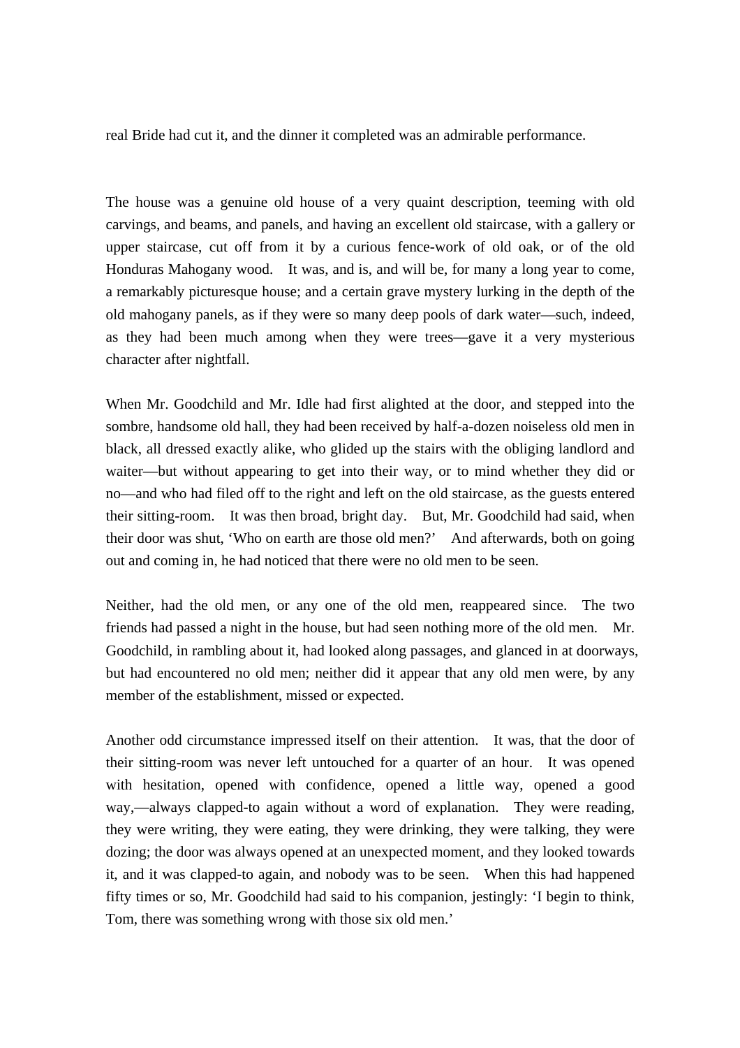real Bride had cut it, and the dinner it completed was an admirable performance.

The house was a genuine old house of a very quaint description, teeming with old carvings, and beams, and panels, and having an excellent old staircase, with a gallery or upper staircase, cut off from it by a curious fence-work of old oak, or of the old Honduras Mahogany wood. It was, and is, and will be, for many a long year to come, a remarkably picturesque house; and a certain grave mystery lurking in the depth of the old mahogany panels, as if they were so many deep pools of dark water—such, indeed, as they had been much among when they were trees—gave it a very mysterious character after nightfall.

When Mr. Goodchild and Mr. Idle had first alighted at the door, and stepped into the sombre, handsome old hall, they had been received by half-a-dozen noiseless old men in black, all dressed exactly alike, who glided up the stairs with the obliging landlord and waiter—but without appearing to get into their way, or to mind whether they did or no—and who had filed off to the right and left on the old staircase, as the guests entered their sitting-room. It was then broad, bright day. But, Mr. Goodchild had said, when their door was shut, 'Who on earth are those old men?' And afterwards, both on going out and coming in, he had noticed that there were no old men to be seen.

Neither, had the old men, or any one of the old men, reappeared since. The two friends had passed a night in the house, but had seen nothing more of the old men. Mr. Goodchild, in rambling about it, had looked along passages, and glanced in at doorways, but had encountered no old men; neither did it appear that any old men were, by any member of the establishment, missed or expected.

Another odd circumstance impressed itself on their attention. It was, that the door of their sitting-room was never left untouched for a quarter of an hour. It was opened with hesitation, opened with confidence, opened a little way, opened a good way,—always clapped-to again without a word of explanation. They were reading, they were writing, they were eating, they were drinking, they were talking, they were dozing; the door was always opened at an unexpected moment, and they looked towards it, and it was clapped-to again, and nobody was to be seen. When this had happened fifty times or so, Mr. Goodchild had said to his companion, jestingly: 'I begin to think, Tom, there was something wrong with those six old men.'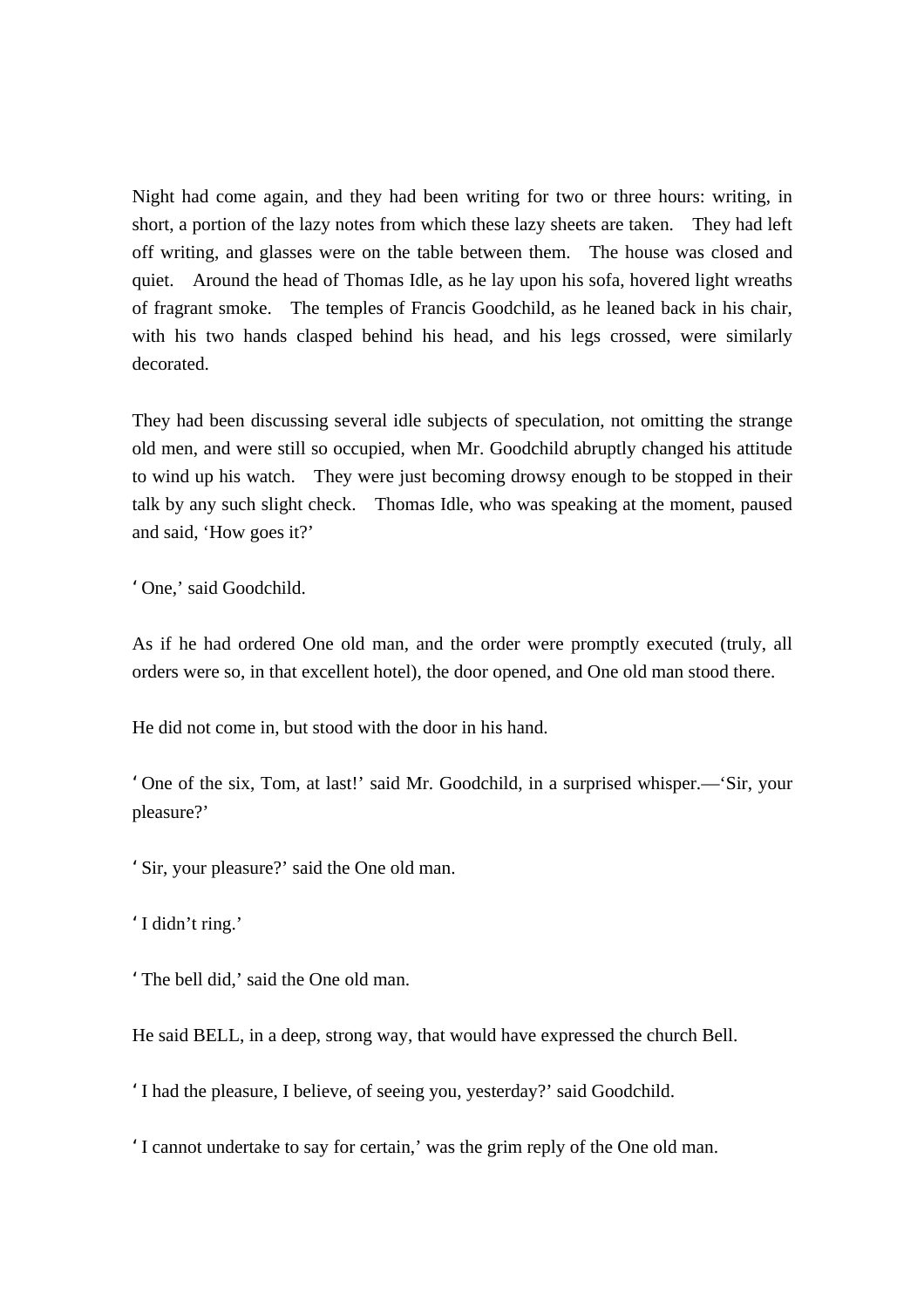Night had come again, and they had been writing for two or three hours: writing, in short, a portion of the lazy notes from which these lazy sheets are taken. They had left off writing, and glasses were on the table between them. The house was closed and quiet. Around the head of Thomas Idle, as he lay upon his sofa, hovered light wreaths of fragrant smoke. The temples of Francis Goodchild, as he leaned back in his chair, with his two hands clasped behind his head, and his legs crossed, were similarly decorated.

They had been discussing several idle subjects of speculation, not omitting the strange old men, and were still so occupied, when Mr. Goodchild abruptly changed his attitude to wind up his watch. They were just becoming drowsy enough to be stopped in their talk by any such slight check. Thomas Idle, who was speaking at the moment, paused and said, 'How goes it?'

'One,' said Goodchild.

As if he had ordered One old man, and the order were promptly executed (truly, all orders were so, in that excellent hotel), the door opened, and One old man stood there.

He did not come in, but stood with the door in his hand.

'One of the six, Tom, at last!' said Mr. Goodchild, in a surprised whisper.—'Sir, your pleasure?'

'Sir, your pleasure?' said the One old man.

'I didn't ring.'

'The bell did,' said the One old man.

He said BELL, in a deep, strong way, that would have expressed the church Bell.

'I had the pleasure, I believe, of seeing you, yesterday?' said Goodchild.

'I cannot undertake to say for certain,' was the grim reply of the One old man.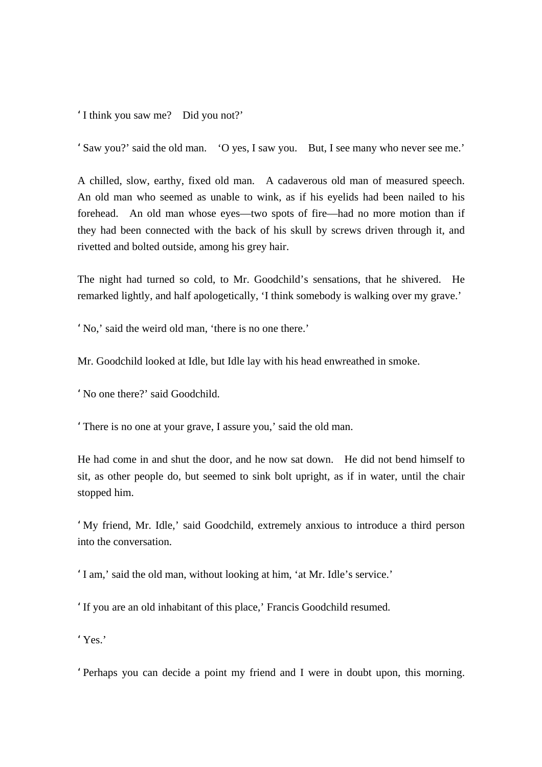'I think you saw me? Did you not?'

'Saw you?' said the old man. 'O yes, I saw you. But, I see many who never see me.'

A chilled, slow, earthy, fixed old man. A cadaverous old man of measured speech. An old man who seemed as unable to wink, as if his eyelids had been nailed to his forehead. An old man whose eyes—two spots of fire—had no more motion than if they had been connected with the back of his skull by screws driven through it, and rivetted and bolted outside, among his grey hair.

The night had turned so cold, to Mr. Goodchild's sensations, that he shivered. He remarked lightly, and half apologetically, 'I think somebody is walking over my grave.'

'No,' said the weird old man, 'there is no one there.'

Mr. Goodchild looked at Idle, but Idle lay with his head enwreathed in smoke.

'No one there?' said Goodchild.

'There is no one at your grave, I assure you,' said the old man.

He had come in and shut the door, and he now sat down. He did not bend himself to sit, as other people do, but seemed to sink bolt upright, as if in water, until the chair stopped him.

'My friend, Mr. Idle,' said Goodchild, extremely anxious to introduce a third person into the conversation.

'I am,' said the old man, without looking at him, 'at Mr. Idle's service.'

'If you are an old inhabitant of this place,' Francis Goodchild resumed.

'Yes.'

'Perhaps you can decide a point my friend and I were in doubt upon, this morning.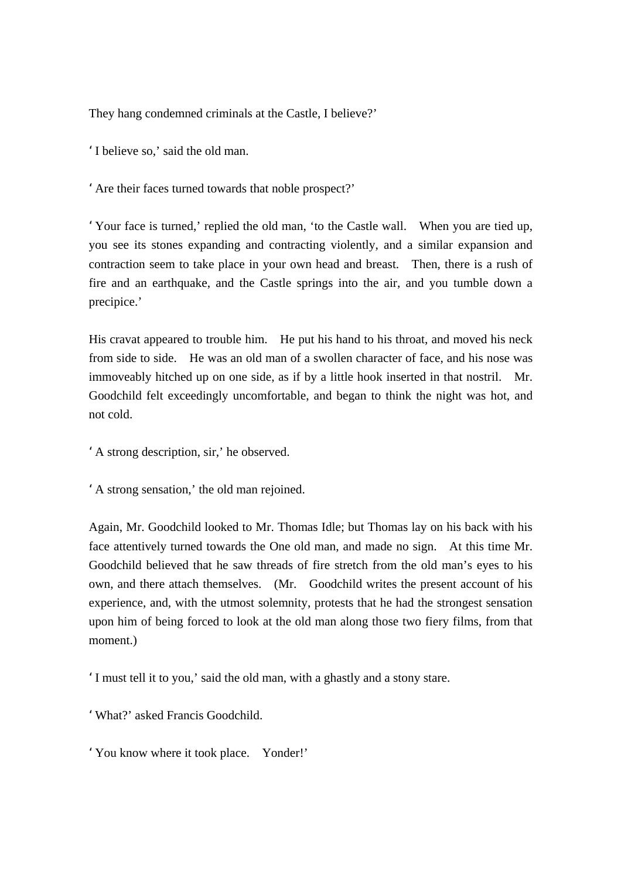They hang condemned criminals at the Castle, I believe?'

'I believe so,' said the old man.

'Are their faces turned towards that noble prospect?'

'Your face is turned,' replied the old man, 'to the Castle wall. When you are tied up, you see its stones expanding and contracting violently, and a similar expansion and contraction seem to take place in your own head and breast. Then, there is a rush of fire and an earthquake, and the Castle springs into the air, and you tumble down a precipice.'

His cravat appeared to trouble him. He put his hand to his throat, and moved his neck from side to side. He was an old man of a swollen character of face, and his nose was immoveably hitched up on one side, as if by a little hook inserted in that nostril. Mr. Goodchild felt exceedingly uncomfortable, and began to think the night was hot, and not cold.

'A strong description, sir,' he observed.

'A strong sensation,' the old man rejoined.

Again, Mr. Goodchild looked to Mr. Thomas Idle; but Thomas lay on his back with his face attentively turned towards the One old man, and made no sign. At this time Mr. Goodchild believed that he saw threads of fire stretch from the old man's eyes to his own, and there attach themselves. (Mr. Goodchild writes the present account of his experience, and, with the utmost solemnity, protests that he had the strongest sensation upon him of being forced to look at the old man along those two fiery films, from that moment.)

'I must tell it to you,' said the old man, with a ghastly and a stony stare.

'What?' asked Francis Goodchild.

'You know where it took place. Yonder!'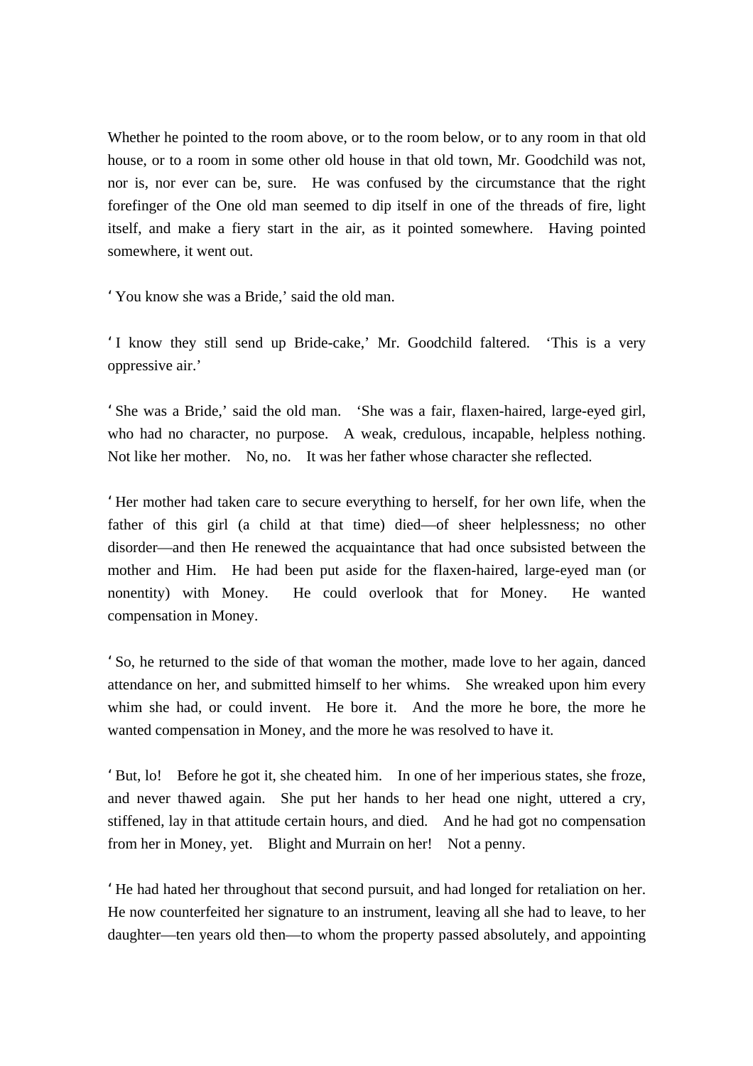Whether he pointed to the room above, or to the room below, or to any room in that old house, or to a room in some other old house in that old town, Mr. Goodchild was not, nor is, nor ever can be, sure. He was confused by the circumstance that the right forefinger of the One old man seemed to dip itself in one of the threads of fire, light itself, and make a fiery start in the air, as it pointed somewhere. Having pointed somewhere, it went out.

'You know she was a Bride,' said the old man.

'I know they still send up Bride-cake,' Mr. Goodchild faltered. 'This is a very oppressive air.'

'She was a Bride,' said the old man. 'She was a fair, flaxen-haired, large-eyed girl, who had no character, no purpose. A weak, credulous, incapable, helpless nothing. Not like her mother. No, no. It was her father whose character she reflected.

'Her mother had taken care to secure everything to herself, for her own life, when the father of this girl (a child at that time) died—of sheer helplessness; no other disorder—and then He renewed the acquaintance that had once subsisted between the mother and Him. He had been put aside for the flaxen-haired, large-eyed man (or nonentity) with Money. He could overlook that for Money. He wanted compensation in Money.

'So, he returned to the side of that woman the mother, made love to her again, danced attendance on her, and submitted himself to her whims. She wreaked upon him every whim she had, or could invent. He bore it. And the more he bore, the more he wanted compensation in Money, and the more he was resolved to have it.

'But, lo! Before he got it, she cheated him. In one of her imperious states, she froze, and never thawed again. She put her hands to her head one night, uttered a cry, stiffened, lay in that attitude certain hours, and died. And he had got no compensation from her in Money, yet. Blight and Murrain on her! Not a penny.

'He had hated her throughout that second pursuit, and had longed for retaliation on her. He now counterfeited her signature to an instrument, leaving all she had to leave, to her daughter—ten years old then—to whom the property passed absolutely, and appointing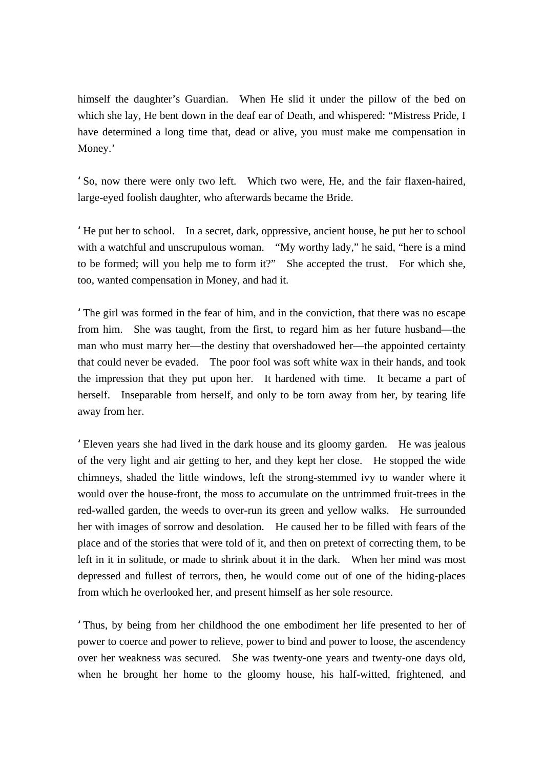himself the daughter's Guardian. When He slid it under the pillow of the bed on which she lay, He bent down in the deaf ear of Death, and whispered: "Mistress Pride, I have determined a long time that, dead or alive, you must make me compensation in Money.'

'So, now there were only two left. Which two were, He, and the fair flaxen-haired, large-eyed foolish daughter, who afterwards became the Bride.

'He put her to school. In a secret, dark, oppressive, ancient house, he put her to school with a watchful and unscrupulous woman. "My worthy lady," he said, "here is a mind to be formed; will you help me to form it?" She accepted the trust. For which she, too, wanted compensation in Money, and had it.

'The girl was formed in the fear of him, and in the conviction, that there was no escape from him. She was taught, from the first, to regard him as her future husband—the man who must marry her—the destiny that overshadowed her—the appointed certainty that could never be evaded. The poor fool was soft white wax in their hands, and took the impression that they put upon her. It hardened with time. It became a part of herself. Inseparable from herself, and only to be torn away from her, by tearing life away from her.

'Eleven years she had lived in the dark house and its gloomy garden. He was jealous of the very light and air getting to her, and they kept her close. He stopped the wide chimneys, shaded the little windows, left the strong-stemmed ivy to wander where it would over the house-front, the moss to accumulate on the untrimmed fruit-trees in the red-walled garden, the weeds to over-run its green and yellow walks. He surrounded her with images of sorrow and desolation. He caused her to be filled with fears of the place and of the stories that were told of it, and then on pretext of correcting them, to be left in it in solitude, or made to shrink about it in the dark. When her mind was most depressed and fullest of terrors, then, he would come out of one of the hiding-places from which he overlooked her, and present himself as her sole resource.

'Thus, by being from her childhood the one embodiment her life presented to her of power to coerce and power to relieve, power to bind and power to loose, the ascendency over her weakness was secured. She was twenty-one years and twenty-one days old, when he brought her home to the gloomy house, his half-witted, frightened, and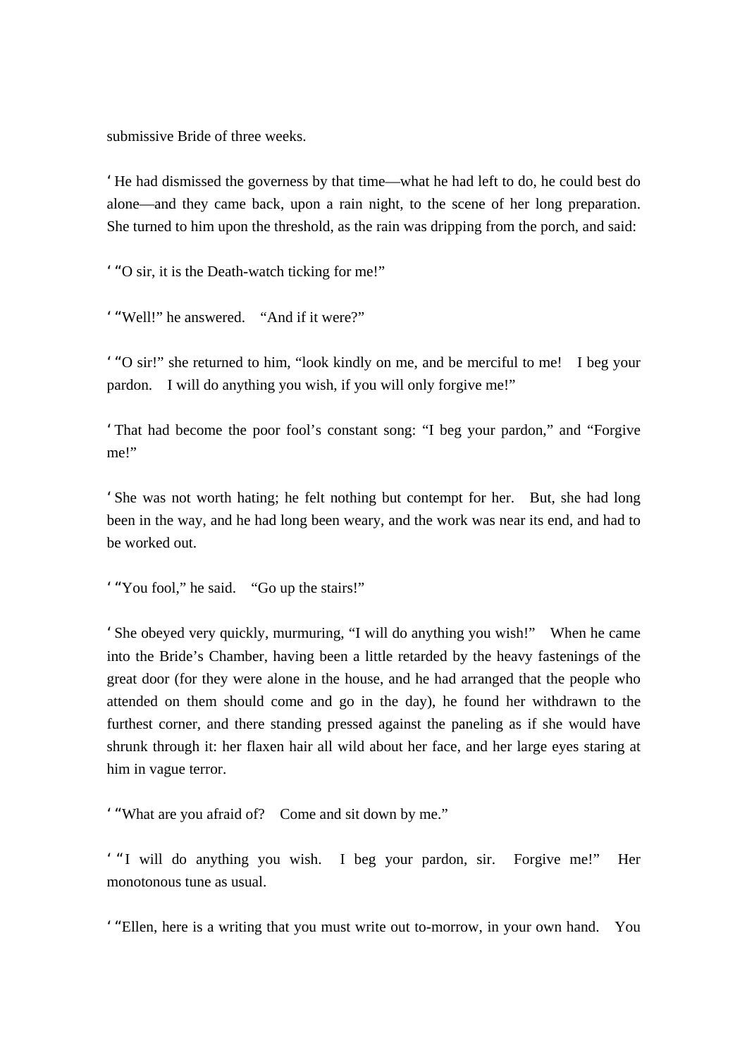submissive Bride of three weeks.

'He had dismissed the governess by that time—what he had left to do, he could best do alone—and they came back, upon a rain night, to the scene of her long preparation. She turned to him upon the threshold, as the rain was dripping from the porch, and said:

'"O sir, it is the Death-watch ticking for me!"

'"Well!" he answered. "And if it were?"

'"O sir!" she returned to him, "look kindly on me, and be merciful to me! I beg your pardon. I will do anything you wish, if you will only forgive me!"

'That had become the poor fool's constant song: "I beg your pardon," and "Forgive me!"

'She was not worth hating; he felt nothing but contempt for her. But, she had long been in the way, and he had long been weary, and the work was near its end, and had to be worked out.

'"You fool," he said. "Go up the stairs!"

'She obeyed very quickly, murmuring, "I will do anything you wish!" When he came into the Bride's Chamber, having been a little retarded by the heavy fastenings of the great door (for they were alone in the house, and he had arranged that the people who attended on them should come and go in the day), he found her withdrawn to the furthest corner, and there standing pressed against the paneling as if she would have shrunk through it: her flaxen hair all wild about her face, and her large eyes staring at him in vague terror.

'"What are you afraid of? Come and sit down by me."

'"I will do anything you wish. I beg your pardon, sir. Forgive me!" Her monotonous tune as usual.

'"Ellen, here is a writing that you must write out to-morrow, in your own hand. You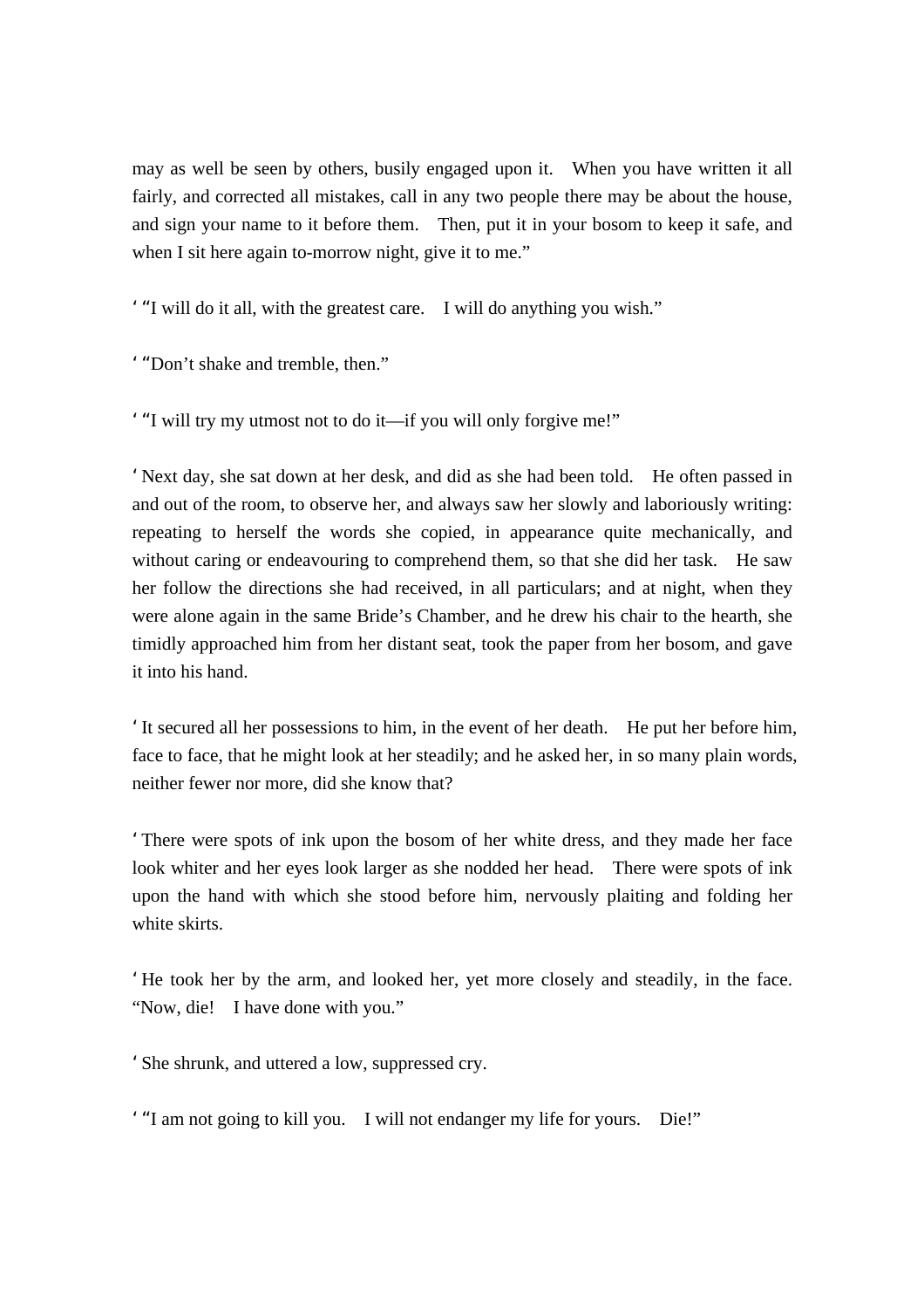may as well be seen by others, busily engaged upon it. When you have written it all fairly, and corrected all mistakes, call in any two people there may be about the house, and sign your name to it before them. Then, put it in your bosom to keep it safe, and when I sit here again to-morrow night, give it to me."

'"I will do it all, with the greatest care. I will do anything you wish."

'"Don't shake and tremble, then."

'"I will try my utmost not to do it—if you will only forgive me!"

'Next day, she sat down at her desk, and did as she had been told. He often passed in and out of the room, to observe her, and always saw her slowly and laboriously writing: repeating to herself the words she copied, in appearance quite mechanically, and without caring or endeavouring to comprehend them, so that she did her task. He saw her follow the directions she had received, in all particulars; and at night, when they were alone again in the same Bride's Chamber, and he drew his chair to the hearth, she timidly approached him from her distant seat, took the paper from her bosom, and gave it into his hand.

'It secured all her possessions to him, in the event of her death. He put her before him, face to face, that he might look at her steadily; and he asked her, in so many plain words, neither fewer nor more, did she know that?

'There were spots of ink upon the bosom of her white dress, and they made her face look whiter and her eyes look larger as she nodded her head. There were spots of ink upon the hand with which she stood before him, nervously plaiting and folding her white skirts.

'He took her by the arm, and looked her, yet more closely and steadily, in the face. "Now, die! I have done with you."

'She shrunk, and uttered a low, suppressed cry.

'"I am not going to kill you. I will not endanger my life for yours. Die!"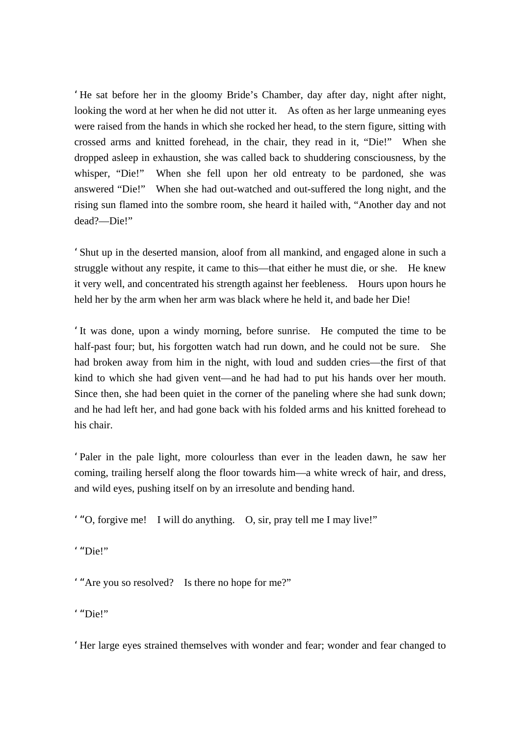'He sat before her in the gloomy Bride's Chamber, day after day, night after night, looking the word at her when he did not utter it. As often as her large unmeaning eyes were raised from the hands in which she rocked her head, to the stern figure, sitting with crossed arms and knitted forehead, in the chair, they read in it, "Die!" When she dropped asleep in exhaustion, she was called back to shuddering consciousness, by the whisper, "Die!" When she fell upon her old entreaty to be pardoned, she was answered "Die!" When she had out-watched and out-suffered the long night, and the rising sun flamed into the sombre room, she heard it hailed with, "Another day and not dead?—Die!"

'Shut up in the deserted mansion, aloof from all mankind, and engaged alone in such a struggle without any respite, it came to this—that either he must die, or she. He knew it very well, and concentrated his strength against her feebleness. Hours upon hours he held her by the arm when her arm was black where he held it, and bade her Die!

'It was done, upon a windy morning, before sunrise. He computed the time to be half-past four; but, his forgotten watch had run down, and he could not be sure. She had broken away from him in the night, with loud and sudden cries—the first of that kind to which she had given vent—and he had had to put his hands over her mouth. Since then, she had been quiet in the corner of the paneling where she had sunk down; and he had left her, and had gone back with his folded arms and his knitted forehead to his chair.

'Paler in the pale light, more colourless than ever in the leaden dawn, he saw her coming, trailing herself along the floor towards him—a white wreck of hair, and dress, and wild eyes, pushing itself on by an irresolute and bending hand.

'"O, forgive me! I will do anything. O, sir, pray tell me I may live!"

'"Die!"

'"Are you so resolved? Is there no hope for me?"

'"Die!"

'Her large eyes strained themselves with wonder and fear; wonder and fear changed to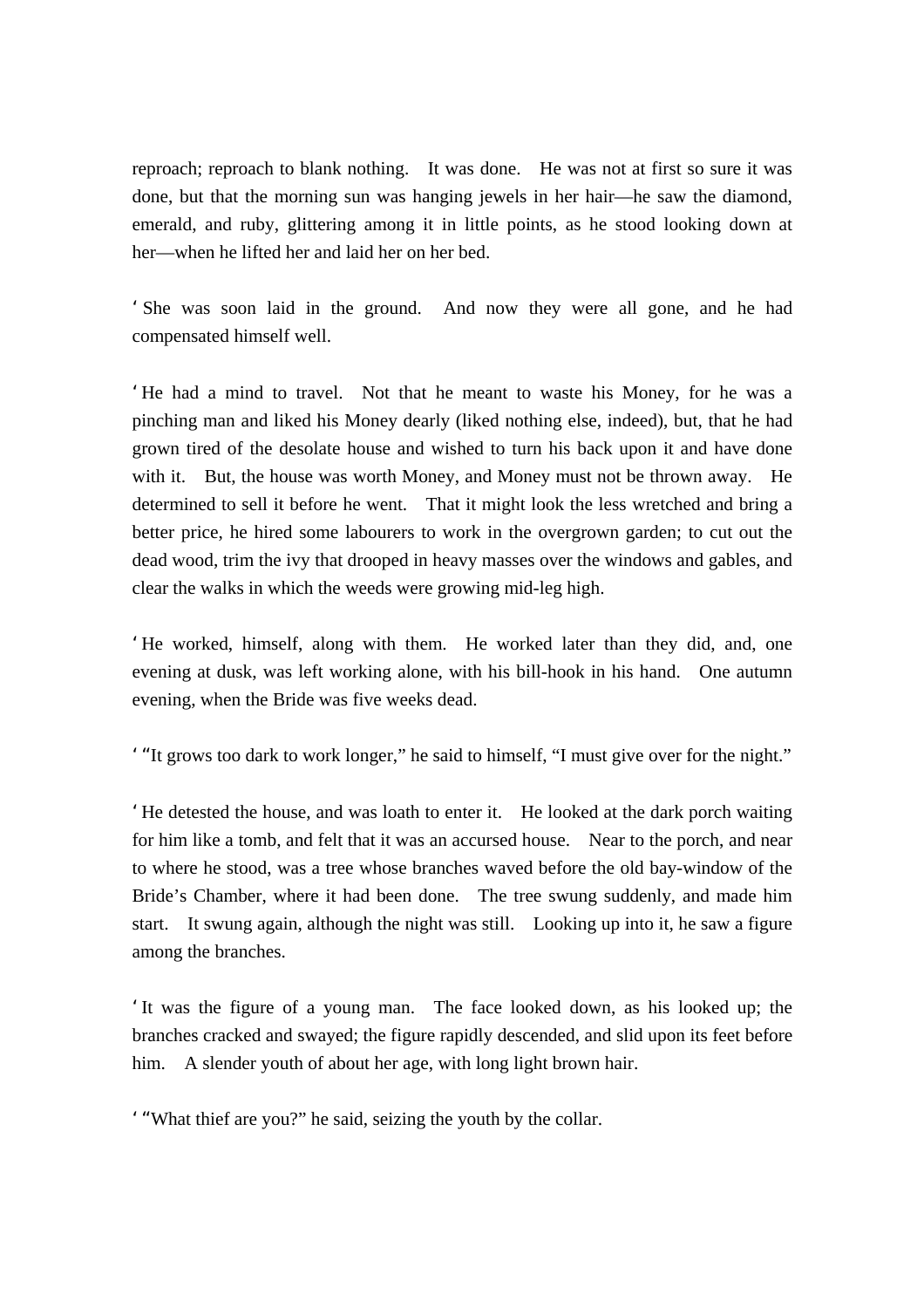reproach; reproach to blank nothing. It was done. He was not at first so sure it was done, but that the morning sun was hanging jewels in her hair—he saw the diamond, emerald, and ruby, glittering among it in little points, as he stood looking down at her—when he lifted her and laid her on her bed.

'She was soon laid in the ground. And now they were all gone, and he had compensated himself well.

'He had a mind to travel. Not that he meant to waste his Money, for he was a pinching man and liked his Money dearly (liked nothing else, indeed), but, that he had grown tired of the desolate house and wished to turn his back upon it and have done with it. But, the house was worth Money, and Money must not be thrown away. He determined to sell it before he went. That it might look the less wretched and bring a better price, he hired some labourers to work in the overgrown garden; to cut out the dead wood, trim the ivy that drooped in heavy masses over the windows and gables, and clear the walks in which the weeds were growing mid-leg high.

'He worked, himself, along with them. He worked later than they did, and, one evening at dusk, was left working alone, with his bill-hook in his hand. One autumn evening, when the Bride was five weeks dead.

'"It grows too dark to work longer," he said to himself, "I must give over for the night."

'He detested the house, and was loath to enter it. He looked at the dark porch waiting for him like a tomb, and felt that it was an accursed house. Near to the porch, and near to where he stood, was a tree whose branches waved before the old bay-window of the Bride's Chamber, where it had been done. The tree swung suddenly, and made him start. It swung again, although the night was still. Looking up into it, he saw a figure among the branches.

'It was the figure of a young man. The face looked down, as his looked up; the branches cracked and swayed; the figure rapidly descended, and slid upon its feet before him. A slender youth of about her age, with long light brown hair.

'"What thief are you?" he said, seizing the youth by the collar.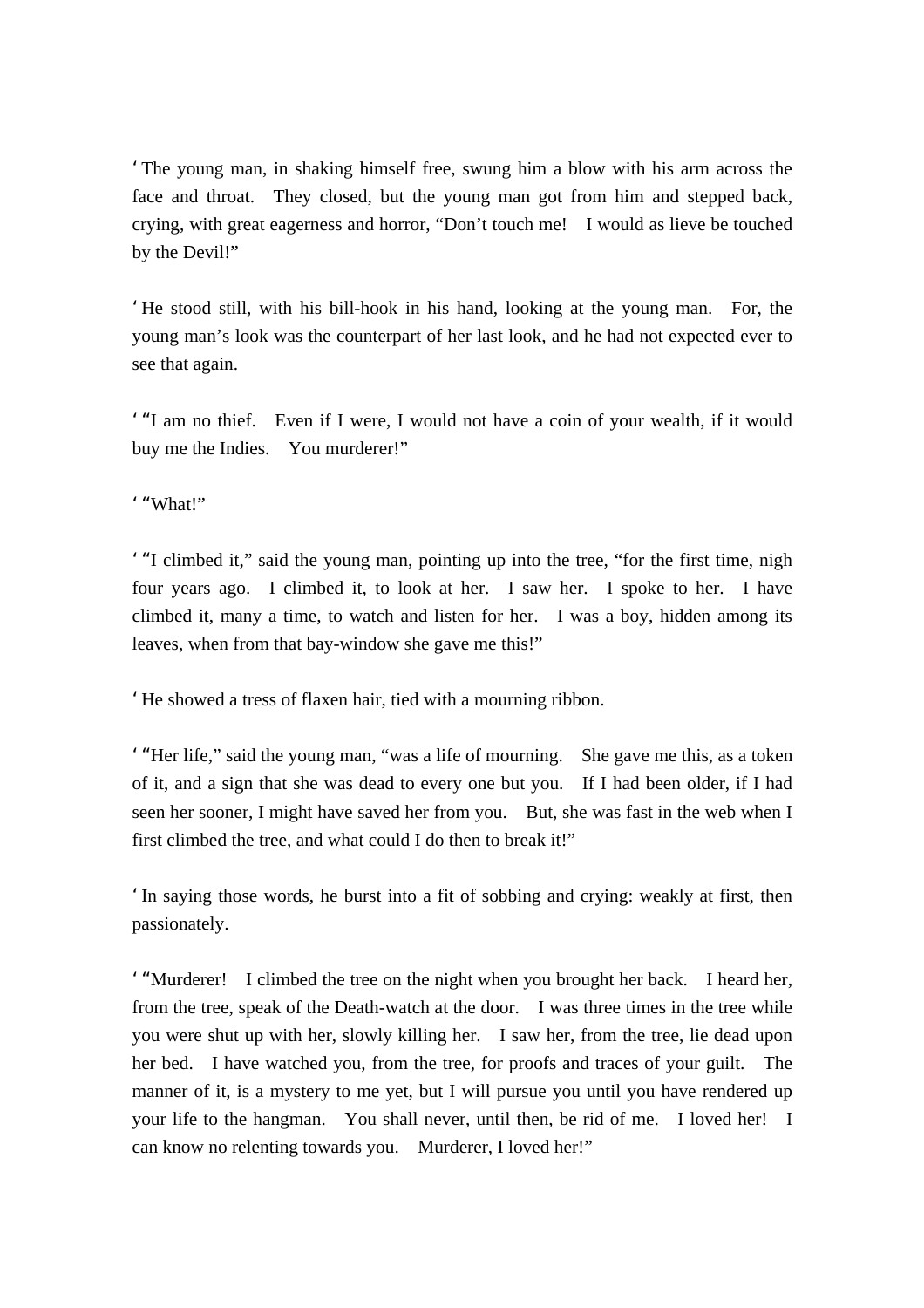'The young man, in shaking himself free, swung him a blow with his arm across the face and throat. They closed, but the young man got from him and stepped back, crying, with great eagerness and horror, "Don't touch me! I would as lieve be touched by the Devil!"

'He stood still, with his bill-hook in his hand, looking at the young man. For, the young man's look was the counterpart of her last look, and he had not expected ever to see that again.

'"I am no thief. Even if I were, I would not have a coin of your wealth, if it would buy me the Indies. You murderer!"

'"What!"

'"I climbed it," said the young man, pointing up into the tree, "for the first time, nigh four years ago. I climbed it, to look at her. I saw her. I spoke to her. I have climbed it, many a time, to watch and listen for her. I was a boy, hidden among its leaves, when from that bay-window she gave me this!"

'He showed a tress of flaxen hair, tied with a mourning ribbon.

'"Her life," said the young man, "was a life of mourning. She gave me this, as a token of it, and a sign that she was dead to every one but you. If I had been older, if I had seen her sooner, I might have saved her from you. But, she was fast in the web when I first climbed the tree, and what could I do then to break it!"

'In saying those words, he burst into a fit of sobbing and crying: weakly at first, then passionately.

'"Murderer! I climbed the tree on the night when you brought her back. I heard her, from the tree, speak of the Death-watch at the door. I was three times in the tree while you were shut up with her, slowly killing her. I saw her, from the tree, lie dead upon her bed. I have watched you, from the tree, for proofs and traces of your guilt. The manner of it, is a mystery to me yet, but I will pursue you until you have rendered up your life to the hangman. You shall never, until then, be rid of me. I loved her! I can know no relenting towards you. Murderer, I loved her!"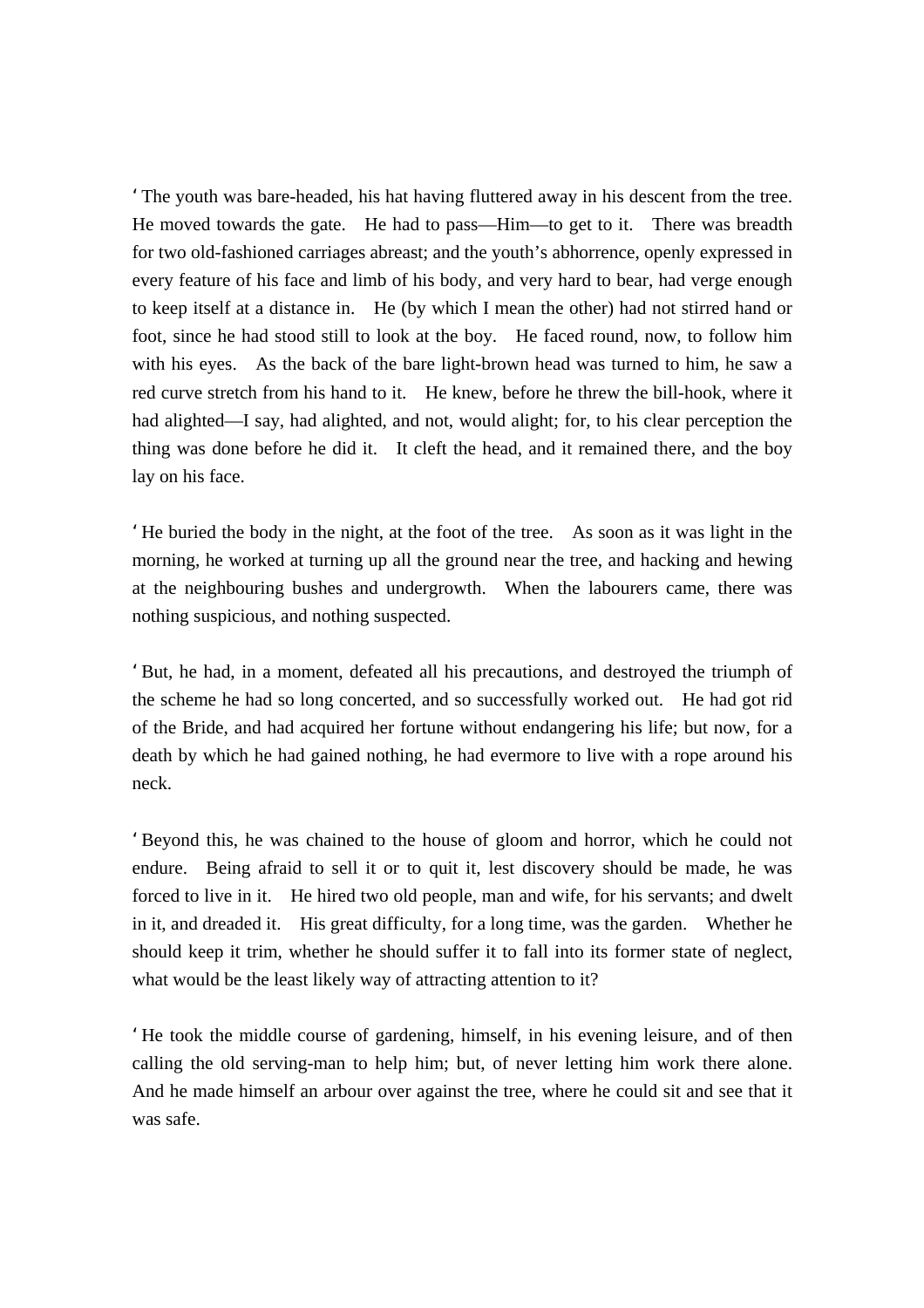‘The youth was bare-headed, his hat having fluttered away in his descent from the tree. He moved towards the gate. He had to pass—Him—to get to it. There was breadth for two old-fashioned carriages abreast; and the youth’s abhorrence, openly expressed in every feature of his face and limb of his body, and very hard to bear, had verge enough to keep itself at a distance in. He (by which I mean the other) had not stirred hand or foot, since he had stood still to look at the boy. He faced round, now, to follow him with his eyes. As the back of the bare light-brown head was turned to him, he saw a red curve stretch from his hand to it. He knew, before he threw the bill-hook, where it had alighted—I say, had alighted, and not, would alight; for, to his clear perception the thing was done before he did it. It cleft the head, and it remained there, and the boy lay on his face.

‘He buried the body in the night, at the foot of the tree. As soon as it was light in the morning, he worked at turning up all the ground near the tree, and hacking and hewing at the neighbouring bushes and undergrowth. When the labourers came, there was nothing suspicious, and nothing suspected.

‘But, he had, in a moment, defeated all his precautions, and destroyed the triumph of the scheme he had so long concerted, and so successfully worked out. He had got rid of the Bride, and had acquired her fortune without endangering his life; but now, for a death by which he had gained nothing, he had evermore to live with a rope around his neck.

‘Beyond this, he was chained to the house of gloom and horror, which he could not endure. Being afraid to sell it or to quit it, lest discovery should be made, he was forced to live in it. He hired two old people, man and wife, for his servants; and dwelt in it, and dreaded it. His great difficulty, for a long time, was the garden. Whether he should keep it trim, whether he should suffer it to fall into its former state of neglect, what would be the least likely way of attracting attention to it?

‘He took the middle course of gardening, himself, in his evening leisure, and of then calling the old serving-man to help him; but, of never letting him work there alone. And he made himself an arbour over against the tree, where he could sit and see that it was safe.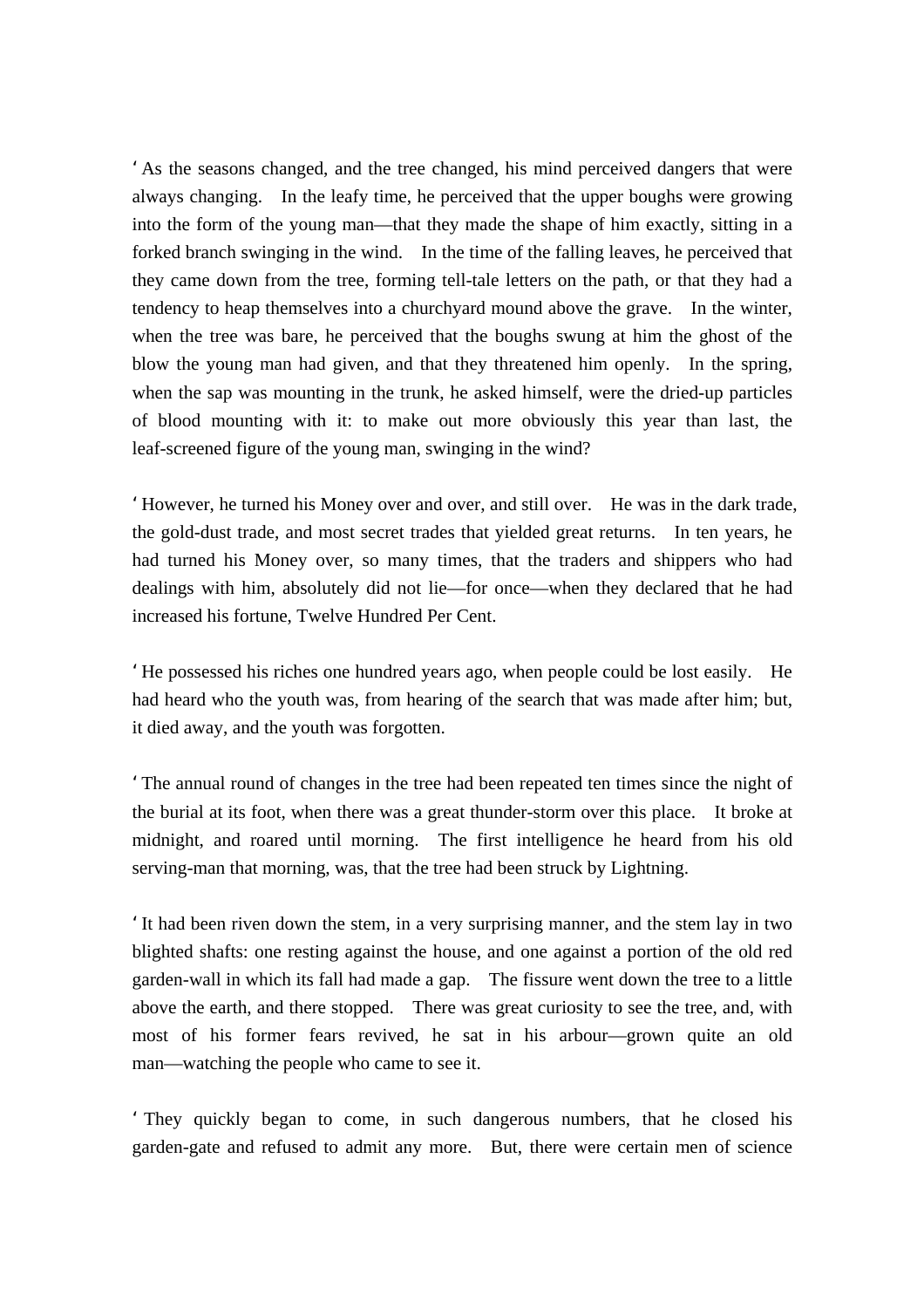'As the seasons changed, and the tree changed, his mind perceived dangers that were always changing. In the leafy time, he perceived that the upper boughs were growing into the form of the young man—that they made the shape of him exactly, sitting in a forked branch swinging in the wind. In the time of the falling leaves, he perceived that they came down from the tree, forming tell-tale letters on the path, or that they had a tendency to heap themselves into a churchyard mound above the grave. In the winter, when the tree was bare, he perceived that the boughs swung at him the ghost of the blow the young man had given, and that they threatened him openly. In the spring, when the sap was mounting in the trunk, he asked himself, were the dried-up particles of blood mounting with it: to make out more obviously this year than last, the leaf-screened figure of the young man, swinging in the wind?

'However, he turned his Money over and over, and still over. He was in the dark trade, the gold-dust trade, and most secret trades that yielded great returns. In ten years, he had turned his Money over, so many times, that the traders and shippers who had dealings with him, absolutely did not lie—for once—when they declared that he had increased his fortune, Twelve Hundred Per Cent.

'He possessed his riches one hundred years ago, when people could be lost easily. He had heard who the youth was, from hearing of the search that was made after him; but, it died away, and the youth was forgotten.

'The annual round of changes in the tree had been repeated ten times since the night of the burial at its foot, when there was a great thunder-storm over this place. It broke at midnight, and roared until morning. The first intelligence he heard from his old serving-man that morning, was, that the tree had been struck by Lightning.

'It had been riven down the stem, in a very surprising manner, and the stem lay in two blighted shafts: one resting against the house, and one against a portion of the old red garden-wall in which its fall had made a gap. The fissure went down the tree to a little above the earth, and there stopped. There was great curiosity to see the tree, and, with most of his former fears revived, he sat in his arbour—grown quite an old man—watching the people who came to see it.

'They quickly began to come, in such dangerous numbers, that he closed his garden-gate and refused to admit any more. But, there were certain men of science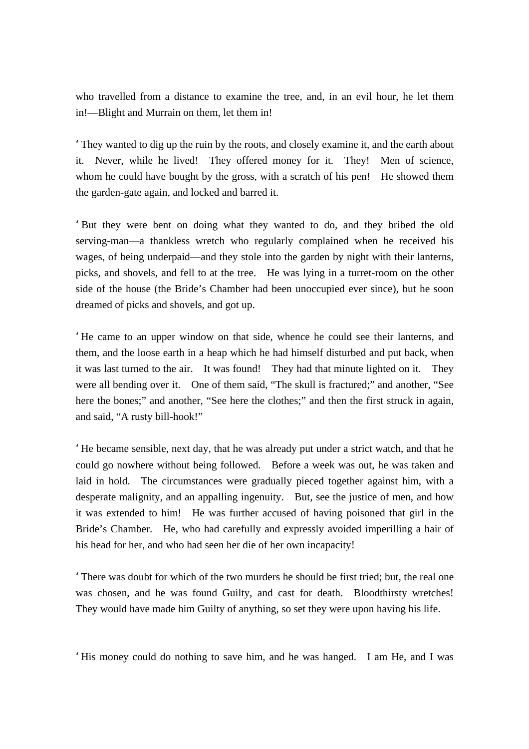who travelled from a distance to examine the tree, and, in an evil hour, he let them in!—Blight and Murrain on them, let them in!

'They wanted to dig up the ruin by the roots, and closely examine it, and the earth about it. Never, while he lived! They offered money for it. They! Men of science, whom he could have bought by the gross, with a scratch of his pen! He showed them the garden-gate again, and locked and barred it.

'But they were bent on doing what they wanted to do, and they bribed the old serving-man—a thankless wretch who regularly complained when he received his wages, of being underpaid—and they stole into the garden by night with their lanterns, picks, and shovels, and fell to at the tree. He was lying in a turret-room on the other side of the house (the Bride's Chamber had been unoccupied ever since), but he soon dreamed of picks and shovels, and got up.

'He came to an upper window on that side, whence he could see their lanterns, and them, and the loose earth in a heap which he had himself disturbed and put back, when it was last turned to the air. It was found! They had that minute lighted on it. They were all bending over it. One of them said, "The skull is fractured;" and another, "See here the bones;" and another, "See here the clothes;" and then the first struck in again, and said, "A rusty bill-hook!"

'He became sensible, next day, that he was already put under a strict watch, and that he could go nowhere without being followed. Before a week was out, he was taken and laid in hold. The circumstances were gradually pieced together against him, with a desperate malignity, and an appalling ingenuity. But, see the justice of men, and how it was extended to him! He was further accused of having poisoned that girl in the Bride's Chamber. He, who had carefully and expressly avoided imperilling a hair of his head for her, and who had seen her die of her own incapacity!

'There was doubt for which of the two murders he should be first tried; but, the real one was chosen, and he was found Guilty, and cast for death. Bloodthirsty wretches! They would have made him Guilty of anything, so set they were upon having his life.

'His money could do nothing to save him, and he was hanged. I am He, and I was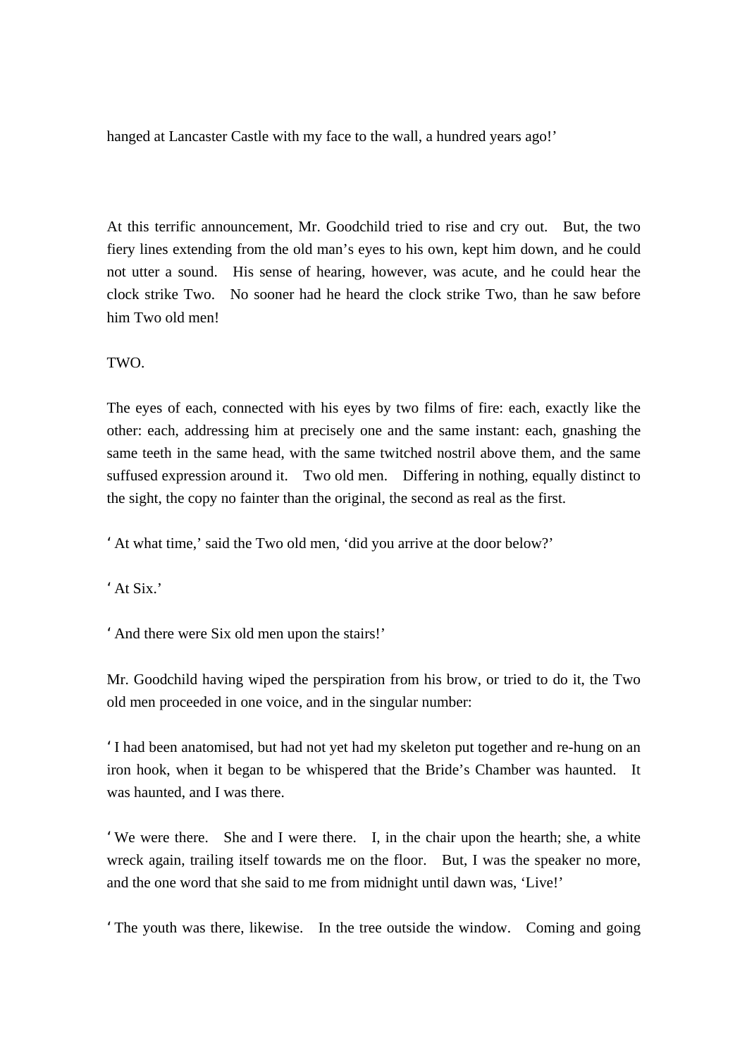hanged at Lancaster Castle with my face to the wall, a hundred years ago!'

At this terrific announcement, Mr. Goodchild tried to rise and cry out. But, the two fiery lines extending from the old man's eyes to his own, kept him down, and he could not utter a sound. His sense of hearing, however, was acute, and he could hear the clock strike Two. No sooner had he heard the clock strike Two, than he saw before him Two old men!

TWO.

The eyes of each, connected with his eyes by two films of fire: each, exactly like the other: each, addressing him at precisely one and the same instant: each, gnashing the same teeth in the same head, with the same twitched nostril above them, and the same suffused expression around it. Two old men. Differing in nothing, equally distinct to the sight, the copy no fainter than the original, the second as real as the first.

'At what time,' said the Two old men, 'did you arrive at the door below?'

'At Six.'

'And there were Six old men upon the stairs!'

Mr. Goodchild having wiped the perspiration from his brow, or tried to do it, the Two old men proceeded in one voice, and in the singular number:

'I had been anatomised, but had not yet had my skeleton put together and re-hung on an iron hook, when it began to be whispered that the Bride's Chamber was haunted. It was haunted, and I was there.

'We were there. She and I were there. I, in the chair upon the hearth; she, a white wreck again, trailing itself towards me on the floor. But, I was the speaker no more, and the one word that she said to me from midnight until dawn was, 'Live!'

'The youth was there, likewise. In the tree outside the window. Coming and going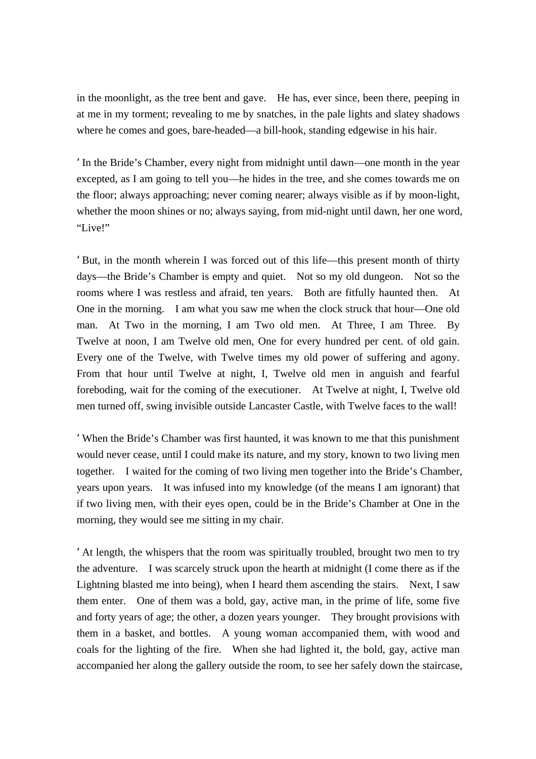in the moonlight, as the tree bent and gave. He has, ever since, been there, peeping in at me in my torment; revealing to me by snatches, in the pale lights and slatey shadows where he comes and goes, bare-headed—a bill-hook, standing edgewise in his hair.

'In the Bride's Chamber, every night from midnight until dawn—one month in the year excepted, as I am going to tell you—he hides in the tree, and she comes towards me on the floor; always approaching; never coming nearer; always visible as if by moon-light, whether the moon shines or no; always saying, from mid-night until dawn, her one word, "Live!"

'But, in the month wherein I was forced out of this life—this present month of thirty days—the Bride's Chamber is empty and quiet. Not so my old dungeon. Not so the rooms where I was restless and afraid, ten years. Both are fitfully haunted then. At One in the morning. I am what you saw me when the clock struck that hour—One old man. At Two in the morning, I am Two old men. At Three, I am Three. By Twelve at noon, I am Twelve old men, One for every hundred per cent. of old gain. Every one of the Twelve, with Twelve times my old power of suffering and agony. From that hour until Twelve at night, I, Twelve old men in anguish and fearful foreboding, wait for the coming of the executioner. At Twelve at night, I, Twelve old men turned off, swing invisible outside Lancaster Castle, with Twelve faces to the wall!

'When the Bride's Chamber was first haunted, it was known to me that this punishment would never cease, until I could make its nature, and my story, known to two living men together. I waited for the coming of two living men together into the Bride's Chamber, years upon years. It was infused into my knowledge (of the means I am ignorant) that if two living men, with their eyes open, could be in the Bride's Chamber at One in the morning, they would see me sitting in my chair.

'At length, the whispers that the room was spiritually troubled, brought two men to try the adventure. I was scarcely struck upon the hearth at midnight (I come there as if the Lightning blasted me into being), when I heard them ascending the stairs. Next, I saw them enter. One of them was a bold, gay, active man, in the prime of life, some five and forty years of age; the other, a dozen years younger. They brought provisions with them in a basket, and bottles. A young woman accompanied them, with wood and coals for the lighting of the fire. When she had lighted it, the bold, gay, active man accompanied her along the gallery outside the room, to see her safely down the staircase,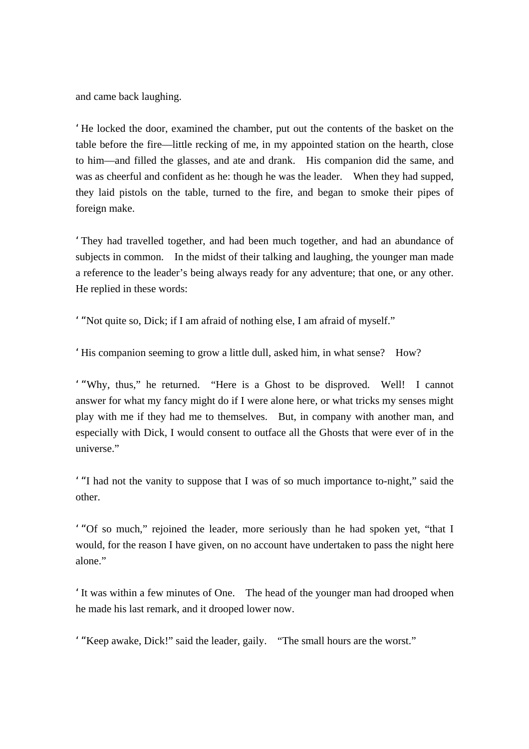and came back laughing.

‘He locked the door, examined the chamber, put out the contents of the basket on the table before the fire—little recking of me, in my appointed station on the hearth, close to him—and filled the glasses, and ate and drank. His companion did the same, and was as cheerful and confident as he: though he was the leader. When they had supped, they laid pistols on the table, turned to the fire, and began to smoke their pipes of foreign make.

‘They had travelled together, and had been much together, and had an abundance of subjects in common. In the midst of their talking and laughing, the younger man made a reference to the leader’s being always ready for any adventure; that one, or any other. He replied in these words:

‘“Not quite so, Dick; if I am afraid of nothing else, I am afraid of myself.”

‘His companion seeming to grow a little dull, asked him, in what sense? How?

‘“Why, thus,” he returned. “Here is a Ghost to be disproved. Well! I cannot answer for what my fancy might do if I were alone here, or what tricks my senses might play with me if they had me to themselves. But, in company with another man, and especially with Dick, I would consent to outface all the Ghosts that were ever of in the universe.”

‘“I had not the vanity to suppose that I was of so much importance to-night,” said the other.

‘“Of so much,” rejoined the leader, more seriously than he had spoken yet, “that I would, for the reason I have given, on no account have undertaken to pass the night here alone.”

‘It was within a few minutes of One. The head of the younger man had drooped when he made his last remark, and it drooped lower now.

‘“Keep awake, Dick!” said the leader, gaily. “The small hours are the worst.”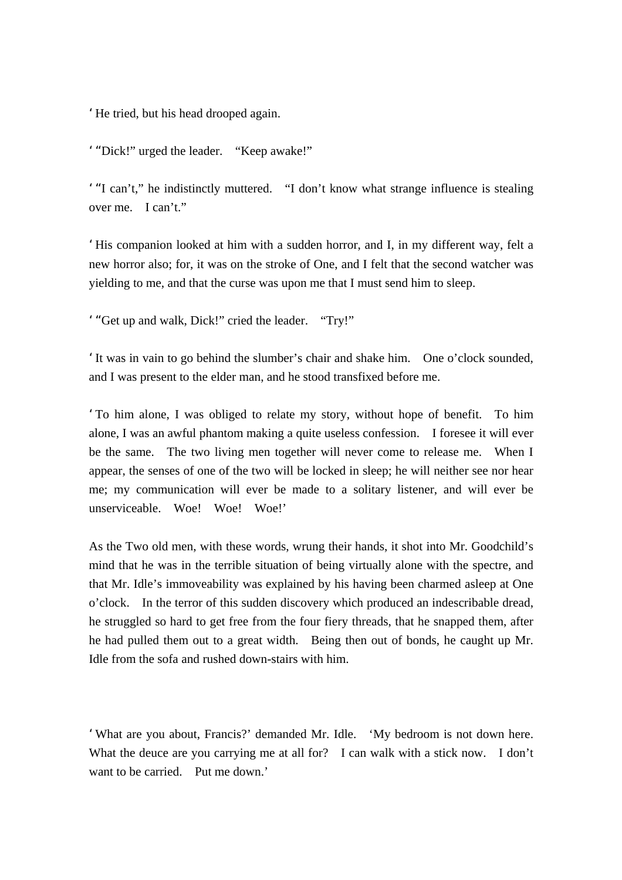‘He tried, but his head drooped again.

‘“Dick!” urged the leader. “Keep awake!”

‘“I can’t,” he indistinctly muttered. “I don’t know what strange influence is stealing over me. I can’t.”

‘His companion looked at him with a sudden horror, and I, in my different way, felt a new horror also; for, it was on the stroke of One, and I felt that the second watcher was yielding to me, and that the curse was upon me that I must send him to sleep.

‘“Get up and walk, Dick!” cried the leader. “Try!”

‘It was in vain to go behind the slumber’s chair and shake him. One o’clock sounded, and I was present to the elder man, and he stood transfixed before me.

‘To him alone, I was obliged to relate my story, without hope of benefit. To him alone, I was an awful phantom making a quite useless confession. I foresee it will ever be the same. The two living men together will never come to release me. When I appear, the senses of one of the two will be locked in sleep; he will neither see nor hear me; my communication will ever be made to a solitary listener, and will ever be unserviceable. Woe! Woe! Woe!’

As the Two old men, with these words, wrung their hands, it shot into Mr. Goodchild’s mind that he was in the terrible situation of being virtually alone with the spectre, and that Mr. Idle’s immoveability was explained by his having been charmed asleep at One o’clock. In the terror of this sudden discovery which produced an indescribable dread, he struggled so hard to get free from the four fiery threads, that he snapped them, after he had pulled them out to a great width. Being then out of bonds, he caught up Mr. Idle from the sofa and rushed down-stairs with him.

‘What are you about, Francis?’ demanded Mr. Idle. ‘My bedroom is not down here. What the deuce are you carrying me at all for? I can walk with a stick now. I don’t want to be carried. Put me down.’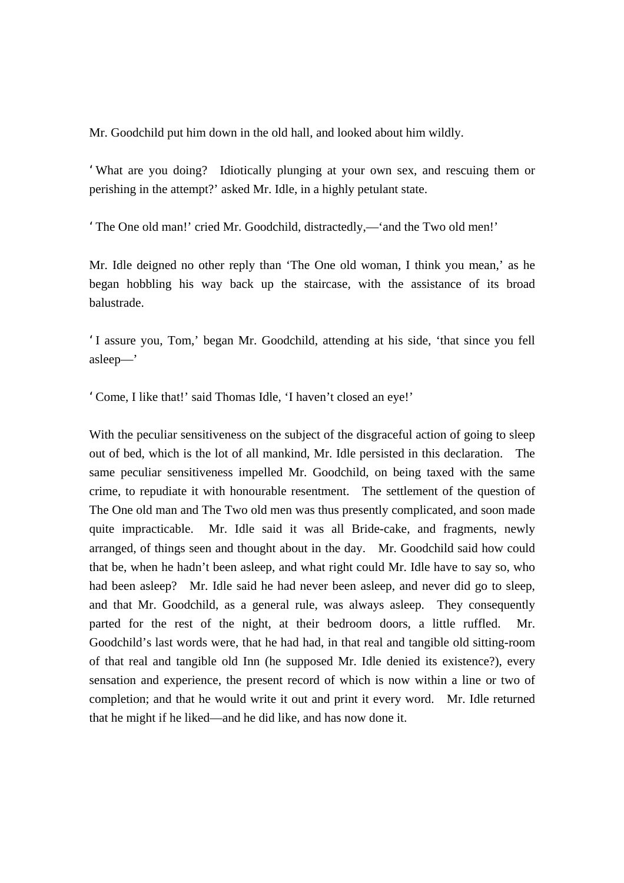Mr. Goodchild put him down in the old hall, and looked about him wildly.

'What are you doing? Idiotically plunging at your own sex, and rescuing them or perishing in the attempt?' asked Mr. Idle, in a highly petulant state.

'The One old man!' cried Mr. Goodchild, distractedly,—'and the Two old men!'

Mr. Idle deigned no other reply than 'The One old woman, I think you mean,' as he began hobbling his way back up the staircase, with the assistance of its broad balustrade.

'I assure you, Tom,' began Mr. Goodchild, attending at his side, 'that since you fell asleep—'

'Come, I like that!' said Thomas Idle, 'I haven't closed an eye!'

With the peculiar sensitiveness on the subject of the disgraceful action of going to sleep out of bed, which is the lot of all mankind, Mr. Idle persisted in this declaration. The same peculiar sensitiveness impelled Mr. Goodchild, on being taxed with the same crime, to repudiate it with honourable resentment. The settlement of the question of The One old man and The Two old men was thus presently complicated, and soon made quite impracticable. Mr. Idle said it was all Bride-cake, and fragments, newly arranged, of things seen and thought about in the day. Mr. Goodchild said how could that be, when he hadn't been asleep, and what right could Mr. Idle have to say so, who had been asleep? Mr. Idle said he had never been asleep, and never did go to sleep, and that Mr. Goodchild, as a general rule, was always asleep. They consequently parted for the rest of the night, at their bedroom doors, a little ruffled. Mr. Goodchild's last words were, that he had had, in that real and tangible old sitting-room of that real and tangible old Inn (he supposed Mr. Idle denied its existence?), every sensation and experience, the present record of which is now within a line or two of completion; and that he would write it out and print it every word. Mr. Idle returned that he might if he liked—and he did like, and has now done it.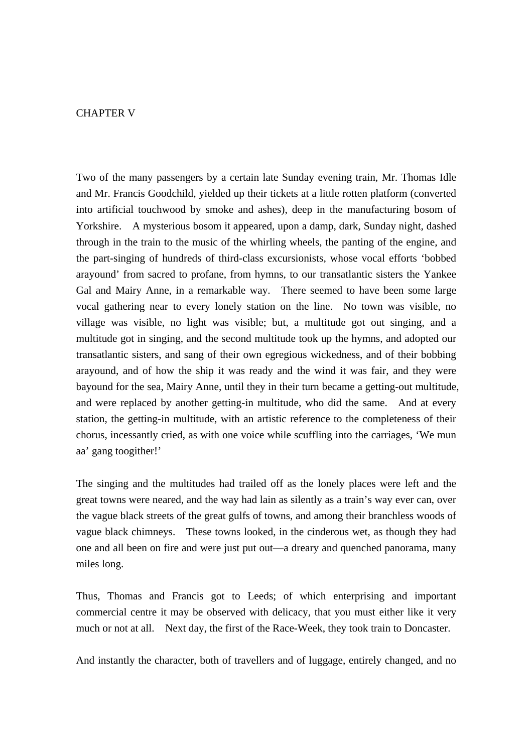# CHAPTER V

Two of the many passengers by a certain late Sunday evening train, Mr. Thomas Idle and Mr. Francis Goodchild, yielded up their tickets at a little rotten platform (converted into artificial touchwood by smoke and ashes), deep in the manufacturing bosom of Yorkshire. A mysterious bosom it appeared, upon a damp, dark, Sunday night, dashed through in the train to the music of the whirling wheels, the panting of the engine, and the part-singing of hundreds of third-class excursionists, whose vocal efforts 'bobbed arayound' from sacred to profane, from hymns, to our transatlantic sisters the Yankee Gal and Mairy Anne, in a remarkable way. There seemed to have been some large vocal gathering near to every lonely station on the line. No town was visible, no village was visible, no light was visible; but, a multitude got out singing, and a multitude got in singing, and the second multitude took up the hymns, and adopted our transatlantic sisters, and sang of their own egregious wickedness, and of their bobbing arayound, and of how the ship it was ready and the wind it was fair, and they were bayound for the sea, Mairy Anne, until they in their turn became a getting-out multitude, and were replaced by another getting-in multitude, who did the same. And at every station, the getting-in multitude, with an artistic reference to the completeness of their chorus, incessantly cried, as with one voice while scuffling into the carriages, 'We mun aa' gang toogither!'

The singing and the multitudes had trailed off as the lonely places were left and the great towns were neared, and the way had lain as silently as a train's way ever can, over the vague black streets of the great gulfs of towns, and among their branchless woods of vague black chimneys. These towns looked, in the cinderous wet, as though they had one and all been on fire and were just put out—a dreary and quenched panorama, many miles long.

Thus, Thomas and Francis got to Leeds; of which enterprising and important commercial centre it may be observed with delicacy, that you must either like it very much or not at all. Next day, the first of the Race-Week, they took train to Doncaster.

And instantly the character, both of travellers and of luggage, entirely changed, and no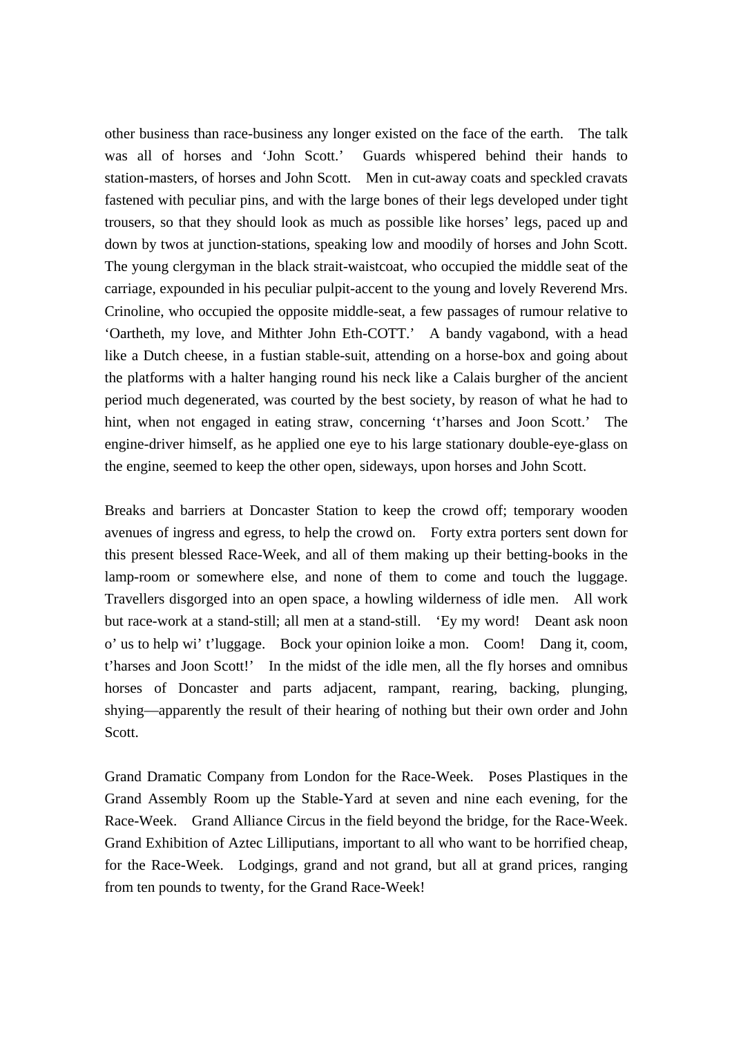other business than race-business any longer existed on the face of the earth. The talk was all of horses and 'John Scott.' Guards whispered behind their hands to station-masters, of horses and John Scott. Men in cut-away coats and speckled cravats fastened with peculiar pins, and with the large bones of their legs developed under tight trousers, so that they should look as much as possible like horses' legs, paced up and down by twos at junction-stations, speaking low and moodily of horses and John Scott. The young clergyman in the black strait-waistcoat, who occupied the middle seat of the carriage, expounded in his peculiar pulpit-accent to the young and lovely Reverend Mrs. Crinoline, who occupied the opposite middle-seat, a few passages of rumour relative to 'Oartheth, my love, and Mithter John Eth-COTT.' A bandy vagabond, with a head like a Dutch cheese, in a fustian stable-suit, attending on a horse-box and going about the platforms with a halter hanging round his neck like a Calais burgher of the ancient period much degenerated, was courted by the best society, by reason of what he had to hint, when not engaged in eating straw, concerning 't'harses and Joon Scott.' The engine-driver himself, as he applied one eye to his large stationary double-eye-glass on the engine, seemed to keep the other open, sideways, upon horses and John Scott.

Breaks and barriers at Doncaster Station to keep the crowd off; temporary wooden avenues of ingress and egress, to help the crowd on. Forty extra porters sent down for this present blessed Race-Week, and all of them making up their betting-books in the lamp-room or somewhere else, and none of them to come and touch the luggage. Travellers disgorged into an open space, a howling wilderness of idle men. All work but race-work at a stand-still; all men at a stand-still. 'Ey my word! Deant ask noon o' us to help wi' t'luggage. Bock your opinion loike a mon. Coom! Dang it, coom, t'harses and Joon Scott!' In the midst of the idle men, all the fly horses and omnibus horses of Doncaster and parts adjacent, rampant, rearing, backing, plunging, shying—apparently the result of their hearing of nothing but their own order and John Scott.

Grand Dramatic Company from London for the Race-Week. Poses Plastiques in the Grand Assembly Room up the Stable-Yard at seven and nine each evening, for the Race-Week. Grand Alliance Circus in the field beyond the bridge, for the Race-Week. Grand Exhibition of Aztec Lilliputians, important to all who want to be horrified cheap, for the Race-Week. Lodgings, grand and not grand, but all at grand prices, ranging from ten pounds to twenty, for the Grand Race-Week!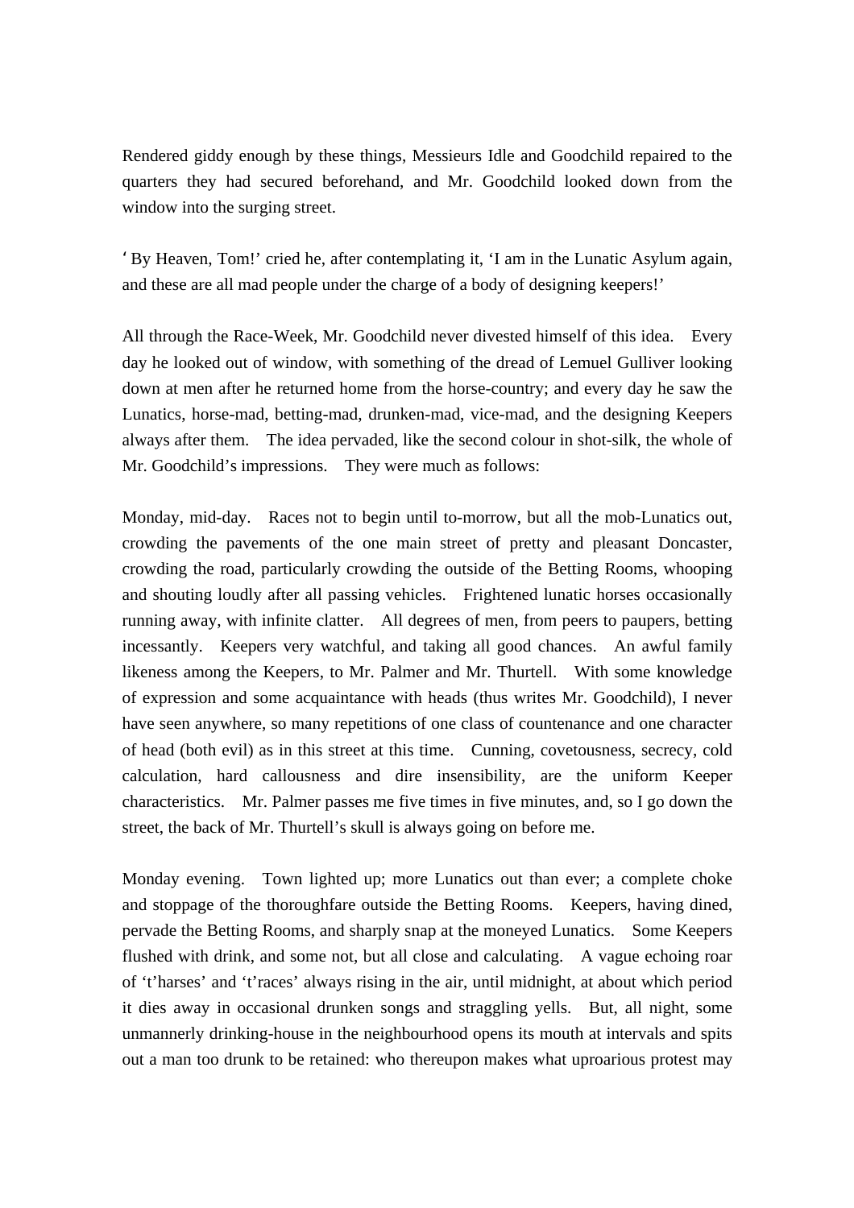Rendered giddy enough by these things, Messieurs Idle and Goodchild repaired to the quarters they had secured beforehand, and Mr. Goodchild looked down from the window into the surging street.

‘By Heaven, Tom!’ cried he, after contemplating it, ‘I am in the Lunatic Asylum again, and these are all mad people under the charge of a body of designing keepers!’

All through the Race-Week, Mr. Goodchild never divested himself of this idea. Every day he looked out of window, with something of the dread of Lemuel Gulliver looking down at men after he returned home from the horse-country; and every day he saw the Lunatics, horse-mad, betting-mad, drunken-mad, vice-mad, and the designing Keepers always after them. The idea pervaded, like the second colour in shot-silk, the whole of Mr. Goodchild’s impressions. They were much as follows:

Monday, mid-day. Races not to begin until to-morrow, but all the mob-Lunatics out, crowding the pavements of the one main street of pretty and pleasant Doncaster, crowding the road, particularly crowding the outside of the Betting Rooms, whooping and shouting loudly after all passing vehicles. Frightened lunatic horses occasionally running away, with infinite clatter. All degrees of men, from peers to paupers, betting incessantly. Keepers very watchful, and taking all good chances. An awful family likeness among the Keepers, to Mr. Palmer and Mr. Thurtell. With some knowledge of expression and some acquaintance with heads (thus writes Mr. Goodchild), I never have seen anywhere, so many repetitions of one class of countenance and one character of head (both evil) as in this street at this time. Cunning, covetousness, secrecy, cold calculation, hard callousness and dire insensibility, are the uniform Keeper characteristics. Mr. Palmer passes me five times in five minutes, and, so I go down the street, the back of Mr. Thurtell’s skull is always going on before me.

Monday evening. Town lighted up; more Lunatics out than ever; a complete choke and stoppage of the thoroughfare outside the Betting Rooms. Keepers, having dined, pervade the Betting Rooms, and sharply snap at the moneyed Lunatics. Some Keepers flushed with drink, and some not, but all close and calculating. A vague echoing roar of ‘t’harses’ and ‘t’races’ always rising in the air, until midnight, at about which period it dies away in occasional drunken songs and straggling yells. But, all night, some unmannerly drinking-house in the neighbourhood opens its mouth at intervals and spits out a man too drunk to be retained: who thereupon makes what uproarious protest may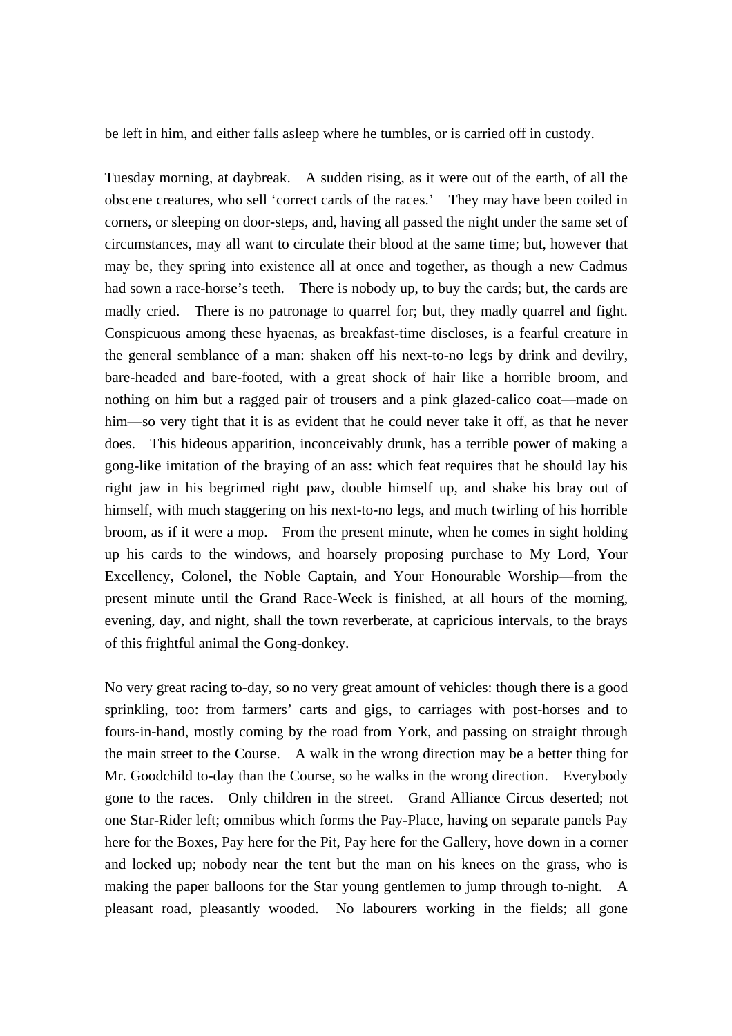be left in him, and either falls asleep where he tumbles, or is carried off in custody.

Tuesday morning, at daybreak. A sudden rising, as it were out of the earth, of all the obscene creatures, who sell 'correct cards of the races.' They may have been coiled in corners, or sleeping on door-steps, and, having all passed the night under the same set of circumstances, may all want to circulate their blood at the same time; but, however that may be, they spring into existence all at once and together, as though a new Cadmus had sown a race-horse's teeth. There is nobody up, to buy the cards; but, the cards are madly cried. There is no patronage to quarrel for; but, they madly quarrel and fight. Conspicuous among these hyaenas, as breakfast-time discloses, is a fearful creature in the general semblance of a man: shaken off his next-to-no legs by drink and devilry, bare-headed and bare-footed, with a great shock of hair like a horrible broom, and nothing on him but a ragged pair of trousers and a pink glazed-calico coat—made on him—so very tight that it is as evident that he could never take it off, as that he never does. This hideous apparition, inconceivably drunk, has a terrible power of making a gong-like imitation of the braying of an ass: which feat requires that he should lay his right jaw in his begrimed right paw, double himself up, and shake his bray out of himself, with much staggering on his next-to-no legs, and much twirling of his horrible broom, as if it were a mop. From the present minute, when he comes in sight holding up his cards to the windows, and hoarsely proposing purchase to My Lord, Your Excellency, Colonel, the Noble Captain, and Your Honourable Worship—from the present minute until the Grand Race-Week is finished, at all hours of the morning, evening, day, and night, shall the town reverberate, at capricious intervals, to the brays of this frightful animal the Gong-donkey.

No very great racing to-day, so no very great amount of vehicles: though there is a good sprinkling, too: from farmers' carts and gigs, to carriages with post-horses and to fours-in-hand, mostly coming by the road from York, and passing on straight through the main street to the Course. A walk in the wrong direction may be a better thing for Mr. Goodchild to-day than the Course, so he walks in the wrong direction. Everybody gone to the races. Only children in the street. Grand Alliance Circus deserted; not one Star-Rider left; omnibus which forms the Pay-Place, having on separate panels Pay here for the Boxes, Pay here for the Pit, Pay here for the Gallery, hove down in a corner and locked up; nobody near the tent but the man on his knees on the grass, who is making the paper balloons for the Star young gentlemen to jump through to-night. A pleasant road, pleasantly wooded. No labourers working in the fields; all gone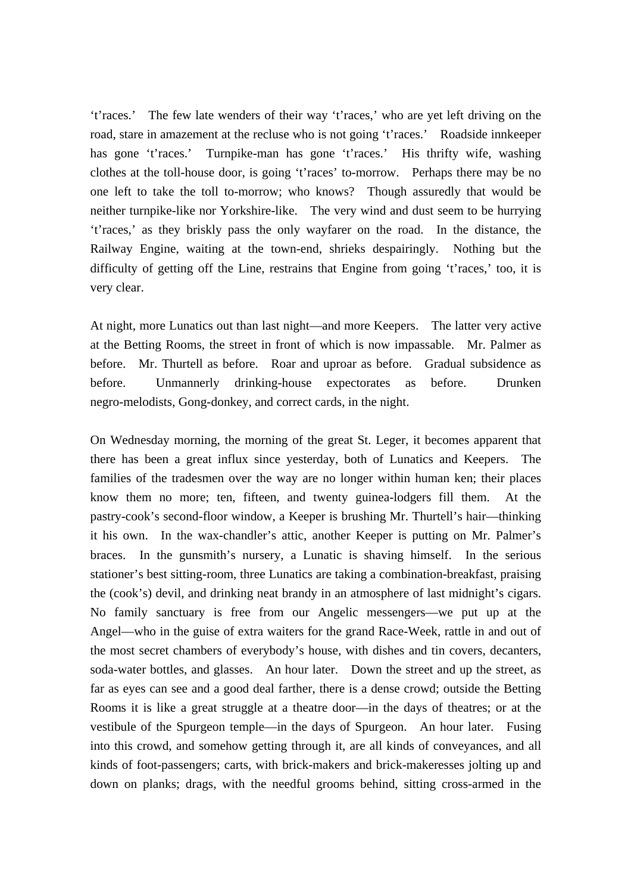't'races.' The few late wenders of their way 't'races,' who are yet left driving on the road, stare in amazement at the recluse who is not going 't'races.' Roadside innkeeper has gone 't'races.' Turnpike-man has gone 't'races.' His thrifty wife, washing clothes at the toll-house door, is going 't'races' to-morrow. Perhaps there may be no one left to take the toll to-morrow; who knows? Though assuredly that would be neither turnpike-like nor Yorkshire-like. The very wind and dust seem to be hurrying 't'races,' as they briskly pass the only wayfarer on the road. In the distance, the Railway Engine, waiting at the town-end, shrieks despairingly. Nothing but the difficulty of getting off the Line, restrains that Engine from going 't'races,' too, it is very clear.

At night, more Lunatics out than last night—and more Keepers. The latter very active at the Betting Rooms, the street in front of which is now impassable. Mr. Palmer as before. Mr. Thurtell as before. Roar and uproar as before. Gradual subsidence as before. Unmannerly drinking-house expectorates as before. Drunken negro-melodists, Gong-donkey, and correct cards, in the night.

On Wednesday morning, the morning of the great St. Leger, it becomes apparent that there has been a great influx since yesterday, both of Lunatics and Keepers. The families of the tradesmen over the way are no longer within human ken; their places know them no more; ten, fifteen, and twenty guinea-lodgers fill them. At the pastry-cook's second-floor window, a Keeper is brushing Mr. Thurtell's hair—thinking it his own. In the wax-chandler's attic, another Keeper is putting on Mr. Palmer's braces. In the gunsmith's nursery, a Lunatic is shaving himself. In the serious stationer's best sitting-room, three Lunatics are taking a combination-breakfast, praising the (cook's) devil, and drinking neat brandy in an atmosphere of last midnight's cigars. No family sanctuary is free from our Angelic messengers—we put up at the Angel—who in the guise of extra waiters for the grand Race-Week, rattle in and out of the most secret chambers of everybody's house, with dishes and tin covers, decanters, soda-water bottles, and glasses. An hour later. Down the street and up the street, as far as eyes can see and a good deal farther, there is a dense crowd; outside the Betting Rooms it is like a great struggle at a theatre door—in the days of theatres; or at the vestibule of the Spurgeon temple—in the days of Spurgeon. An hour later. Fusing into this crowd, and somehow getting through it, are all kinds of conveyances, and all kinds of foot-passengers; carts, with brick-makers and brick-makeresses jolting up and down on planks; drags, with the needful grooms behind, sitting cross-armed in the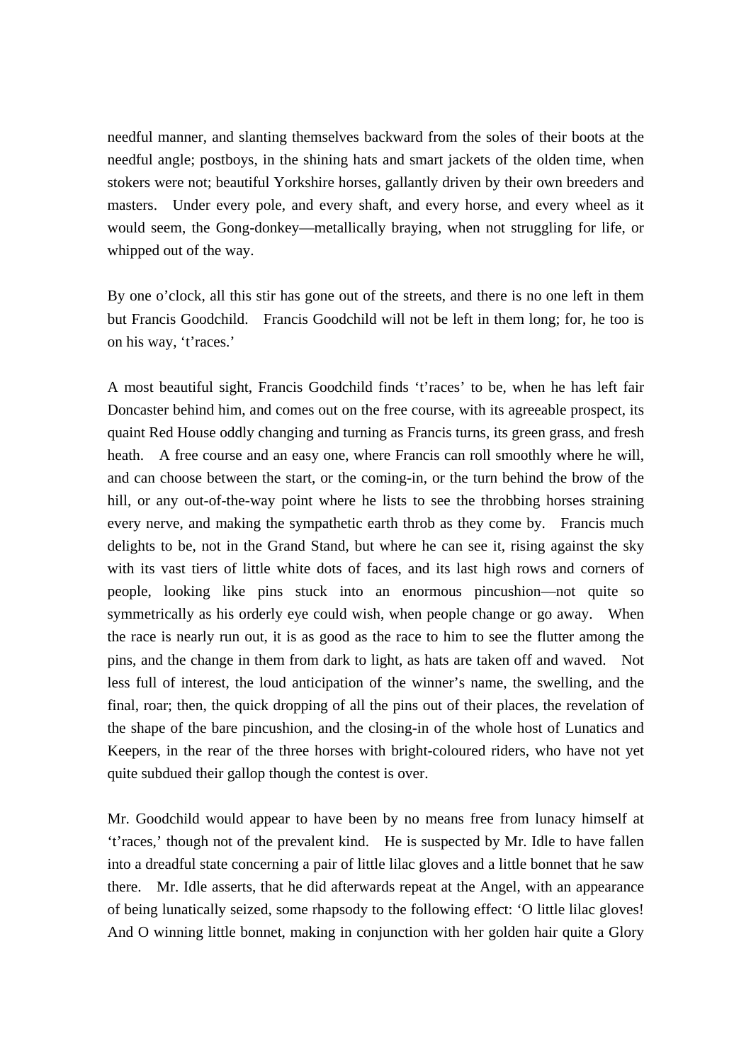needful manner, and slanting themselves backward from the soles of their boots at the needful angle; postboys, in the shining hats and smart jackets of the olden time, when stokers were not; beautiful Yorkshire horses, gallantly driven by their own breeders and masters. Under every pole, and every shaft, and every horse, and every wheel as it would seem, the Gong-donkey—metallically braying, when not struggling for life, or whipped out of the way.

By one o'clock, all this stir has gone out of the streets, and there is no one left in them but Francis Goodchild. Francis Goodchild will not be left in them long; for, he too is on his way, 't'races.'

A most beautiful sight, Francis Goodchild finds 't'races' to be, when he has left fair Doncaster behind him, and comes out on the free course, with its agreeable prospect, its quaint Red House oddly changing and turning as Francis turns, its green grass, and fresh heath. A free course and an easy one, where Francis can roll smoothly where he will, and can choose between the start, or the coming-in, or the turn behind the brow of the hill, or any out-of-the-way point where he lists to see the throbbing horses straining every nerve, and making the sympathetic earth throb as they come by. Francis much delights to be, not in the Grand Stand, but where he can see it, rising against the sky with its vast tiers of little white dots of faces, and its last high rows and corners of people, looking like pins stuck into an enormous pincushion—not quite so symmetrically as his orderly eye could wish, when people change or go away. When the race is nearly run out, it is as good as the race to him to see the flutter among the pins, and the change in them from dark to light, as hats are taken off and waved. Not less full of interest, the loud anticipation of the winner's name, the swelling, and the final, roar; then, the quick dropping of all the pins out of their places, the revelation of the shape of the bare pincushion, and the closing-in of the whole host of Lunatics and Keepers, in the rear of the three horses with bright-coloured riders, who have not yet quite subdued their gallop though the contest is over.

Mr. Goodchild would appear to have been by no means free from lunacy himself at 't'races,' though not of the prevalent kind. He is suspected by Mr. Idle to have fallen into a dreadful state concerning a pair of little lilac gloves and a little bonnet that he saw there. Mr. Idle asserts, that he did afterwards repeat at the Angel, with an appearance of being lunatically seized, some rhapsody to the following effect: 'O little lilac gloves! And O winning little bonnet, making in conjunction with her golden hair quite a Glory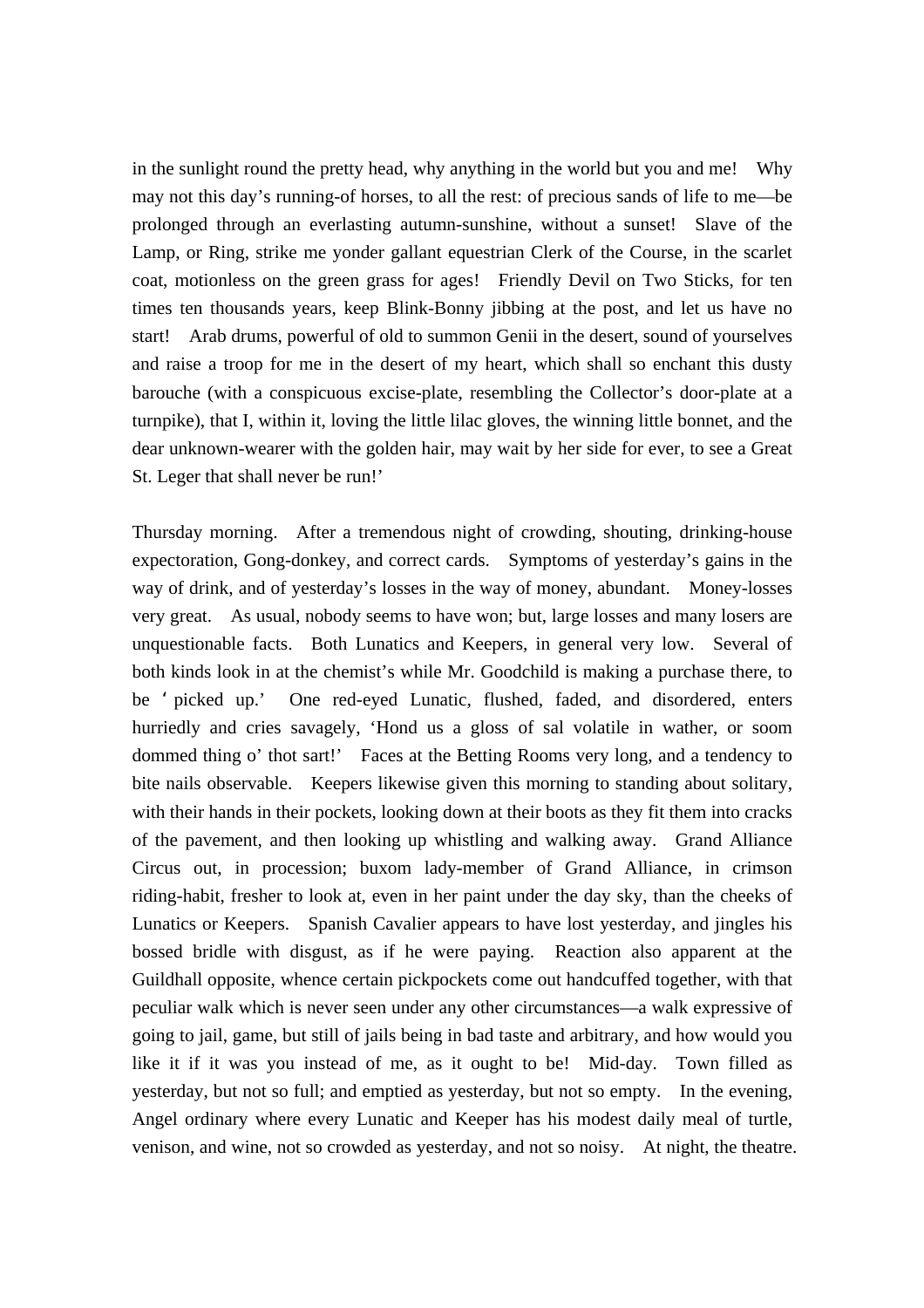in the sunlight round the pretty head, why anything in the world but you and me! Why may not this day's running-of horses, to all the rest: of precious sands of life to me—be prolonged through an everlasting autumn-sunshine, without a sunset! Slave of the Lamp, or Ring, strike me yonder gallant equestrian Clerk of the Course, in the scarlet coat, motionless on the green grass for ages! Friendly Devil on Two Sticks, for ten times ten thousands years, keep Blink-Bonny jibbing at the post, and let us have no start! Arab drums, powerful of old to summon Genii in the desert, sound of yourselves and raise a troop for me in the desert of my heart, which shall so enchant this dusty barouche (with a conspicuous excise-plate, resembling the Collector's door-plate at a turnpike), that I, within it, loving the little lilac gloves, the winning little bonnet, and the dear unknown-wearer with the golden hair, may wait by her side for ever, to see a Great St. Leger that shall never be run!'

Thursday morning. After a tremendous night of crowding, shouting, drinking-house expectoration, Gong-donkey, and correct cards. Symptoms of yesterday's gains in the way of drink, and of yesterday's losses in the way of money, abundant. Money-losses very great. As usual, nobody seems to have won; but, large losses and many losers are unquestionable facts. Both Lunatics and Keepers, in general very low. Several of both kinds look in at the chemist's while Mr. Goodchild is making a purchase there, to be 'picked up.' One red-eyed Lunatic, flushed, faded, and disordered, enters hurriedly and cries savagely, 'Hond us a gloss of sal volatile in wather, or soom dommed thing o' thot sart!' Faces at the Betting Rooms very long, and a tendency to bite nails observable. Keepers likewise given this morning to standing about solitary, with their hands in their pockets, looking down at their boots as they fit them into cracks of the pavement, and then looking up whistling and walking away. Grand Alliance Circus out, in procession; buxom lady-member of Grand Alliance, in crimson riding-habit, fresher to look at, even in her paint under the day sky, than the cheeks of Lunatics or Keepers. Spanish Cavalier appears to have lost yesterday, and jingles his bossed bridle with disgust, as if he were paying. Reaction also apparent at the Guildhall opposite, whence certain pickpockets come out handcuffed together, with that peculiar walk which is never seen under any other circumstances—a walk expressive of going to jail, game, but still of jails being in bad taste and arbitrary, and how would you like it if it was you instead of me, as it ought to be! Mid-day. Town filled as yesterday, but not so full; and emptied as yesterday, but not so empty. In the evening, Angel ordinary where every Lunatic and Keeper has his modest daily meal of turtle, venison, and wine, not so crowded as yesterday, and not so noisy. At night, the theatre.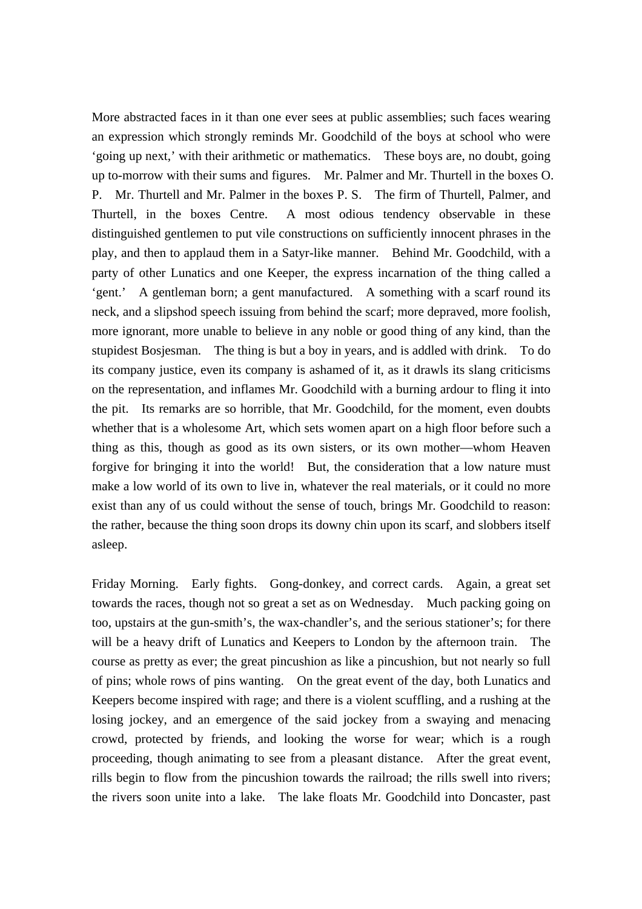More abstracted faces in it than one ever sees at public assemblies; such faces wearing an expression which strongly reminds Mr. Goodchild of the boys at school who were 'going up next,' with their arithmetic or mathematics. These boys are, no doubt, going up to-morrow with their sums and figures. Mr. Palmer and Mr. Thurtell in the boxes O. P. Mr. Thurtell and Mr. Palmer in the boxes P. S. The firm of Thurtell, Palmer, and Thurtell, in the boxes Centre. A most odious tendency observable in these distinguished gentlemen to put vile constructions on sufficiently innocent phrases in the play, and then to applaud them in a Satyr-like manner. Behind Mr. Goodchild, with a party of other Lunatics and one Keeper, the express incarnation of the thing called a 'gent.' A gentleman born; a gent manufactured. A something with a scarf round its neck, and a slipshod speech issuing from behind the scarf; more depraved, more foolish, more ignorant, more unable to believe in any noble or good thing of any kind, than the stupidest Bosjesman. The thing is but a boy in years, and is addled with drink. To do its company justice, even its company is ashamed of it, as it drawls its slang criticisms on the representation, and inflames Mr. Goodchild with a burning ardour to fling it into the pit. Its remarks are so horrible, that Mr. Goodchild, for the moment, even doubts whether that is a wholesome Art, which sets women apart on a high floor before such a thing as this, though as good as its own sisters, or its own mother—whom Heaven forgive for bringing it into the world! But, the consideration that a low nature must make a low world of its own to live in, whatever the real materials, or it could no more exist than any of us could without the sense of touch, brings Mr. Goodchild to reason: the rather, because the thing soon drops its downy chin upon its scarf, and slobbers itself asleep.

Friday Morning. Early fights. Gong-donkey, and correct cards. Again, a great set towards the races, though not so great a set as on Wednesday. Much packing going on too, upstairs at the gun-smith's, the wax-chandler's, and the serious stationer's; for there will be a heavy drift of Lunatics and Keepers to London by the afternoon train. The course as pretty as ever; the great pincushion as like a pincushion, but not nearly so full of pins; whole rows of pins wanting. On the great event of the day, both Lunatics and Keepers become inspired with rage; and there is a violent scuffling, and a rushing at the losing jockey, and an emergence of the said jockey from a swaying and menacing crowd, protected by friends, and looking the worse for wear; which is a rough proceeding, though animating to see from a pleasant distance. After the great event, rills begin to flow from the pincushion towards the railroad; the rills swell into rivers; the rivers soon unite into a lake. The lake floats Mr. Goodchild into Doncaster, past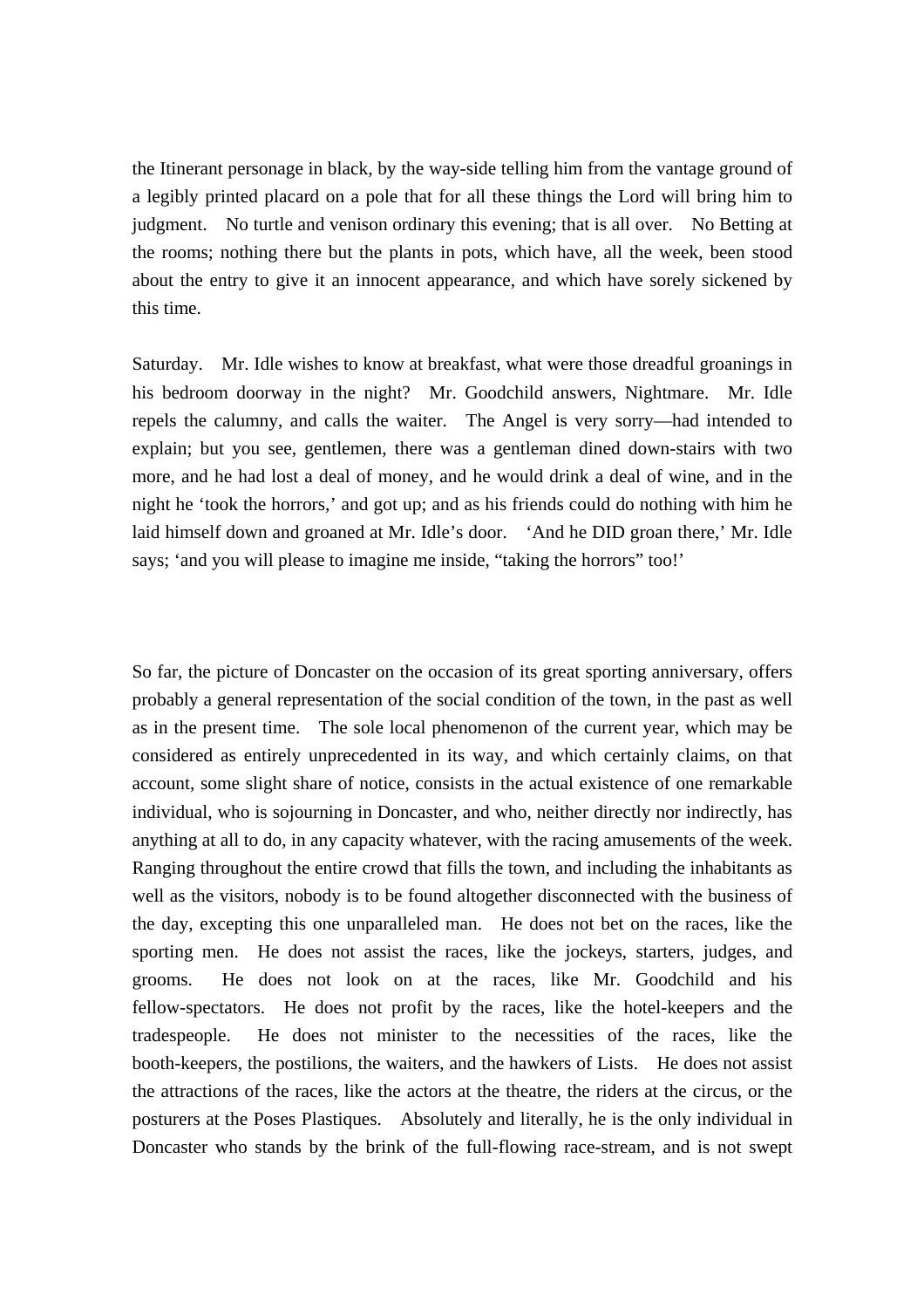the Itinerant personage in black, by the way-side telling him from the vantage ground of a legibly printed placard on a pole that for all these things the Lord will bring him to judgment. No turtle and venison ordinary this evening; that is all over. No Betting at the rooms; nothing there but the plants in pots, which have, all the week, been stood about the entry to give it an innocent appearance, and which have sorely sickened by this time.

Saturday. Mr. Idle wishes to know at breakfast, what were those dreadful groanings in his bedroom doorway in the night? Mr. Goodchild answers, Nightmare. Mr. Idle repels the calumny, and calls the waiter. The Angel is very sorry—had intended to explain; but you see, gentlemen, there was a gentleman dined down-stairs with two more, and he had lost a deal of money, and he would drink a deal of wine, and in the night he 'took the horrors,' and got up; and as his friends could do nothing with him he laid himself down and groaned at Mr. Idle's door. 'And he DID groan there,' Mr. Idle says; 'and you will please to imagine me inside, "taking the horrors" too!'

So far, the picture of Doncaster on the occasion of its great sporting anniversary, offers probably a general representation of the social condition of the town, in the past as well as in the present time. The sole local phenomenon of the current year, which may be considered as entirely unprecedented in its way, and which certainly claims, on that account, some slight share of notice, consists in the actual existence of one remarkable individual, who is sojourning in Doncaster, and who, neither directly nor indirectly, has anything at all to do, in any capacity whatever, with the racing amusements of the week. Ranging throughout the entire crowd that fills the town, and including the inhabitants as well as the visitors, nobody is to be found altogether disconnected with the business of the day, excepting this one unparalleled man. He does not bet on the races, like the sporting men. He does not assist the races, like the jockeys, starters, judges, and grooms. He does not look on at the races, like Mr. Goodchild and his fellow-spectators. He does not profit by the races, like the hotel-keepers and the tradespeople. He does not minister to the necessities of the races, like the booth-keepers, the postilions, the waiters, and the hawkers of Lists. He does not assist the attractions of the races, like the actors at the theatre, the riders at the circus, or the posturers at the Poses Plastiques. Absolutely and literally, he is the only individual in Doncaster who stands by the brink of the full-flowing race-stream, and is not swept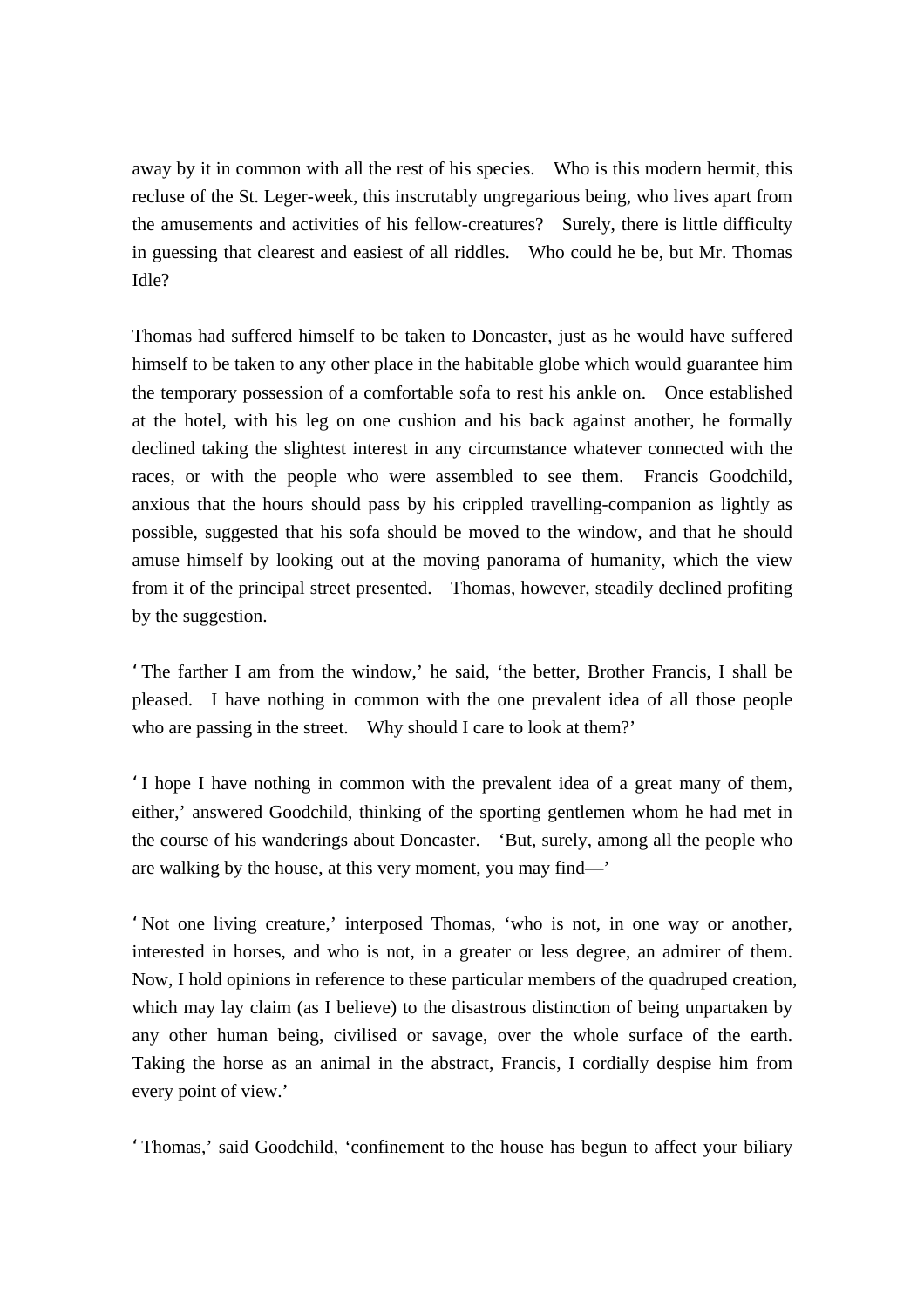away by it in common with all the rest of his species. Who is this modern hermit, this recluse of the St. Leger-week, this inscrutably ungregarious being, who lives apart from the amusements and activities of his fellow-creatures? Surely, there is little difficulty in guessing that clearest and easiest of all riddles. Who could he be, but Mr. Thomas Idle?

Thomas had suffered himself to be taken to Doncaster, just as he would have suffered himself to be taken to any other place in the habitable globe which would guarantee him the temporary possession of a comfortable sofa to rest his ankle on. Once established at the hotel, with his leg on one cushion and his back against another, he formally declined taking the slightest interest in any circumstance whatever connected with the races, or with the people who were assembled to see them. Francis Goodchild, anxious that the hours should pass by his crippled travelling-companion as lightly as possible, suggested that his sofa should be moved to the window, and that he should amuse himself by looking out at the moving panorama of humanity, which the view from it of the principal street presented. Thomas, however, steadily declined profiting by the suggestion.

'The farther I am from the window,' he said, 'the better, Brother Francis, I shall be pleased. I have nothing in common with the one prevalent idea of all those people who are passing in the street. Why should I care to look at them?'

'I hope I have nothing in common with the prevalent idea of a great many of them, either,' answered Goodchild, thinking of the sporting gentlemen whom he had met in the course of his wanderings about Doncaster. 'But, surely, among all the people who are walking by the house, at this very moment, you may find—'

'Not one living creature,' interposed Thomas, 'who is not, in one way or another, interested in horses, and who is not, in a greater or less degree, an admirer of them. Now, I hold opinions in reference to these particular members of the quadruped creation, which may lay claim (as I believe) to the disastrous distinction of being unpartaken by any other human being, civilised or savage, over the whole surface of the earth. Taking the horse as an animal in the abstract, Francis, I cordially despise him from every point of view.'

'Thomas,' said Goodchild, 'confinement to the house has begun to affect your biliary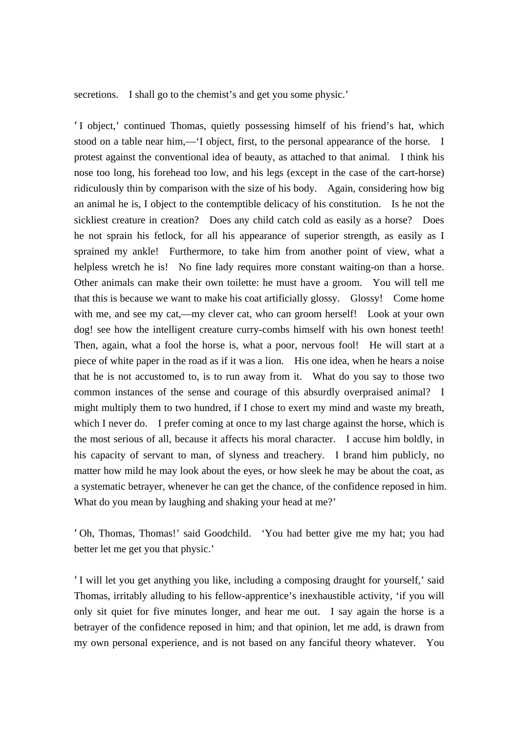secretions. I shall go to the chemist's and get you some physic.'

'I object,' continued Thomas, quietly possessing himself of his friend's hat, which stood on a table near him,—'I object, first, to the personal appearance of the horse. I protest against the conventional idea of beauty, as attached to that animal. I think his nose too long, his forehead too low, and his legs (except in the case of the cart-horse) ridiculously thin by comparison with the size of his body. Again, considering how big an animal he is, I object to the contemptible delicacy of his constitution. Is he not the sickliest creature in creation? Does any child catch cold as easily as a horse? Does he not sprain his fetlock, for all his appearance of superior strength, as easily as I sprained my ankle! Furthermore, to take him from another point of view, what a helpless wretch he is! No fine lady requires more constant waiting-on than a horse. Other animals can make their own toilette: he must have a groom. You will tell me that this is because we want to make his coat artificially glossy. Glossy! Come home with me, and see my cat,—my clever cat, who can groom herself! Look at your own dog! see how the intelligent creature curry-combs himself with his own honest teeth! Then, again, what a fool the horse is, what a poor, nervous fool! He will start at a piece of white paper in the road as if it was a lion. His one idea, when he hears a noise that he is not accustomed to, is to run away from it. What do you say to those two common instances of the sense and courage of this absurdly overpraised animal? I might multiply them to two hundred, if I chose to exert my mind and waste my breath, which I never do. I prefer coming at once to my last charge against the horse, which is the most serious of all, because it affects his moral character. I accuse him boldly, in his capacity of servant to man, of slyness and treachery. I brand him publicly, no matter how mild he may look about the eyes, or how sleek he may be about the coat, as a systematic betrayer, whenever he can get the chance, of the confidence reposed in him. What do you mean by laughing and shaking your head at me?'

'Oh, Thomas, Thomas!' said Goodchild. 'You had better give me my hat; you had better let me get you that physic.'

'I will let you get anything you like, including a composing draught for yourself,' said Thomas, irritably alluding to his fellow-apprentice's inexhaustible activity, 'if you will only sit quiet for five minutes longer, and hear me out. I say again the horse is a betrayer of the confidence reposed in him; and that opinion, let me add, is drawn from my own personal experience, and is not based on any fanciful theory whatever. You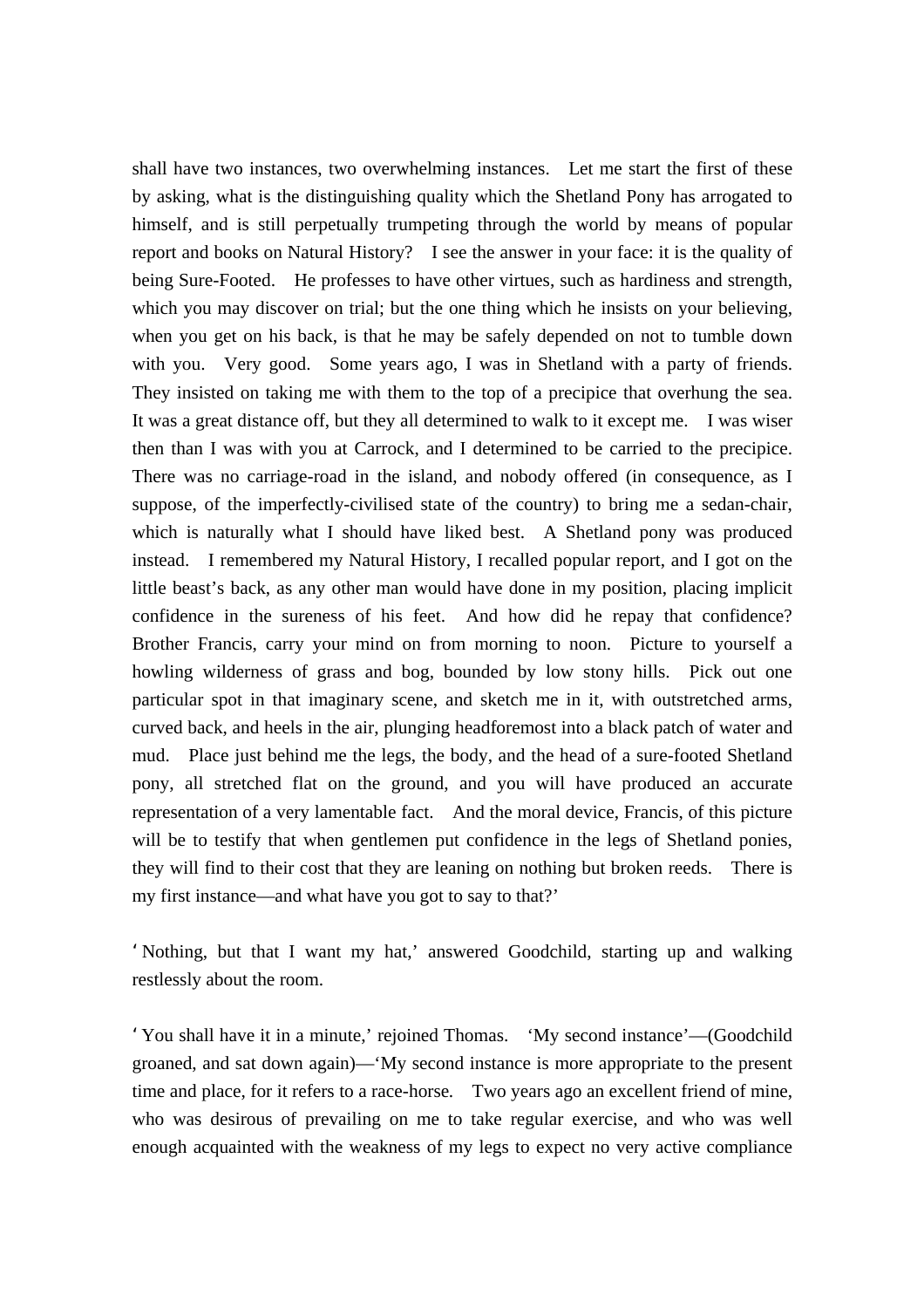shall have two instances, two overwhelming instances. Let me start the first of these by asking, what is the distinguishing quality which the Shetland Pony has arrogated to himself, and is still perpetually trumpeting through the world by means of popular report and books on Natural History? I see the answer in your face: it is the quality of being Sure-Footed. He professes to have other virtues, such as hardiness and strength, which you may discover on trial; but the one thing which he insists on your believing, when you get on his back, is that he may be safely depended on not to tumble down with you. Very good. Some years ago, I was in Shetland with a party of friends. They insisted on taking me with them to the top of a precipice that overhung the sea. It was a great distance off, but they all determined to walk to it except me. I was wiser then than I was with you at Carrock, and I determined to be carried to the precipice. There was no carriage-road in the island, and nobody offered (in consequence, as I suppose, of the imperfectly-civilised state of the country) to bring me a sedan-chair, which is naturally what I should have liked best. A Shetland pony was produced instead. I remembered my Natural History, I recalled popular report, and I got on the little beast's back, as any other man would have done in my position, placing implicit confidence in the sureness of his feet. And how did he repay that confidence? Brother Francis, carry your mind on from morning to noon. Picture to yourself a howling wilderness of grass and bog, bounded by low stony hills. Pick out one particular spot in that imaginary scene, and sketch me in it, with outstretched arms, curved back, and heels in the air, plunging headforemost into a black patch of water and mud. Place just behind me the legs, the body, and the head of a sure-footed Shetland pony, all stretched flat on the ground, and you will have produced an accurate representation of a very lamentable fact. And the moral device, Francis, of this picture will be to testify that when gentlemen put confidence in the legs of Shetland ponies, they will find to their cost that they are leaning on nothing but broken reeds. There is my first instance—and what have you got to say to that?'

'Nothing, but that I want my hat,' answered Goodchild, starting up and walking restlessly about the room.

'You shall have it in a minute,' rejoined Thomas. 'My second instance'—(Goodchild groaned, and sat down again)—'My second instance is more appropriate to the present time and place, for it refers to a race-horse. Two years ago an excellent friend of mine, who was desirous of prevailing on me to take regular exercise, and who was well enough acquainted with the weakness of my legs to expect no very active compliance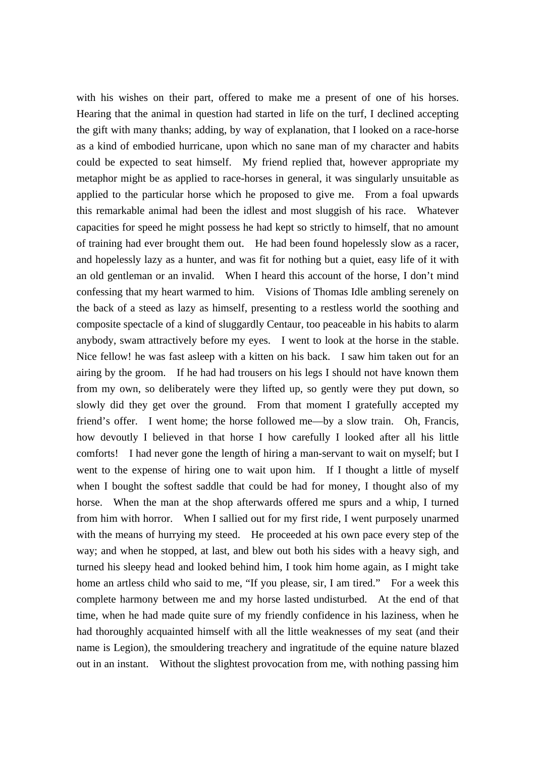with his wishes on their part, offered to make me a present of one of his horses. Hearing that the animal in question had started in life on the turf, I declined accepting the gift with many thanks; adding, by way of explanation, that I looked on a race-horse as a kind of embodied hurricane, upon which no sane man of my character and habits could be expected to seat himself. My friend replied that, however appropriate my metaphor might be as applied to race-horses in general, it was singularly unsuitable as applied to the particular horse which he proposed to give me. From a foal upwards this remarkable animal had been the idlest and most sluggish of his race. Whatever capacities for speed he might possess he had kept so strictly to himself, that no amount of training had ever brought them out. He had been found hopelessly slow as a racer, and hopelessly lazy as a hunter, and was fit for nothing but a quiet, easy life of it with an old gentleman or an invalid. When I heard this account of the horse, I don't mind confessing that my heart warmed to him. Visions of Thomas Idle ambling serenely on the back of a steed as lazy as himself, presenting to a restless world the soothing and composite spectacle of a kind of sluggardly Centaur, too peaceable in his habits to alarm anybody, swam attractively before my eyes. I went to look at the horse in the stable. Nice fellow! he was fast asleep with a kitten on his back. I saw him taken out for an airing by the groom. If he had had trousers on his legs I should not have known them from my own, so deliberately were they lifted up, so gently were they put down, so slowly did they get over the ground. From that moment I gratefully accepted my friend's offer. I went home; the horse followed me—by a slow train. Oh, Francis, how devoutly I believed in that horse I how carefully I looked after all his little comforts! I had never gone the length of hiring a man-servant to wait on myself; but I went to the expense of hiring one to wait upon him. If I thought a little of myself when I bought the softest saddle that could be had for money, I thought also of my horse. When the man at the shop afterwards offered me spurs and a whip, I turned from him with horror. When I sallied out for my first ride, I went purposely unarmed with the means of hurrying my steed. He proceeded at his own pace every step of the way; and when he stopped, at last, and blew out both his sides with a heavy sigh, and turned his sleepy head and looked behind him, I took him home again, as I might take home an artless child who said to me, "If you please, sir, I am tired." For a week this complete harmony between me and my horse lasted undisturbed. At the end of that time, when he had made quite sure of my friendly confidence in his laziness, when he had thoroughly acquainted himself with all the little weaknesses of my seat (and their name is Legion), the smouldering treachery and ingratitude of the equine nature blazed out in an instant. Without the slightest provocation from me, with nothing passing him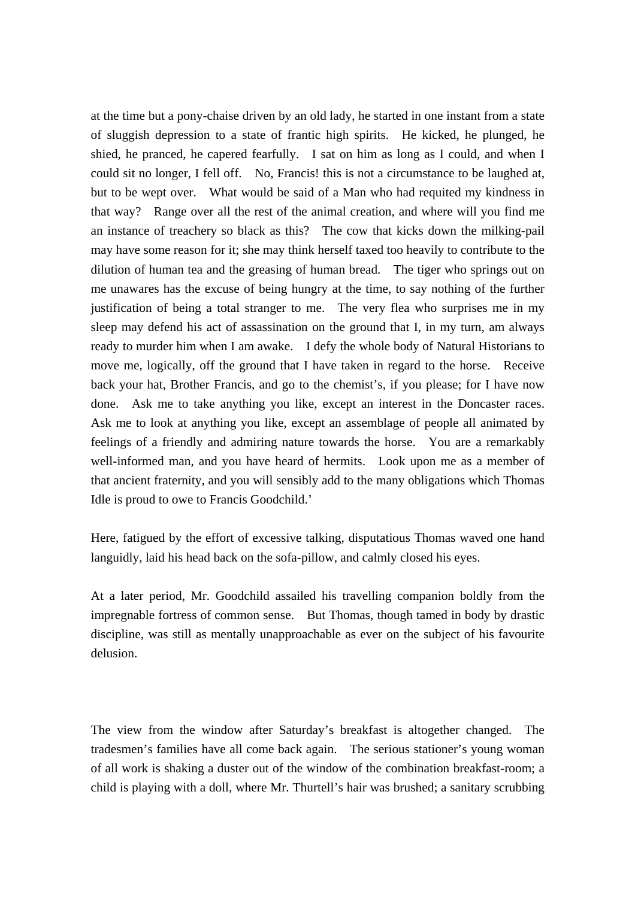at the time but a pony-chaise driven by an old lady, he started in one instant from a state of sluggish depression to a state of frantic high spirits. He kicked, he plunged, he shied, he pranced, he capered fearfully. I sat on him as long as I could, and when I could sit no longer, I fell off. No, Francis! this is not a circumstance to be laughed at, but to be wept over. What would be said of a Man who had requited my kindness in that way? Range over all the rest of the animal creation, and where will you find me an instance of treachery so black as this? The cow that kicks down the milking-pail may have some reason for it; she may think herself taxed too heavily to contribute to the dilution of human tea and the greasing of human bread. The tiger who springs out on me unawares has the excuse of being hungry at the time, to say nothing of the further justification of being a total stranger to me. The very flea who surprises me in my sleep may defend his act of assassination on the ground that I, in my turn, am always ready to murder him when I am awake. I defy the whole body of Natural Historians to move me, logically, off the ground that I have taken in regard to the horse. Receive back your hat, Brother Francis, and go to the chemist's, if you please; for I have now done. Ask me to take anything you like, except an interest in the Doncaster races. Ask me to look at anything you like, except an assemblage of people all animated by feelings of a friendly and admiring nature towards the horse. You are a remarkably well-informed man, and you have heard of hermits. Look upon me as a member of that ancient fraternity, and you will sensibly add to the many obligations which Thomas Idle is proud to owe to Francis Goodchild.'

Here, fatigued by the effort of excessive talking, disputatious Thomas waved one hand languidly, laid his head back on the sofa-pillow, and calmly closed his eyes.

At a later period, Mr. Goodchild assailed his travelling companion boldly from the impregnable fortress of common sense. But Thomas, though tamed in body by drastic discipline, was still as mentally unapproachable as ever on the subject of his favourite delusion.

The view from the window after Saturday's breakfast is altogether changed. The tradesmen's families have all come back again. The serious stationer's young woman of all work is shaking a duster out of the window of the combination breakfast-room; a child is playing with a doll, where Mr. Thurtell's hair was brushed; a sanitary scrubbing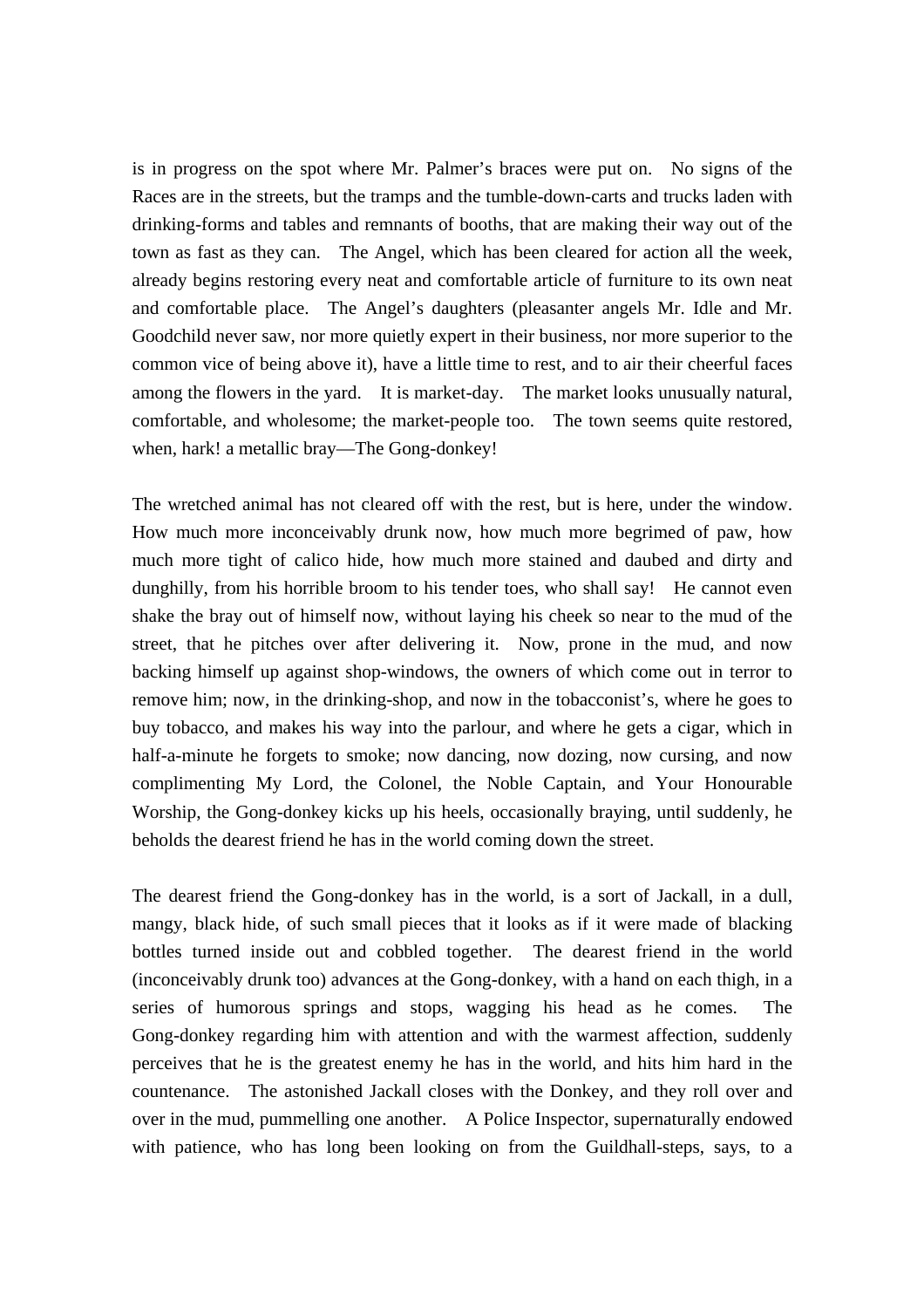is in progress on the spot where Mr. Palmer's braces were put on. No signs of the Races are in the streets, but the tramps and the tumble-down-carts and trucks laden with drinking-forms and tables and remnants of booths, that are making their way out of the town as fast as they can. The Angel, which has been cleared for action all the week, already begins restoring every neat and comfortable article of furniture to its own neat and comfortable place. The Angel's daughters (pleasanter angels Mr. Idle and Mr. Goodchild never saw, nor more quietly expert in their business, nor more superior to the common vice of being above it), have a little time to rest, and to air their cheerful faces among the flowers in the yard. It is market-day. The market looks unusually natural, comfortable, and wholesome; the market-people too. The town seems quite restored, when, hark! a metallic bray—The Gong-donkey!

The wretched animal has not cleared off with the rest, but is here, under the window. How much more inconceivably drunk now, how much more begrimed of paw, how much more tight of calico hide, how much more stained and daubed and dirty and dunghilly, from his horrible broom to his tender toes, who shall say! He cannot even shake the bray out of himself now, without laying his cheek so near to the mud of the street, that he pitches over after delivering it. Now, prone in the mud, and now backing himself up against shop-windows, the owners of which come out in terror to remove him; now, in the drinking-shop, and now in the tobacconist's, where he goes to buy tobacco, and makes his way into the parlour, and where he gets a cigar, which in half-a-minute he forgets to smoke; now dancing, now dozing, now cursing, and now complimenting My Lord, the Colonel, the Noble Captain, and Your Honourable Worship, the Gong-donkey kicks up his heels, occasionally braying, until suddenly, he beholds the dearest friend he has in the world coming down the street.

The dearest friend the Gong-donkey has in the world, is a sort of Jackall, in a dull, mangy, black hide, of such small pieces that it looks as if it were made of blacking bottles turned inside out and cobbled together. The dearest friend in the world (inconceivably drunk too) advances at the Gong-donkey, with a hand on each thigh, in a series of humorous springs and stops, wagging his head as he comes. The Gong-donkey regarding him with attention and with the warmest affection, suddenly perceives that he is the greatest enemy he has in the world, and hits him hard in the countenance. The astonished Jackall closes with the Donkey, and they roll over and over in the mud, pummelling one another. A Police Inspector, supernaturally endowed with patience, who has long been looking on from the Guildhall-steps, says, to a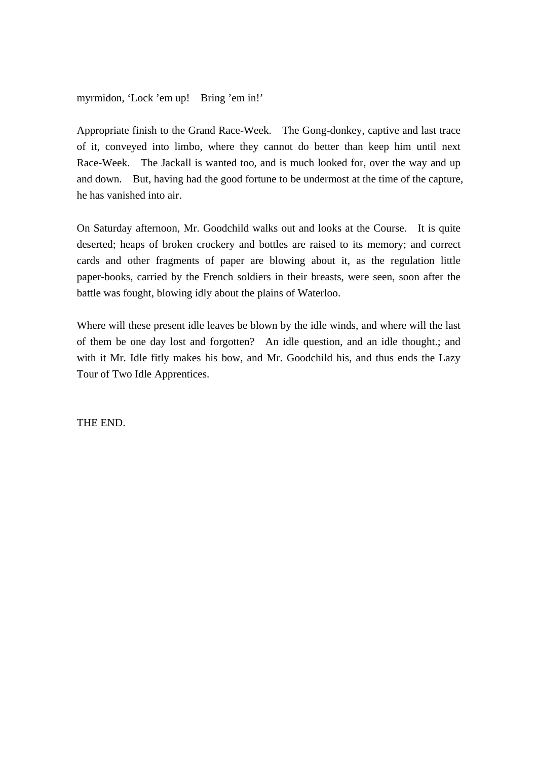myrmidon, ‘Lock ’em up!   Bring ’em in!’

Appropriate finish to the Grand Race-Week.   The Gong-donkey, captive and last trace of it, conveyed into limbo, where they cannot do better than keep him until next Race-Week.   The Jackall is wanted too, and is much looked for, over the way and up and down.   But, having had the good fortune to be undermost at the time of the capture, he has vanished into air.

On Saturday afternoon, Mr. Goodchild walks out and looks at the Course.   It is quite deserted; heaps of broken crockery and bottles are raised to its memory; and correct cards and other fragments of paper are blowing about it, as the regulation little paper-books, carried by the French soldiers in their breasts, were seen, soon after the battle was fought, blowing idly about the plains of Waterloo.

Where will these present idle leaves be blown by the idle winds, and where will the last of them be one day lost and forgotten?   An idle question, and an idle thought.; and with it Mr. Idle fitly makes his bow, and Mr. Goodchild his, and thus ends the Lazy Tour of Two Idle Apprentices.

THE END.